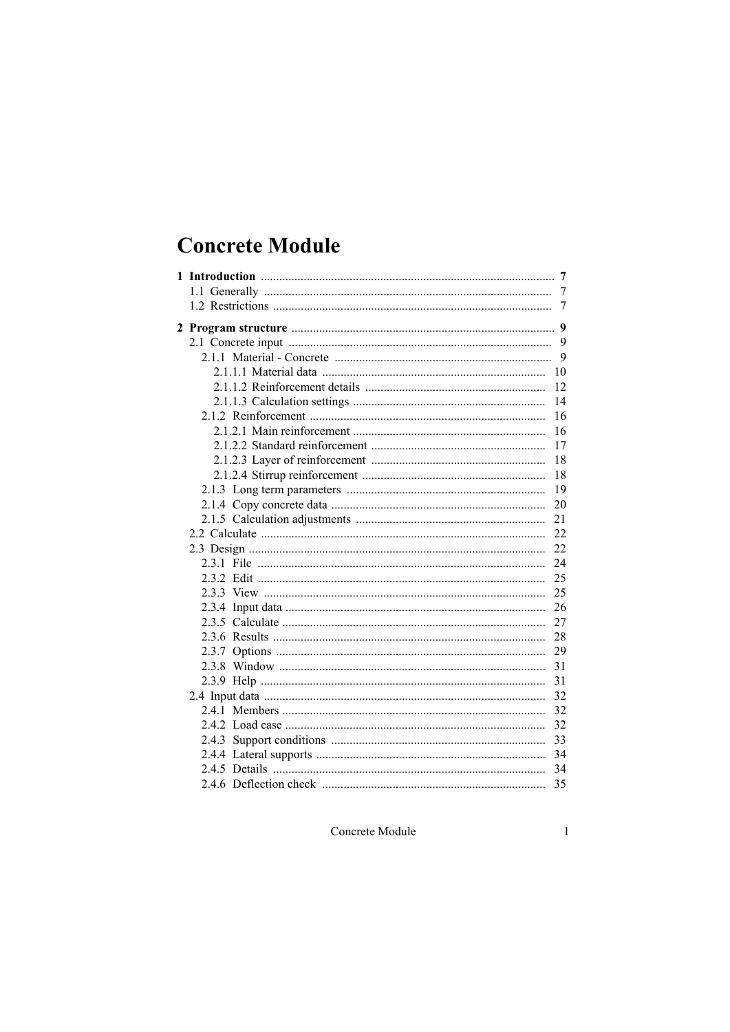# Concrete Module

**1 Introduction** ........ **7**

- 1.1 Generally ........ 7
- 1.2 Restrictions ........ 7

**2 Program structure** ........ **9**

- 2.1 Concrete input ........ 9
  - 2.1.1 Material - Concrete ........ 9
    - 2.1.1.1 Material data ........ 10
    - 2.1.1.2 Reinforcement details ........ 12
    - 2.1.1.3 Calculation settings ........ 14
  - 2.1.2 Reinforcement ........ 16
    - 2.1.2.1 Main reinforcement ........ 16
    - 2.1.2.2 Standard reinforcement ........ 17
    - 2.1.2.3 Layer of reinforcement ........ 18
    - 2.1.2.4 Stirrup reinforcement ........ 18
  - 2.1.3 Long term parameters ........ 19
  - 2.1.4 Copy concrete data ........ 20
  - 2.1.5 Calculation adjustments ........ 21
- 2.2 Calculate ........ 22
- 2.3 Design ........ 22
  - 2.3.1 File ........ 24
  - 2.3.2 Edit ........ 25
  - 2.3.3 View ........ 25
  - 2.3.4 Input data ........ 26
  - 2.3.5 Calculate ........ 27
  - 2.3.6 Results ........ 28
  - 2.3.7 Options ........ 29
  - 2.3.8 Window ........ 31
  - 2.3.9 Help ........ 31
- 2.4 Input data ........ 32
  - 2.4.1 Members ........ 32
  - 2.4.2 Load case ........ 32
  - 2.4.3 Support conditions ........ 33
  - 2.4.4 Lateral supports ........ 34
  - 2.4.5 Details ........ 34
  - 2.4.6 Deflection check ........ 35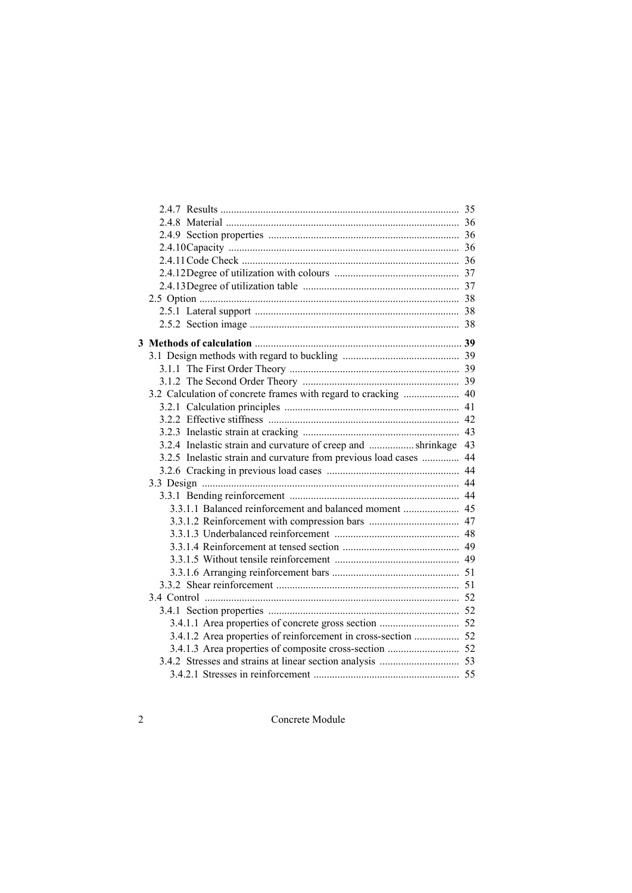2.4.7 Results ..... 35
2.4.8 Material ..... 36
2.4.9 Section properties ..... 36
2.4.10 Capacity ..... 36
2.4.11 Code Check ..... 36
2.4.12 Degree of utilization with colours ..... 37
2.4.13 Degree of utilization table ..... 37
2.5 Option ..... 38
2.5.1 Lateral support ..... 38
2.5.2 Section image ..... 38

**3 Methods of calculation ..... 39**
3.1 Design methods with regard to buckling ..... 39
3.1.1 The First Order Theory ..... 39
3.1.2 The Second Order Theory ..... 39
3.2 Calculation of concrete frames with regard to cracking ..... 40
3.2.1 Calculation principles ..... 41
3.2.2 Effective stiffness ..... 42
3.2.3 Inelastic strain at cracking ..... 43
3.2.4 Inelastic strain and curvature of creep and ..... shrinkage 43
3.2.5 Inelastic strain and curvature from previous load cases ..... 44
3.2.6 Cracking in previous load cases ..... 44
3.3 Design ..... 44
3.3.1 Bending reinforcement ..... 44
3.3.1.1 Balanced reinforcement and balanced moment ..... 45
3.3.1.2 Reinforcement with compression bars ..... 47
3.3.1.3 Underbalanced reinforcement ..... 48
3.3.1.4 Reinforcement at tensed section ..... 49
3.3.1.5 Without tensile reinforcement ..... 49
3.3.1.6 Arranging reinforcement bars ..... 51
3.3.2 Shear reinforcement ..... 51
3.4 Control ..... 52
3.4.1 Section properties ..... 52
3.4.1.1 Area properties of concrete gross section ..... 52
3.4.1.2 Area properties of reinforcement in cross-section ..... 52
3.4.1.3 Area properties of composite cross-section ..... 52
3.4.2 Stresses and strains at linear section analysis ..... 53
3.4.2.1 Stresses in reinforcement ..... 55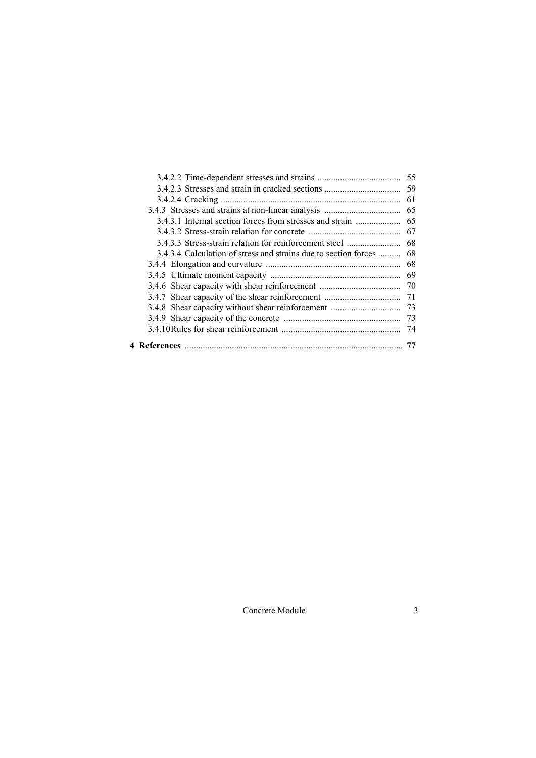3.4.2.2 Time-dependent stresses and strains ..................................... 55
3.4.2.3 Stresses and strain in cracked sections .................................. 59
3.4.2.4 Cracking ............................................................................... 61
3.4.3 Stresses and strains at non-linear analysis .................................. 65
3.4.3.1 Internal section forces from stresses and strain .................... 65
3.4.3.2 Stress-strain relation for concrete ......................................... 67
3.4.3.3 Stress-strain relation for reinforcement steel ........................ 68
3.4.3.4 Calculation of stress and strains due to section forces .......... 68
3.4.4 Elongation and curvature ............................................................ 68
3.4.5 Ultimate moment capacity .......................................................... 69
3.4.6 Shear capacity with shear reinforcement .................................... 70
3.4.7 Shear capacity of the shear reinforcement .................................. 71
3.4.8 Shear capacity without shear reinforcement ............................... 73
3.4.9 Shear capacity of the concrete .................................................... 73
3.4.10 Rules for shear reinforcement ..................................................... 74

**4 References** ................................................................................................ **77**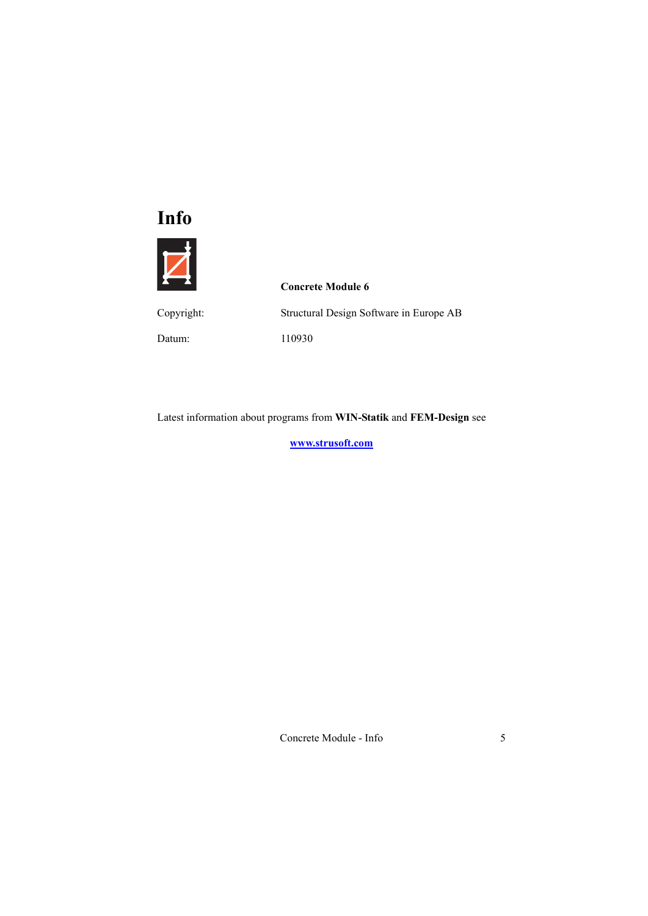# Info

**Concrete Module 6**

Copyright: Structural Design Software in Europe AB

Datum: 110930

Latest information about programs from **WIN-Statik** and **FEM-Design** see

**www.strusoft.com**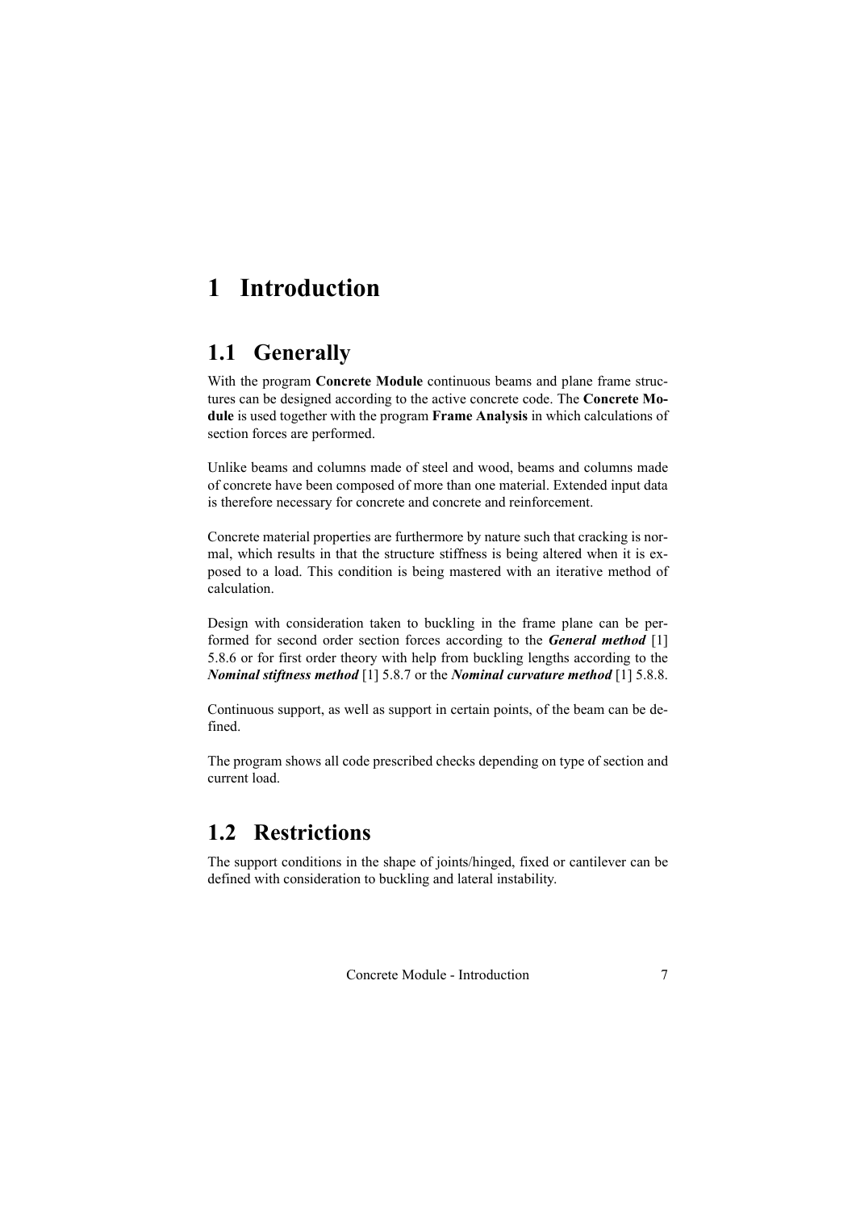# 1 Introduction

## 1.1 Generally

With the program **Concrete Module** continuous beams and plane frame structures can be designed according to the active concrete code. The **Concrete Module** is used together with the program **Frame Analysis** in which calculations of section forces are performed.

Unlike beams and columns made of steel and wood, beams and columns made of concrete have been composed of more than one material. Extended input data is therefore necessary for concrete and concrete and reinforcement.

Concrete material properties are furthermore by nature such that cracking is normal, which results in that the structure stiffness is being altered when it is exposed to a load. This condition is being mastered with an iterative method of calculation.

Design with consideration taken to buckling in the frame plane can be performed for second order section forces according to the ***General method*** [1] 5.8.6 or for first order theory with help from buckling lengths according to the ***Nominal stiftness method*** [1] 5.8.7 or the ***Nominal curvature method*** [1] 5.8.8.

Continuous support, as well as support in certain points, of the beam can be defined.

The program shows all code prescribed checks depending on type of section and current load.

## 1.2 Restrictions

The support conditions in the shape of joints/hinged, fixed or cantilever can be defined with consideration to buckling and lateral instability.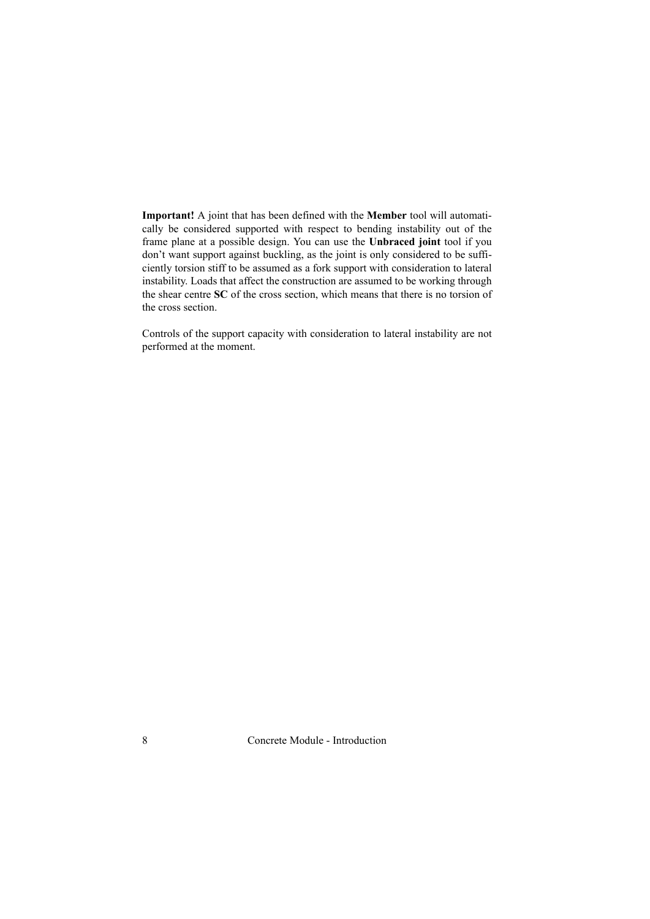**Important!** A joint that has been defined with the **Member** tool will automatically be considered supported with respect to bending instability out of the frame plane at a possible design. You can use the **Unbraced joint** tool if you don't want support against buckling, as the joint is only considered to be sufficiently torsion stiff to be assumed as a fork support with consideration to lateral instability. Loads that affect the construction are assumed to be working through the shear centre **SC** of the cross section, which means that there is no torsion of the cross section.

Controls of the support capacity with consideration to lateral instability are not performed at the moment.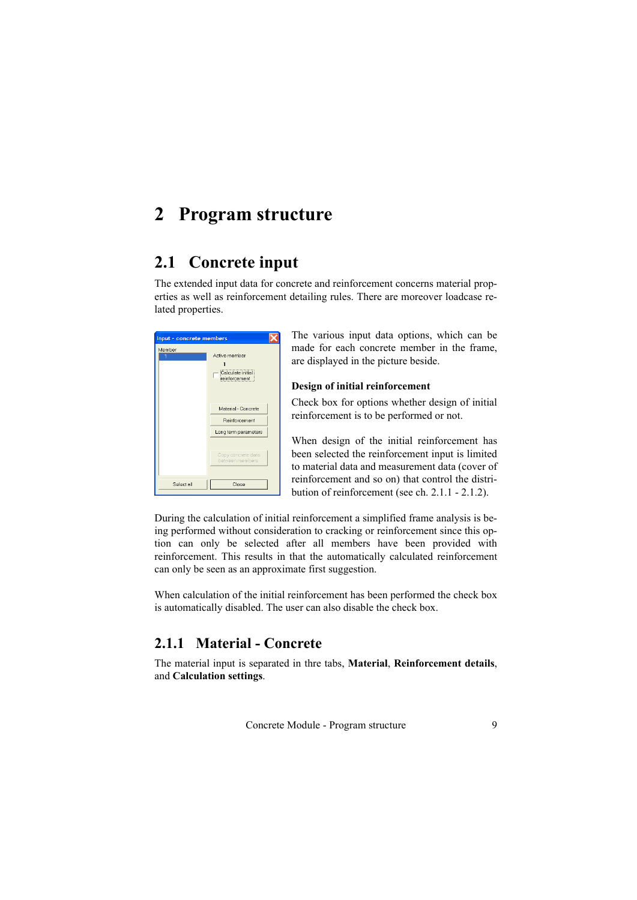# 2 Program structure

## 2.1 Concrete input

The extended input data for concrete and reinforcement concerns material properties as well as reinforcement detailing rules. There are moreover loadcase related properties.

The various input data options, which can be made for each concrete member in the frame, are displayed in the picture beside.

**Design of initial reinforcement**

Check box for options whether design of initial reinforcement is to be performed or not.

When design of the initial reinforcement has been selected the reinforcement input is limited to material data and measurement data (cover of reinforcement and so on) that control the distribution of reinforcement (see ch. 2.1.1 - 2.1.2).

During the calculation of initial reinforcement a simplified frame analysis is being performed without consideration to cracking or reinforcement since this option can only be selected after all members have been provided with reinforcement. This results in that the automatically calculated reinforcement can only be seen as an approximate first suggestion.

When calculation of the initial reinforcement has been performed the check box is automatically disabled. The user can also disable the check box.

### 2.1.1 Material - Concrete

The material input is separated in thre tabs, **Material**, **Reinforcement details**, and **Calculation settings**.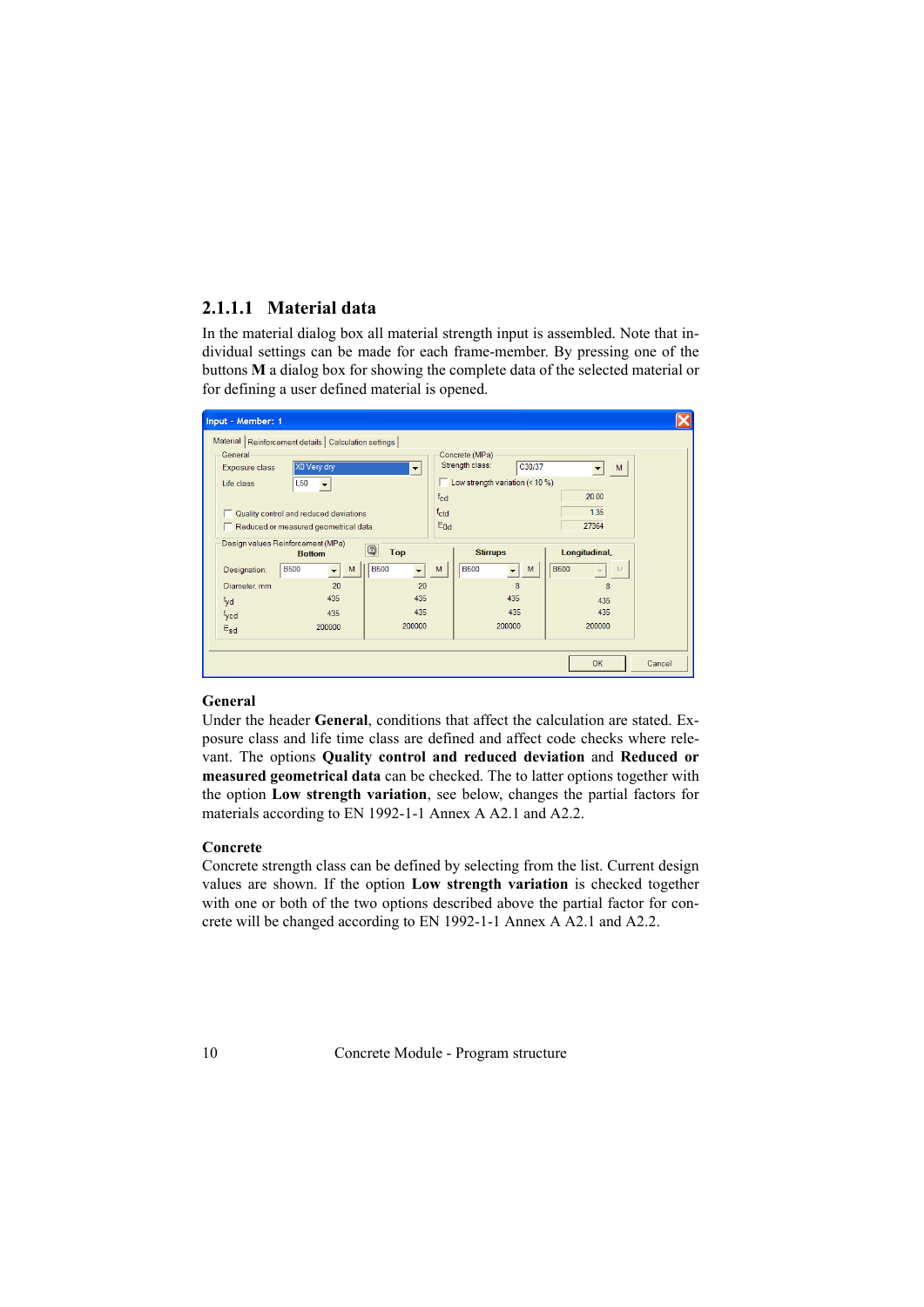### 2.1.1.1 Material data

In the material dialog box all material strength input is assembled. Note that individual settings can be made for each frame-member. By pressing one of the buttons **M** a dialog box for showing the complete data of the selected material or for defining a user defined material is opened.

**General**

Under the header **General**, conditions that affect the calculation are stated. Exposure class and life time class are defined and affect code checks where relevant. The options **Quality control and reduced deviation** and **Reduced or measured geometrical data** can be checked. The to latter options together with the option **Low strength variation**, see below, changes the partial factors for materials according to EN 1992-1-1 Annex A A2.1 and A2.2.

**Concrete**

Concrete strength class can be defined by selecting from the list. Current design values are shown. If the option **Low strength variation** is checked together with one or both of the two options described above the partial factor for concrete will be changed according to EN 1992-1-1 Annex A A2.1 and A2.2.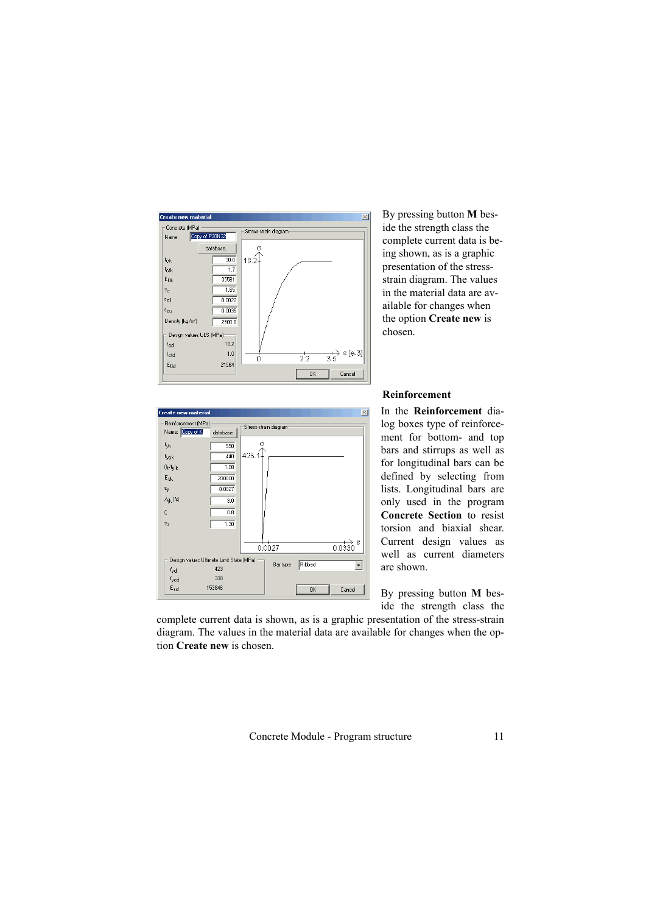By pressing button **M** beside the strength class the complete current data is being shown, as is a graphic presentation of the stress-strain diagram. The values in the material data are available for changes when the option **Create new** is chosen.

### Reinforcement

In the **Reinforcement** dialog boxes type of reinforcement for bottom- and top bars and stirrups as well as for longitudinal bars can be defined by selecting from lists. Longitudinal bars are only used in the program **Concrete Section** to resist torsion and biaxial shear. Current design values as well as current diameters are shown.

By pressing button **M** beside the strength class the complete current data is shown, as is a graphic presentation of the stress-strain diagram. The values in the material data are available for changes when the option **Create new** is chosen.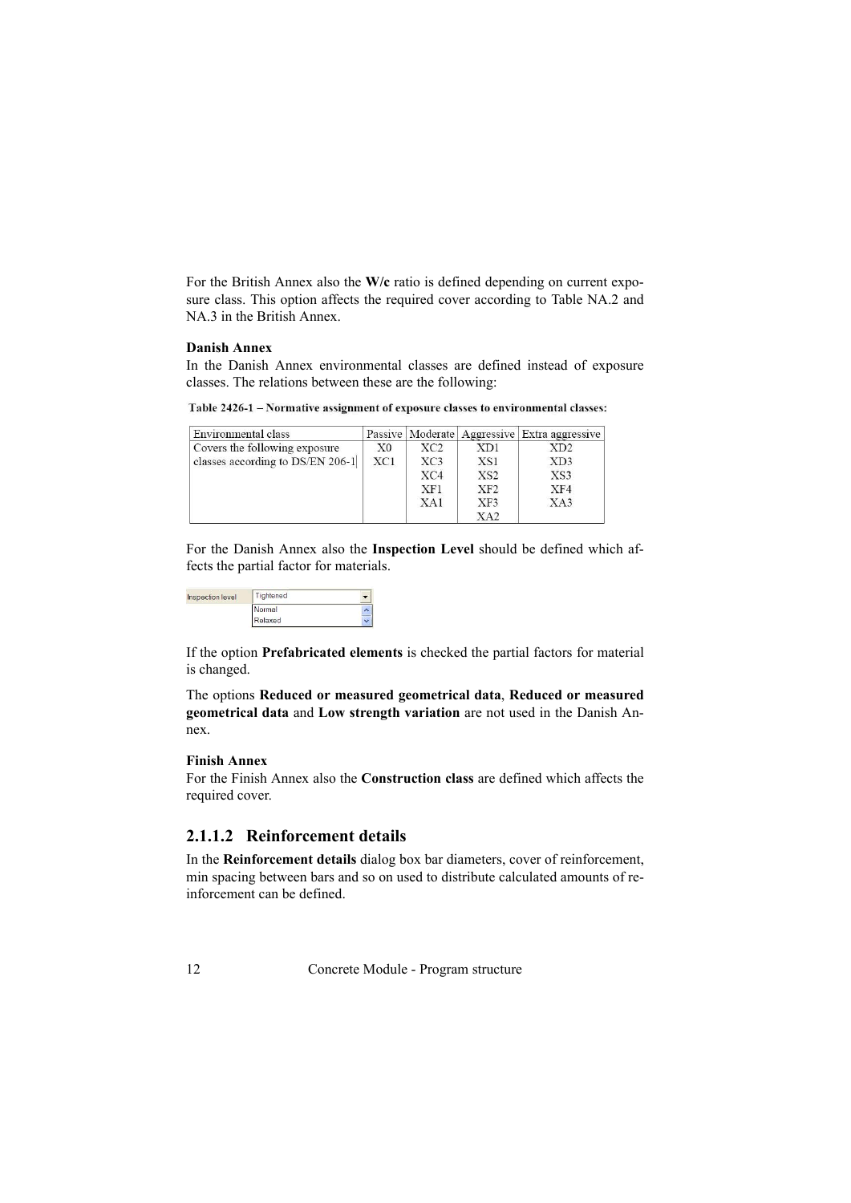For the British Annex also the **W/c** ratio is defined depending on current exposure class. This option affects the required cover according to Table NA.2 and NA.3 in the British Annex.

**Danish Annex**

In the Danish Annex environmental classes are defined instead of exposure classes. The relations between these are the following:

**Table 2426-1 – Normative assignment of exposure classes to environmental classes:**

| Environmental class | Passive | Moderate | Aggressive | Extra aggressive |
|---|---|---|---|---|
| Covers the following exposure classes according to DS/EN 206-1 | X0 | XC2 | XD1 | XD2 |
| | XC1 | XC3 | XS1 | XD3 |
| | | XC4 | XS2 | XS3 |
| | | XF1 | XF2 | XF4 |
| | | XA1 | XF3 | XA3 |
| | | | XA2 | |

For the Danish Annex also the **Inspection Level** should be defined which affects the partial factor for materials.

Inspection level: Tightened / Normal / Relaxed

If the option **Prefabricated elements** is checked the partial factors for material is changed.

The options **Reduced or measured geometrical data**, **Reduced or measured geometrical data** and **Low strength variation** are not used in the Danish Annex.

**Finish Annex**

For the Finish Annex also the **Construction class** are defined which affects the required cover.

### 2.1.1.2 Reinforcement details

In the **Reinforcement details** dialog box bar diameters, cover of reinforcement, min spacing between bars and so on used to distribute calculated amounts of reinforcement can be defined.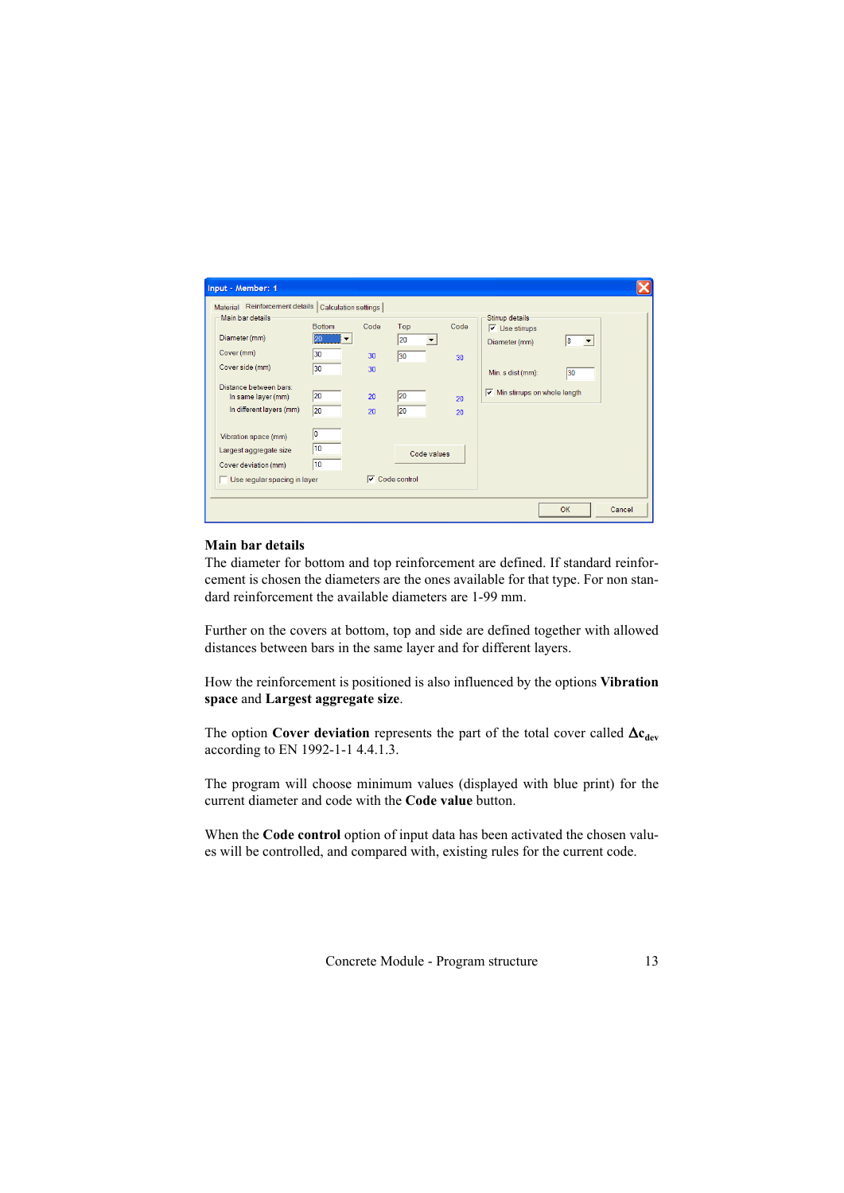## Main bar details

The diameter for bottom and top reinforcement are defined. If standard reinforcement is chosen the diameters are the ones available for that type. For non standard reinforcement the available diameters are 1-99 mm.

Further on the covers at bottom, top and side are defined together with allowed distances between bars in the same layer and for different layers.

How the reinforcement is positioned is also influenced by the options **Vibration space** and **Largest aggregate size**.

The option **Cover deviation** represents the part of the total cover called $\Delta c_{dev}$ according to EN 1992-1-1 4.4.1.3.

The program will choose minimum values (displayed with blue print) for the current diameter and code with the **Code value** button.

When the **Code control** option of input data has been activated the chosen values will be controlled, and compared with, existing rules for the current code.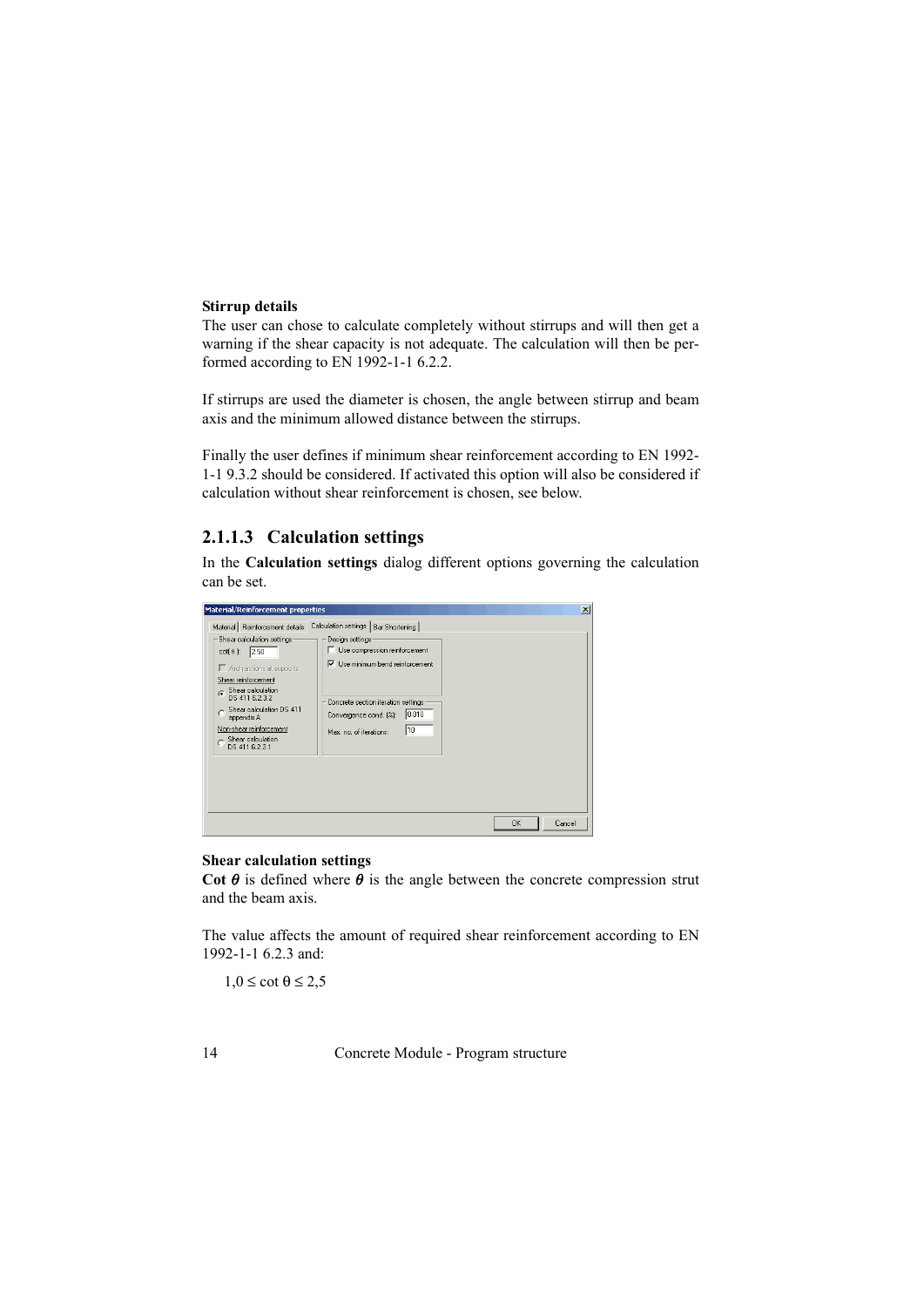**Stirrup details**
The user can chose to calculate completely without stirrups and will then get a warning if the shear capacity is not adequate. The calculation will then be performed according to EN 1992-1-1 6.2.2.

If stirrups are used the diameter is chosen, the angle between stirrup and beam axis and the minimum allowed distance between the stirrups.

Finally the user defines if minimum shear reinforcement according to EN 1992-1-1 9.3.2 should be considered. If activated this option will also be considered if calculation without shear reinforcement is chosen, see below.

### 2.1.1.3 Calculation settings

In the **Calculation settings** dialog different options governing the calculation can be set.

**Shear calculation settings**
**Cot** $\theta$ is defined where $\theta$ is the angle between the concrete compression strut and the beam axis.

The value affects the amount of required shear reinforcement according to EN 1992-1-1 6.2.3 and:

$1{,}0 \leq \cot\theta \leq 2{,}5$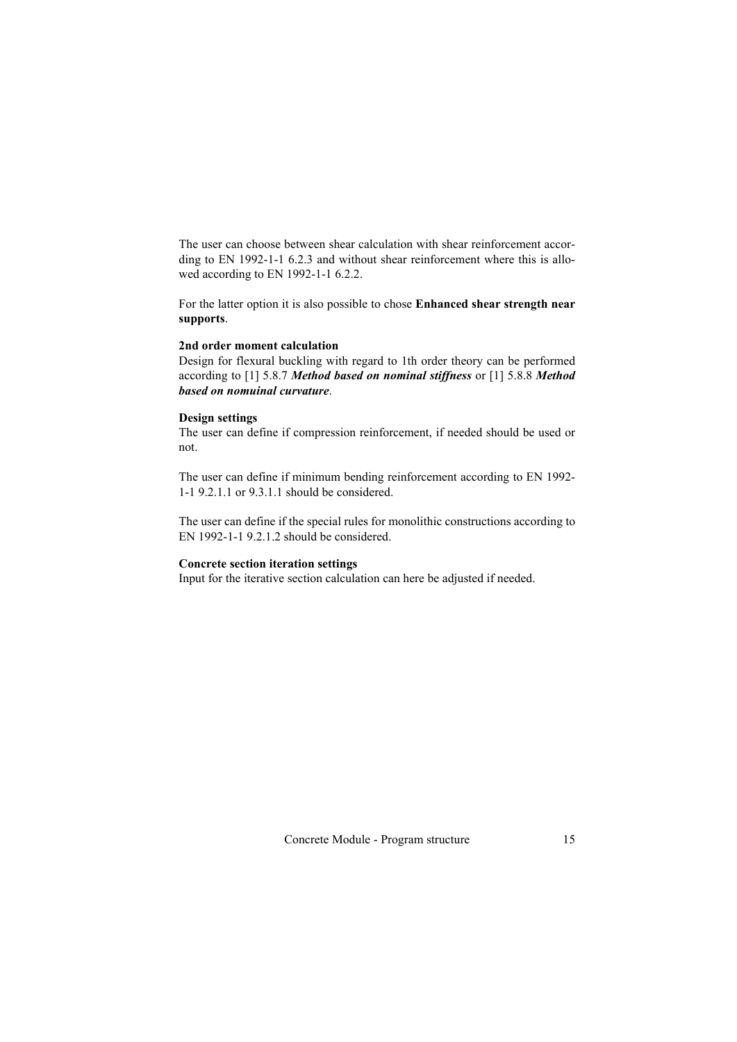The user can choose between shear calculation with shear reinforcement according to EN 1992-1-1 6.2.3 and without shear reinforcement where this is allowed according to EN 1992-1-1 6.2.2.

For the latter option it is also possible to chose **Enhanced shear strength near supports**.

**2nd order moment calculation**

Design for flexural buckling with regard to 1th order theory can be performed according to [1] 5.8.7 ***Method based on nominal stiffness*** or [1] 5.8.8 ***Method based on nomuinal curvature***.

**Design settings**

The user can define if compression reinforcement, if needed should be used or not.

The user can define if minimum bending reinforcement according to EN 1992-1-1 9.2.1.1 or 9.3.1.1 should be considered.

The user can define if the special rules for monolithic constructions according to EN 1992-1-1 9.2.1.2 should be considered.

**Concrete section iteration settings**

Input for the iterative section calculation can here be adjusted if needed.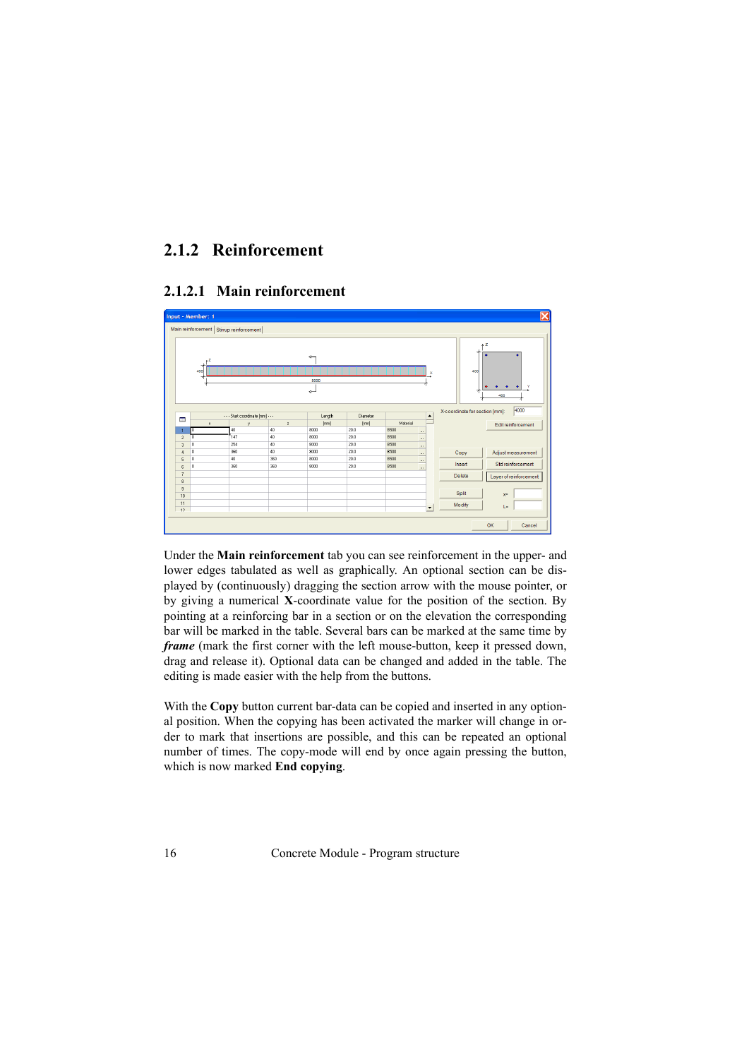### 2.1.2 Reinforcement

#### 2.1.2.1 Main reinforcement

Under the **Main reinforcement** tab you can see reinforcement in the upper- and lower edges tabulated as well as graphically. An optional section can be displayed by (continuously) dragging the section arrow with the mouse pointer, or by giving a numerical **X**-coordinate value for the position of the section. By pointing at a reinforcing bar in a section or on the elevation the corresponding bar will be marked in the table. Several bars can be marked at the same time by ***frame*** (mark the first corner with the left mouse-button, keep it pressed down, drag and release it). Optional data can be changed and added in the table. The editing is made easier with the help from the buttons.

With the **Copy** button current bar-data can be copied and inserted in any optional position. When the copying has been activated the marker will change in order to mark that insertions are possible, and this can be repeated an optional number of times. The copy-mode will end by once again pressing the button, which is now marked **End copying**.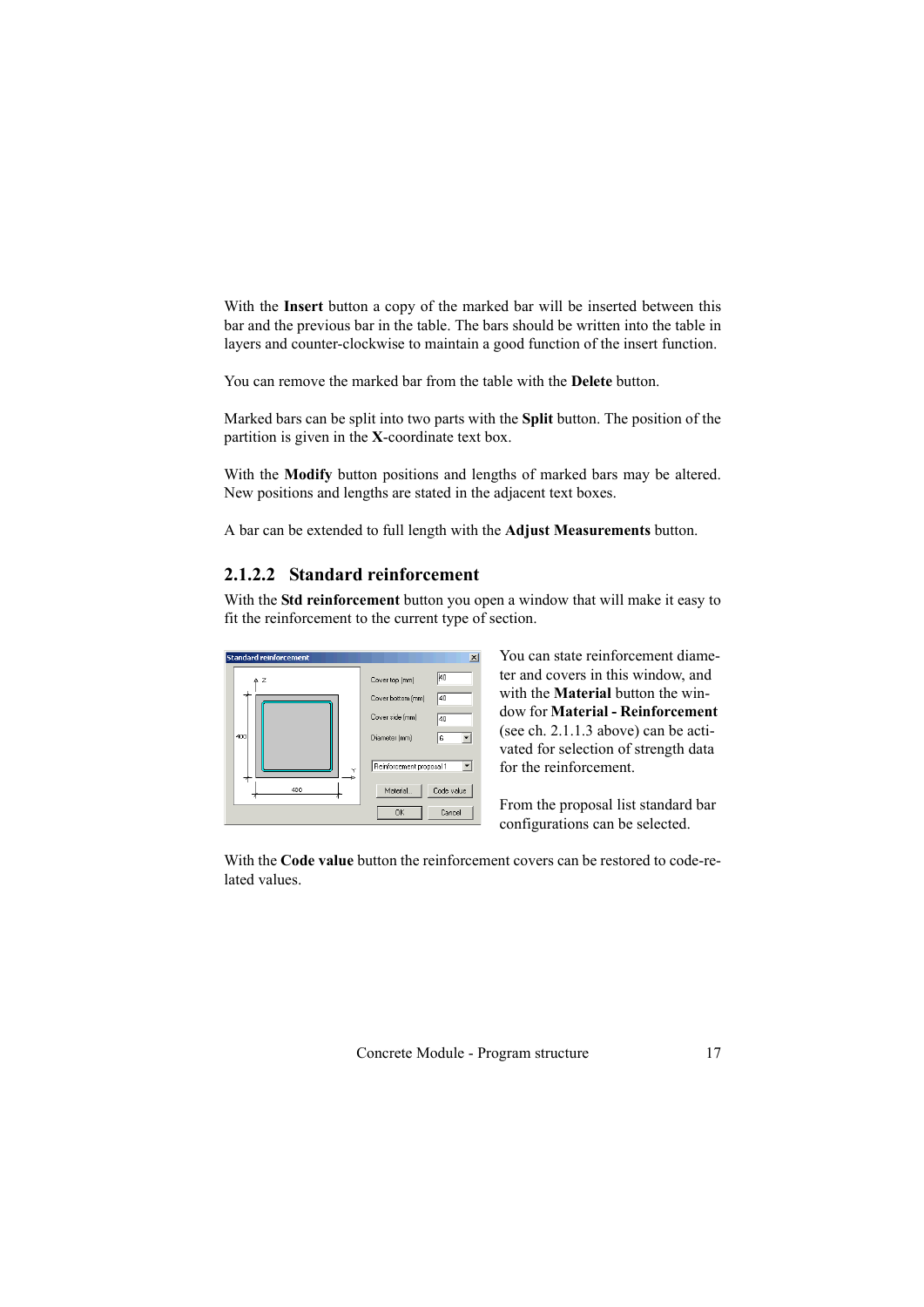With the **Insert** button a copy of the marked bar will be inserted between this bar and the previous bar in the table. The bars should be written into the table in layers and counter-clockwise to maintain a good function of the insert function.

You can remove the marked bar from the table with the **Delete** button.

Marked bars can be split into two parts with the **Split** button. The position of the partition is given in the **X**-coordinate text box.

With the **Modify** button positions and lengths of marked bars may be altered. New positions and lengths are stated in the adjacent text boxes.

A bar can be extended to full length with the **Adjust Measurements** button.

### 2.1.2.2 Standard reinforcement

With the **Std reinforcement** button you open a window that will make it easy to fit the reinforcement to the current type of section.

You can state reinforcement diameter and covers in this window, and with the **Material** button the window for **Material - Reinforcement** (see ch. 2.1.1.3 above) can be activated for selection of strength data for the reinforcement.

From the proposal list standard bar configurations can be selected.

With the **Code value** button the reinforcement covers can be restored to code-related values.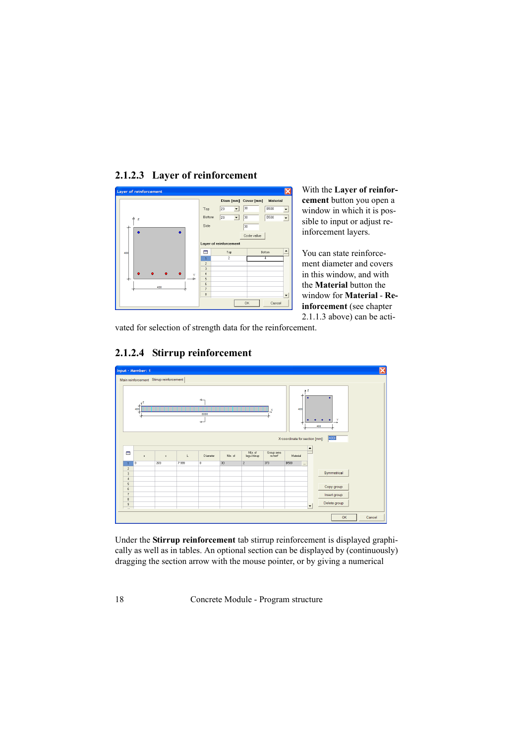### 2.1.2.3 Layer of reinforcement

With the **Layer of reinforcement** button you open a window in which it is possible to input or adjust reinforcement layers.

You can state reinforcement diameter and covers in this window, and with the **Material** button the window for **Material - Reinforcement** (see chapter 2.1.1.3 above) can be activated for selection of strength data for the reinforcement.

### 2.1.2.4 Stirrup reinforcement

Under the **Stirrup reinforcement** tab stirrup reinforcement is displayed graphically as well as in tables. An optional section can be displayed by (continuously) dragging the section arrow with the mouse pointer, or by giving a numerical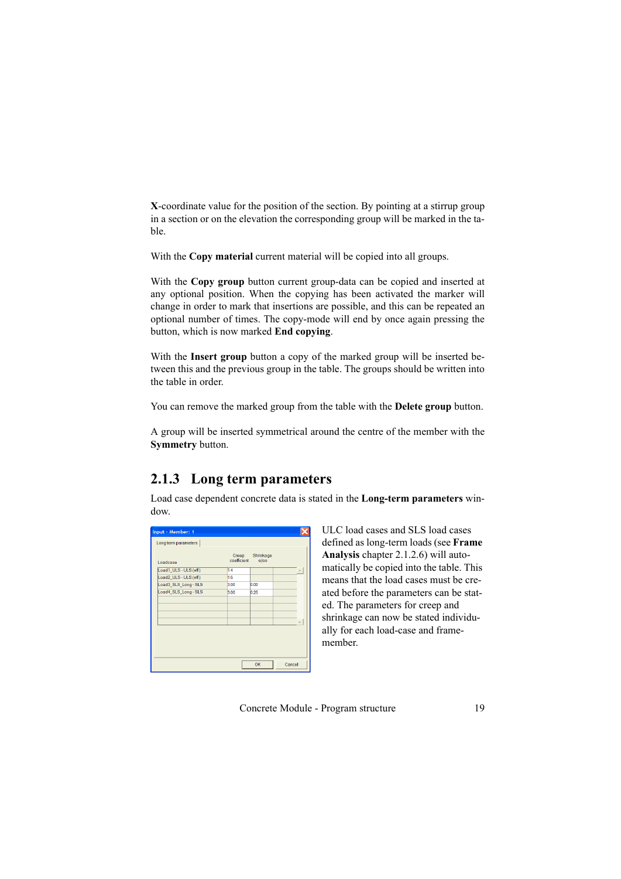**X**-coordinate value for the position of the section. By pointing at a stirrup group in a section or on the elevation the corresponding group will be marked in the table.

With the **Copy material** current material will be copied into all groups.

With the **Copy group** button current group-data can be copied and inserted at any optional position. When the copying has been activated the marker will change in order to mark that insertions are possible, and this can be repeated an optional number of times. The copy-mode will end by once again pressing the button, which is now marked **End copying**.

With the **Insert group** button a copy of the marked group will be inserted between this and the previous group in the table. The groups should be written into the table in order.

You can remove the marked group from the table with the **Delete group** button.

A group will be inserted symmetrical around the centre of the member with the **Symmetry** button.

### 2.1.3 Long term parameters

Load case dependent concrete data is stated in the **Long-term parameters** window.

ULC load cases and SLS load cases defined as long-term loads (see **Frame Analysis** chapter 2.1.2.6) will automatically be copied into the table. This means that the load cases must be created before the parameters can be stated. The parameters for creep and shrinkage can now be stated individually for each load-case and frame-member.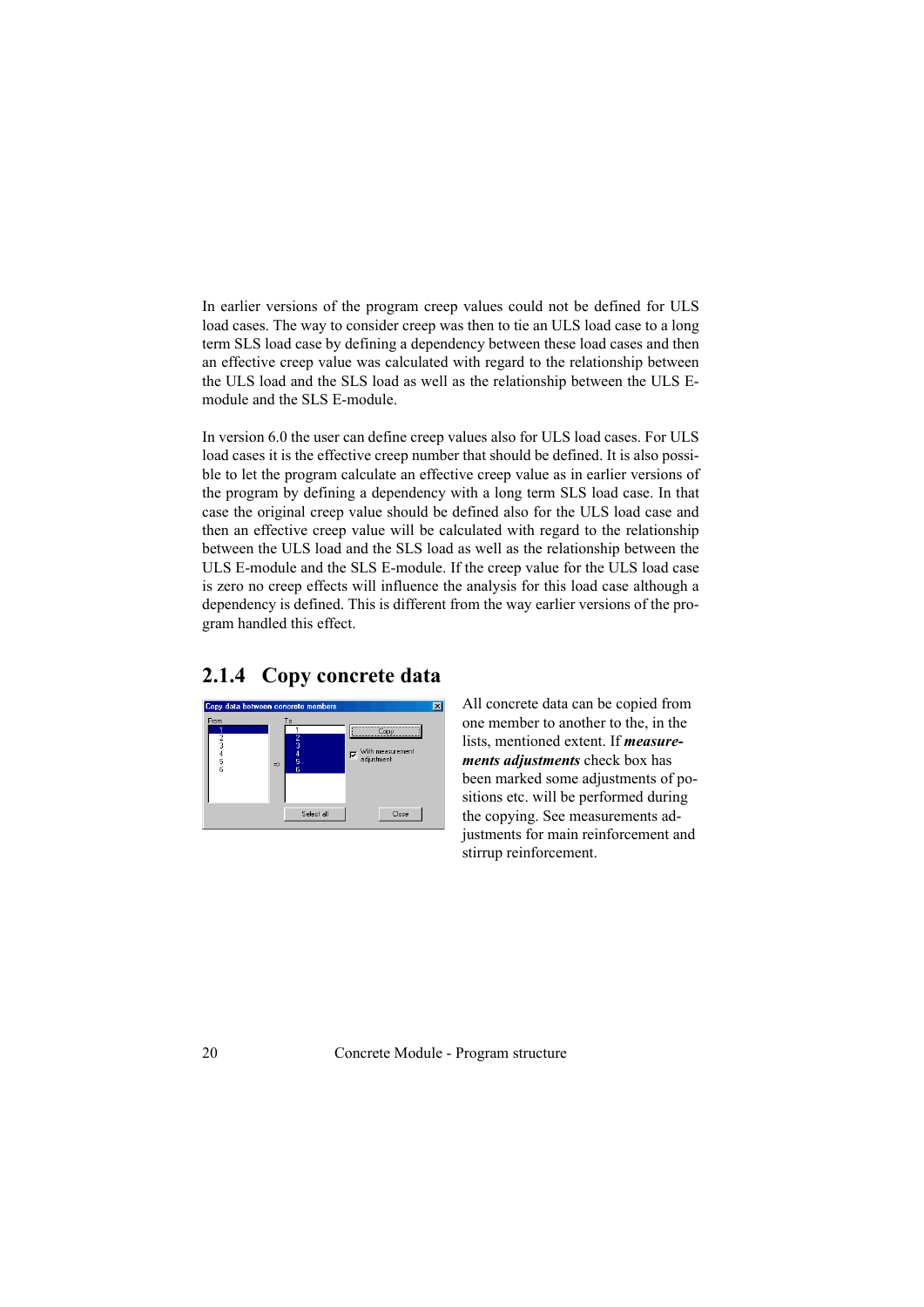In earlier versions of the program creep values could not be defined for ULS load cases. The way to consider creep was then to tie an ULS load case to a long term SLS load case by defining a dependency between these load cases and then an effective creep value was calculated with regard to the relationship between the ULS load and the SLS load as well as the relationship between the ULS E-module and the SLS E-module.

In version 6.0 the user can define creep values also for ULS load cases. For ULS load cases it is the effective creep number that should be defined. It is also possible to let the program calculate an effective creep value as in earlier versions of the program by defining a dependency with a long term SLS load case. In that case the original creep value should be defined also for the ULS load case and then an effective creep value will be calculated with regard to the relationship between the ULS load and the SLS load as well as the relationship between the ULS E-module and the SLS E-module. If the creep value for the ULS load case is zero no creep effects will influence the analysis for this load case although a dependency is defined. This is different from the way earlier versions of the program handled this effect.

## 2.1.4 Copy concrete data

All concrete data can be copied from one member to another to the, in the lists, mentioned extent. If ***measurements adjustments*** check box has been marked some adjustments of positions etc. will be performed during the copying. See measurements adjustments for main reinforcement and stirrup reinforcement.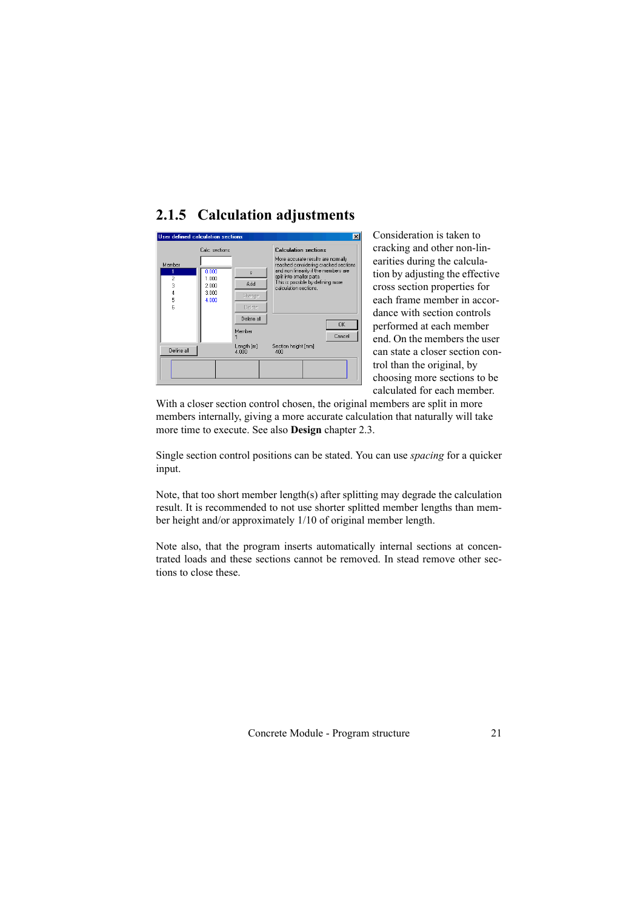### 2.1.5 Calculation adjustments

Consideration is taken to cracking and other non-linearities during the calculation by adjusting the effective cross section properties for each frame member in accordance with section controls performed at each member end. On the members the user can state a closer section control than the original, by choosing more sections to be calculated for each member.

With a closer section control chosen, the original members are split in more members internally, giving a more accurate calculation that naturally will take more time to execute. See also **Design** chapter 2.3.

Single section control positions can be stated. You can use *spacing* for a quicker input.

Note, that too short member length(s) after splitting may degrade the calculation result. It is recommended to not use shorter splitted member lengths than member height and/or approximately 1/10 of original member length.

Note also, that the program inserts automatically internal sections at concentrated loads and these sections cannot be removed. In stead remove other sections to close these.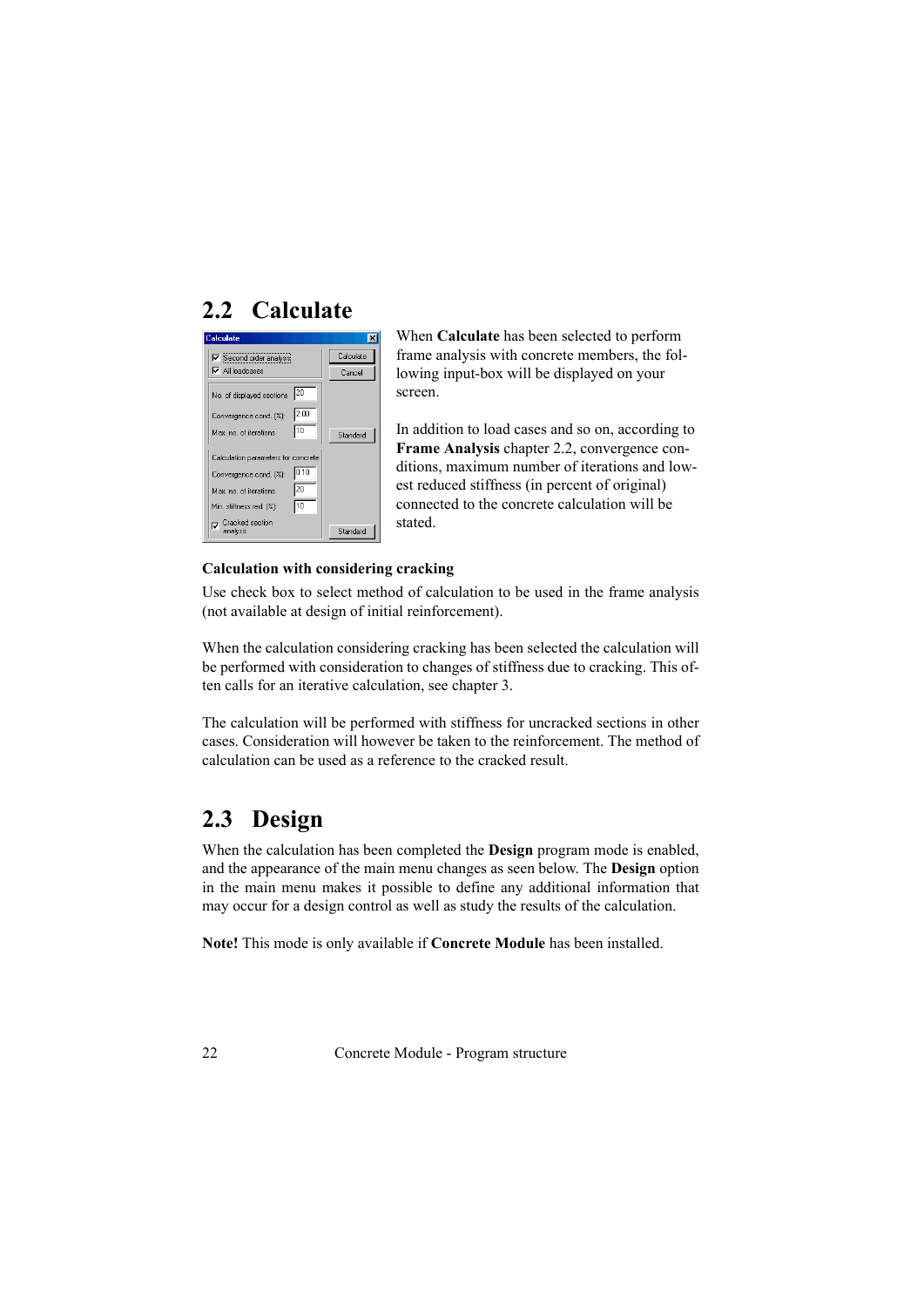## 2.2 Calculate

When **Calculate** has been selected to perform frame analysis with concrete members, the following input-box will be displayed on your screen.

In addition to load cases and so on, according to **Frame Analysis** chapter 2.2, convergence conditions, maximum number of iterations and lowest reduced stiffness (in percent of original) connected to the concrete calculation will be stated.

### Calculation with considering cracking

Use check box to select method of calculation to be used in the frame analysis (not available at design of initial reinforcement).

When the calculation considering cracking has been selected the calculation will be performed with consideration to changes of stiffness due to cracking. This often calls for an iterative calculation, see chapter 3.

The calculation will be performed with stiffness for uncracked sections in other cases. Consideration will however be taken to the reinforcement. The method of calculation can be used as a reference to the cracked result.

## 2.3 Design

When the calculation has been completed the **Design** program mode is enabled, and the appearance of the main menu changes as seen below. The **Design** option in the main menu makes it possible to define any additional information that may occur for a design control as well as study the results of the calculation.

**Note!** This mode is only available if **Concrete Module** has been installed.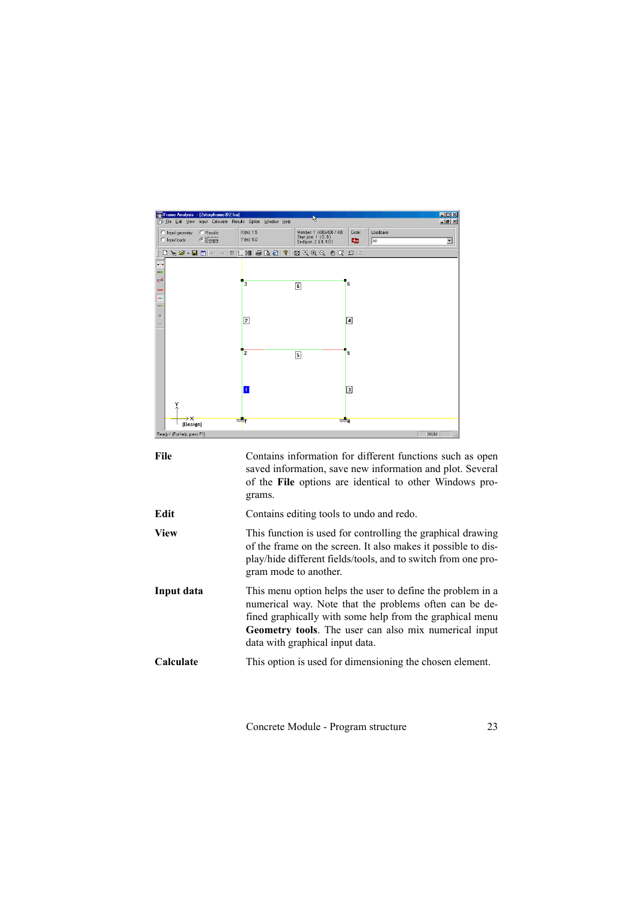**File** Contains information for different functions such as open saved information, save new information and plot. Several of the **File** options are identical to other Windows programs.

**Edit** Contains editing tools to undo and redo.

**View** This function is used for controlling the graphical drawing of the frame on the screen. It also makes it possible to display/hide different fields/tools, and to switch from one program mode to another.

**Input data** This menu option helps the user to define the problem in a numerical way. Note that the problems often can be defined graphically with some help from the graphical menu **Geometry tools**. The user can also mix numerical input data with graphical input data.

**Calculate** This option is used for dimensioning the chosen element.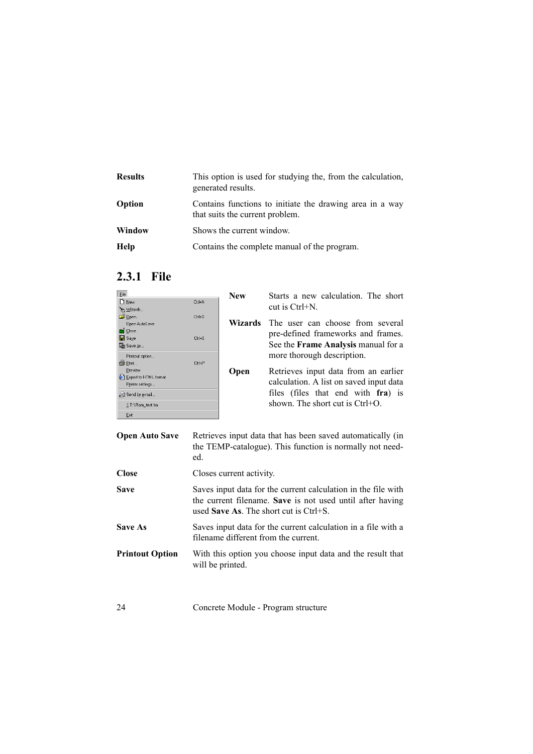**Results** This option is used for studying the, from the calculation, generated results.

**Option** Contains functions to initiate the drawing area in a way that suits the current problem.

**Window** Shows the current window.

**Help** Contains the complete manual of the program.

### 2.3.1 File

**New** Starts a new calculation. The short cut is Ctrl+N.

**Wizards** The user can choose from several pre-defined frameworks and frames. See the **Frame Analysis** manual for a more thorough description.

**Open** Retrieves input data from an earlier calculation. A list on saved input data files (files that end with **fra**) is shown. The short cut is Ctrl+O.

**Open Auto Save** Retrieves input data that has been saved automatically (in the TEMP-catalogue). This function is normally not needed.

**Close** Closes current activity.

**Save** Saves input data for the current calculation in the file with the current filename. **Save** is not used until after having used **Save As**. The short cut is Ctrl+S.

**Save As** Saves input data for the current calculation in a file with a filename different from the current.

**Printout Option** With this option you choose input data and the result that will be printed.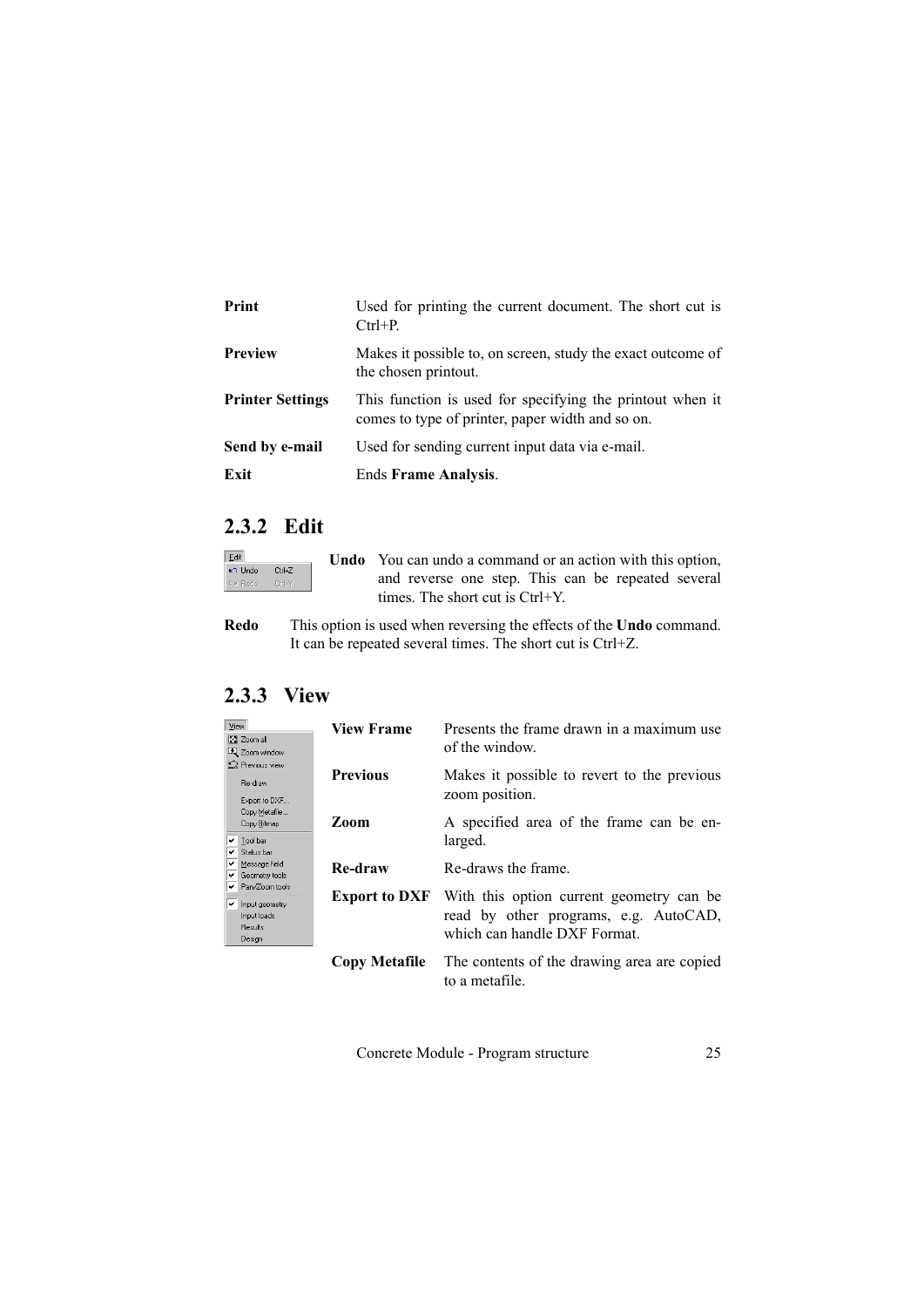| | |
|---|---|
| **Print** | Used for printing the current document. The short cut is Ctrl+P. |
| **Preview** | Makes it possible to, on screen, study the exact outcome of the chosen printout. |
| **Printer Settings** | This function is used for specifying the printout when it comes to type of printer, paper width and so on. |
| **Send by e-mail** | Used for sending current input data via e-mail. |
| **Exit** | Ends **Frame Analysis**. |

## 2.3.2 Edit

**Undo** You can undo a command or an action with this option, and reverse one step. This can be repeated several times. The short cut is Ctrl+Y.

**Redo** This option is used when reversing the effects of the **Undo** command. It can be repeated several times. The short cut is Ctrl+Z.

## 2.3.3 View

| | |
|---|---|
| **View Frame** | Presents the frame drawn in a maximum use of the window. |
| **Previous** | Makes it possible to revert to the previous zoom position. |
| **Zoom** | A specified area of the frame can be enlarged. |
| **Re-draw** | Re-draws the frame. |
| **Export to DXF** | With this option current geometry can be read by other programs, e.g. AutoCAD, which can handle DXF Format. |
| **Copy Metafile** | The contents of the drawing area are copied to a metafile. |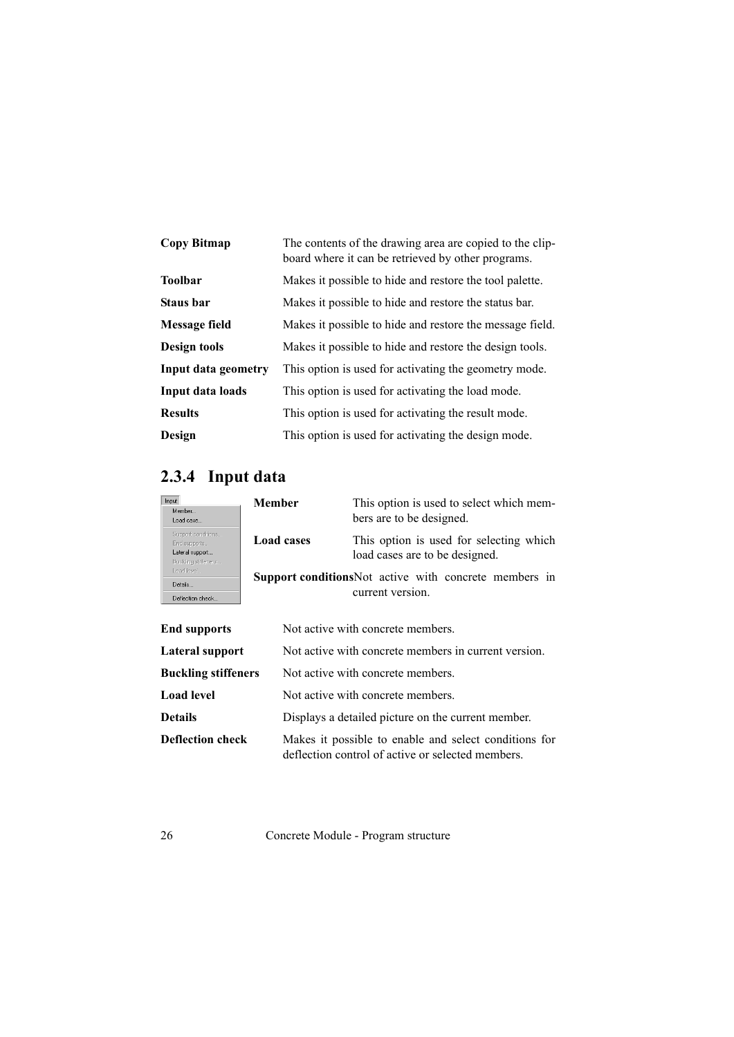| | |
|---|---|
| **Copy Bitmap** | The contents of the drawing area are copied to the clipboard where it can be retrieved by other programs. |
| **Toolbar** | Makes it possible to hide and restore the tool palette. |
| **Staus bar** | Makes it possible to hide and restore the status bar. |
| **Message field** | Makes it possible to hide and restore the message field. |
| **Design tools** | Makes it possible to hide and restore the design tools. |
| **Input data geometry** | This option is used for activating the geometry mode. |
| **Input data loads** | This option is used for activating the load mode. |
| **Results** | This option is used for activating the result mode. |
| **Design** | This option is used for activating the design mode. |

### 2.3.4 Input data

| | |
|---|---|
| **Member** | This option is used to select which members are to be designed. |
| **Load cases** | This option is used for selecting which load cases are to be designed. |
| **Support conditions** | Not active with concrete members in current version. |
| **End supports** | Not active with concrete members. |
| **Lateral support** | Not active with concrete members in current version. |
| **Buckling stiffeners** | Not active with concrete members. |
| **Load level** | Not active with concrete members. |
| **Details** | Displays a detailed picture on the current member. |
| **Deflection check** | Makes it possible to enable and select conditions for deflection control of active or selected members. |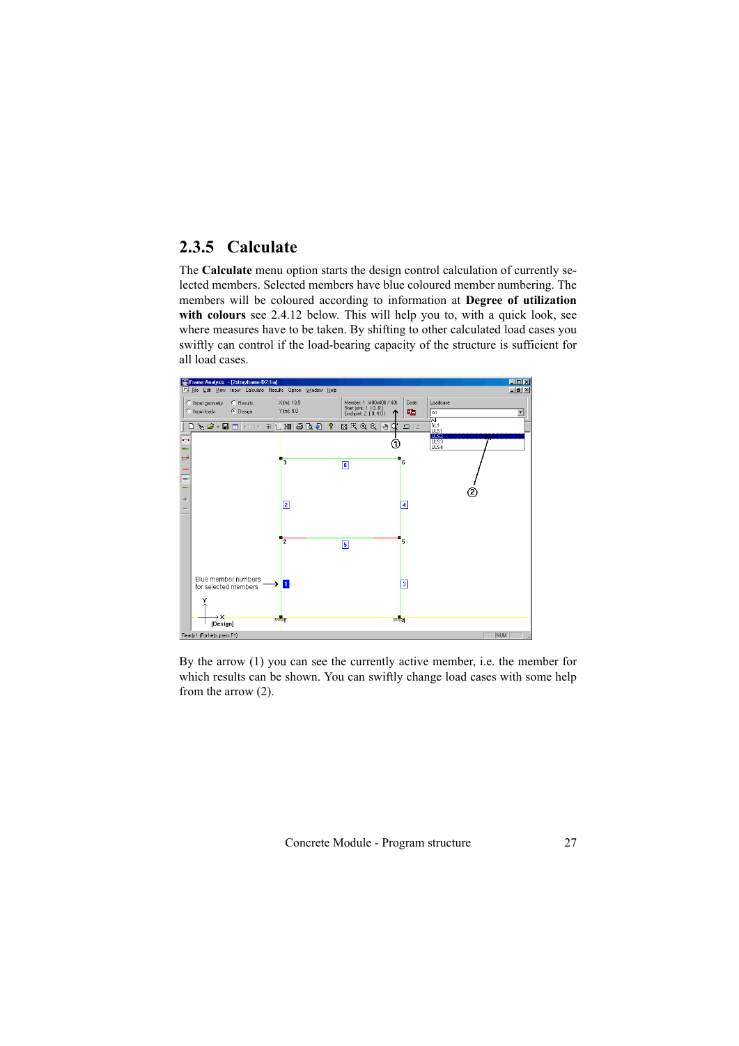### 2.3.5 Calculate

The **Calculate** menu option starts the design control calculation of currently selected members. Selected members have blue coloured member numbering. The members will be coloured according to information at **Degree of utilization with colours** see 2.4.12 below. This will help you to, with a quick look, see where measures have to be taken. By shifting to other calculated load cases you swiftly can control if the load-bearing capacity of the structure is sufficient for all load cases.

By the arrow (1) you can see the currently active member, i.e. the member for which results can be shown. You can swiftly change load cases with some help from the arrow (2).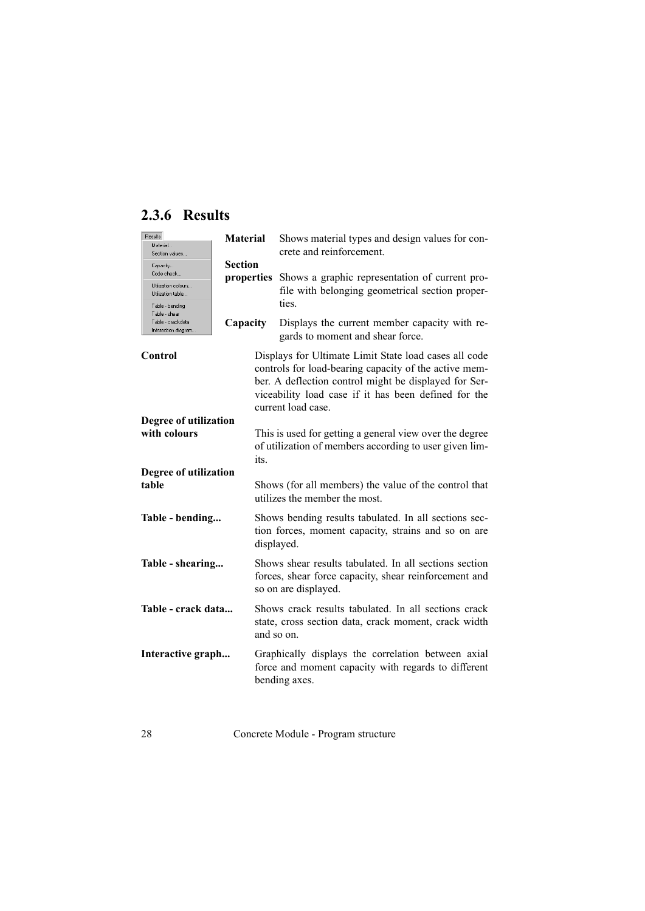## 2.3.6 Results

**Material** Shows material types and design values for concrete and reinforcement.

**Section properties** Shows a graphic representation of current profile with belonging geometrical section properties.

**Capacity** Displays the current member capacity with regards to moment and shear force.

**Control** Displays for Ultimate Limit State load cases all code controls for load-bearing capacity of the active member. A deflection control might be displayed for Serviceability load case if it has been defined for the current load case.

**Degree of utilization with colours** This is used for getting a general view over the degree of utilization of members according to user given limits.

**Degree of utilization table** Shows (for all members) the value of the control that utilizes the member the most.

**Table - bending...** Shows bending results tabulated. In all sections section forces, moment capacity, strains and so on are displayed.

**Table - shearing...** Shows shear results tabulated. In all sections section forces, shear force capacity, shear reinforcement and so on are displayed.

**Table - crack data...** Shows crack results tabulated. In all sections crack state, cross section data, crack moment, crack width and so on.

**Interactive graph...** Graphically displays the correlation between axial force and moment capacity with regards to different bending axes.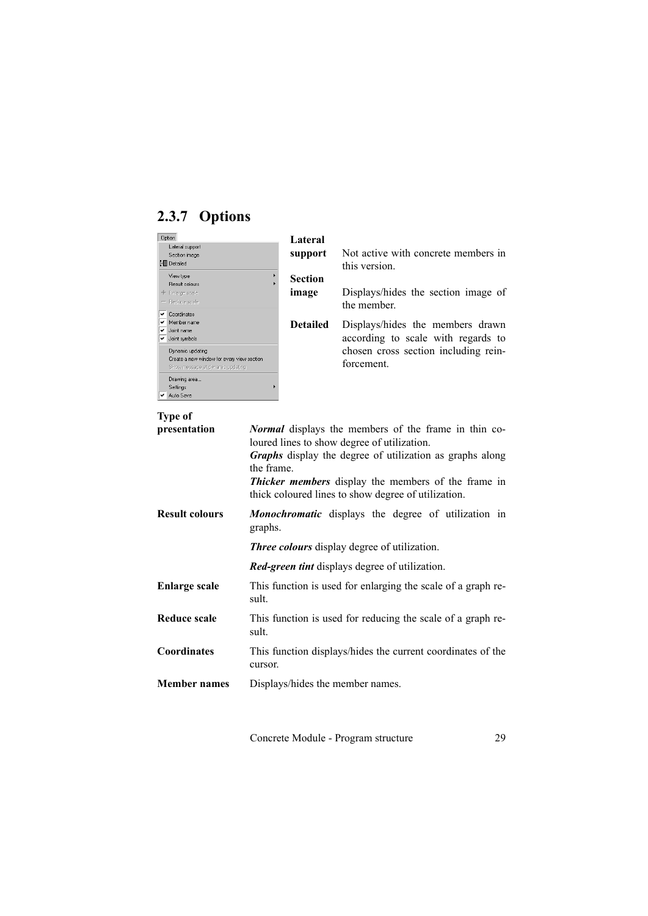## 2.3.7 Options

**Lateral support** Not active with concrete members in this version.

**Section image** Displays/hides the section image of the member.

**Detailed** Displays/hides the members drawn according to scale with regards to chosen cross section including reinforcement.

**Type of presentation** ***Normal*** displays the members of the frame in thin coloured lines to show degree of utilization.
***Graphs*** display the degree of utilization as graphs along the frame.
***Thicker members*** display the members of the frame in thick coloured lines to show degree of utilization.

**Result colours** ***Monochromatic*** displays the degree of utilization in graphs.

***Three colours*** display degree of utilization.

***Red-green tint*** displays degree of utilization.

**Enlarge scale** This function is used for enlarging the scale of a graph result.

**Reduce scale** This function is used for reducing the scale of a graph result.

**Coordinates** This function displays/hides the current coordinates of the cursor.

**Member names** Displays/hides the member names.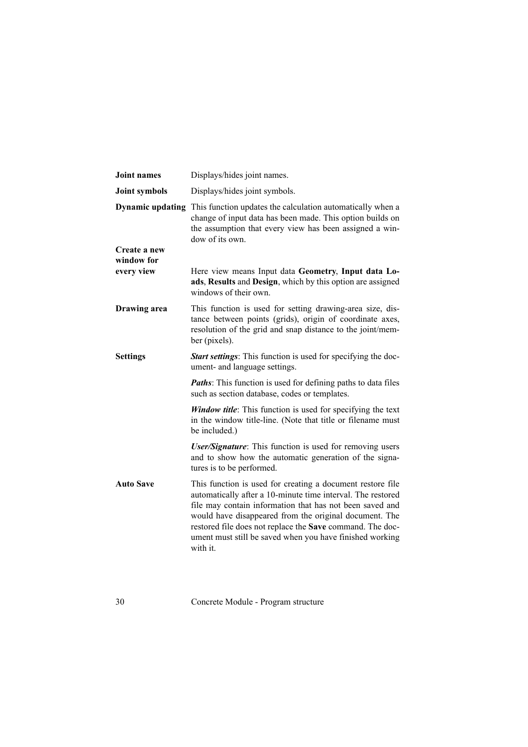**Joint names** Displays/hides joint names.

**Joint symbols** Displays/hides joint symbols.

**Dynamic updating** This function updates the calculation automatically when a change of input data has been made. This option builds on the assumption that every view has been assigned a window of its own.

**Create a new window for every view** Here view means Input data **Geometry**, **Input data Loads**, **Results** and **Design**, which by this option are assigned windows of their own.

**Drawing area** This function is used for setting drawing-area size, distance between points (grids), origin of coordinate axes, resolution of the grid and snap distance to the joint/member (pixels).

**Settings** ***Start settings***: This function is used for specifying the document- and language settings.

***Paths***: This function is used for defining paths to data files such as section database, codes or templates.

***Window title***: This function is used for specifying the text in the window title-line. (Note that title or filename must be included.)

***User/Signature***: This function is used for removing users and to show how the automatic generation of the signatures is to be performed.

**Auto Save** This function is used for creating a document restore file automatically after a 10-minute time interval. The restored file may contain information that has not been saved and would have disappeared from the original document. The restored file does not replace the **Save** command. The document must still be saved when you have finished working with it.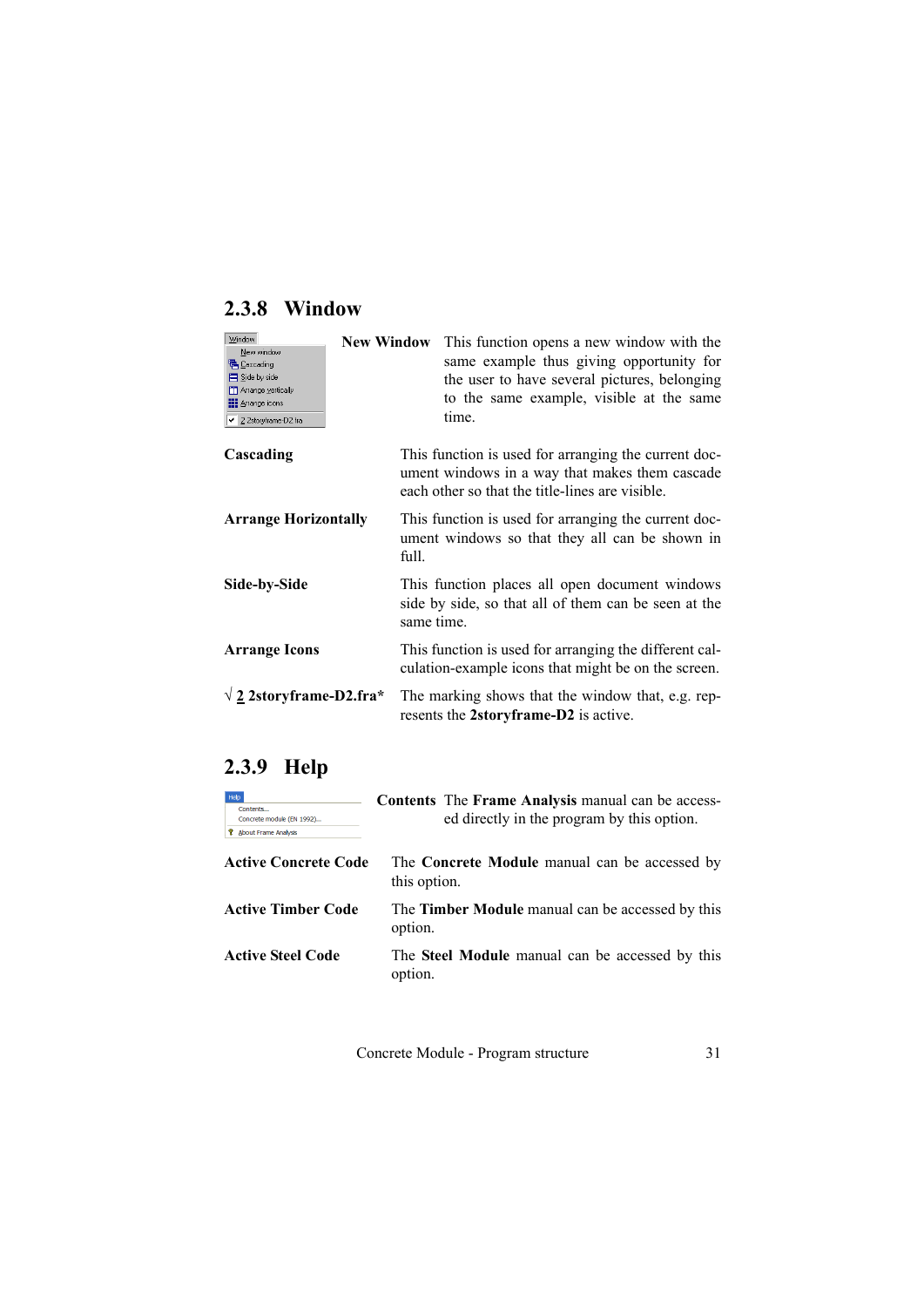## 2.3.8 Window

**New Window** This function opens a new window with the same example thus giving opportunity for the user to have several pictures, belonging to the same example, visible at the same time.

**Cascading** This function is used for arranging the current document windows in a way that makes them cascade each other so that the title-lines are visible.

**Arrange Horizontally** This function is used for arranging the current document windows so that they all can be shown in full.

**Side-by-Side** This function places all open document windows side by side, so that all of them can be seen at the same time.

**Arrange Icons** This function is used for arranging the different calculation-example icons that might be on the screen.

**√ 2 2storyframe-D2.fra*** The marking shows that the window that, e.g. represents the **2storyframe-D2** is active.

## 2.3.9 Help

**Contents** The **Frame Analysis** manual can be accessed directly in the program by this option.

**Active Concrete Code** The **Concrete Module** manual can be accessed by this option.

**Active Timber Code** The **Timber Module** manual can be accessed by this option.

**Active Steel Code** The **Steel Module** manual can be accessed by this option.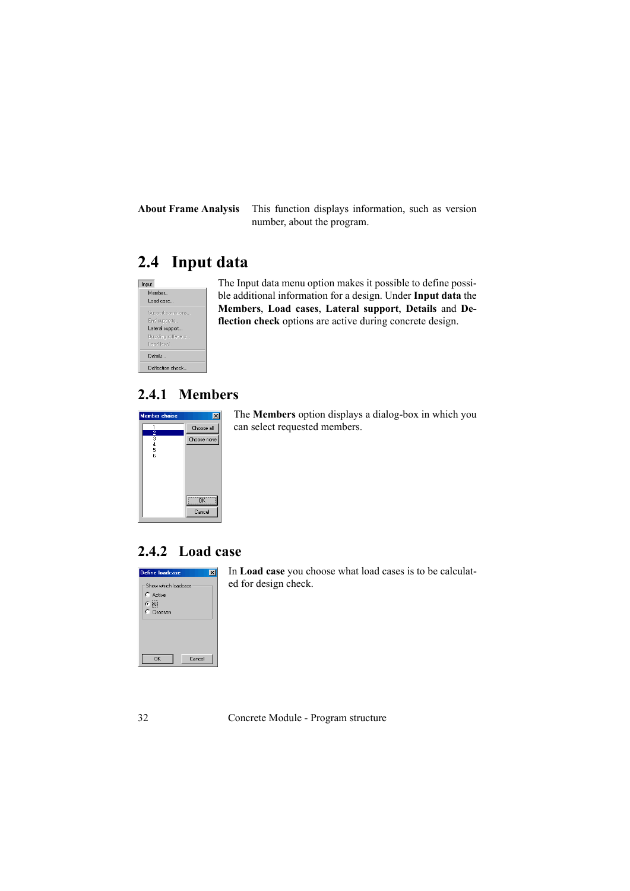**About Frame Analysis** This function displays information, such as version number, about the program.

## 2.4 Input data

The Input data menu option makes it possible to define possible additional information for a design. Under **Input data** the **Members**, **Load cases**, **Lateral support**, **Details** and **Deflection check** options are active during concrete design.

### 2.4.1 Members

The **Members** option displays a dialog-box in which you can select requested members.

### 2.4.2 Load case

In **Load case** you choose what load cases is to be calculated for design check.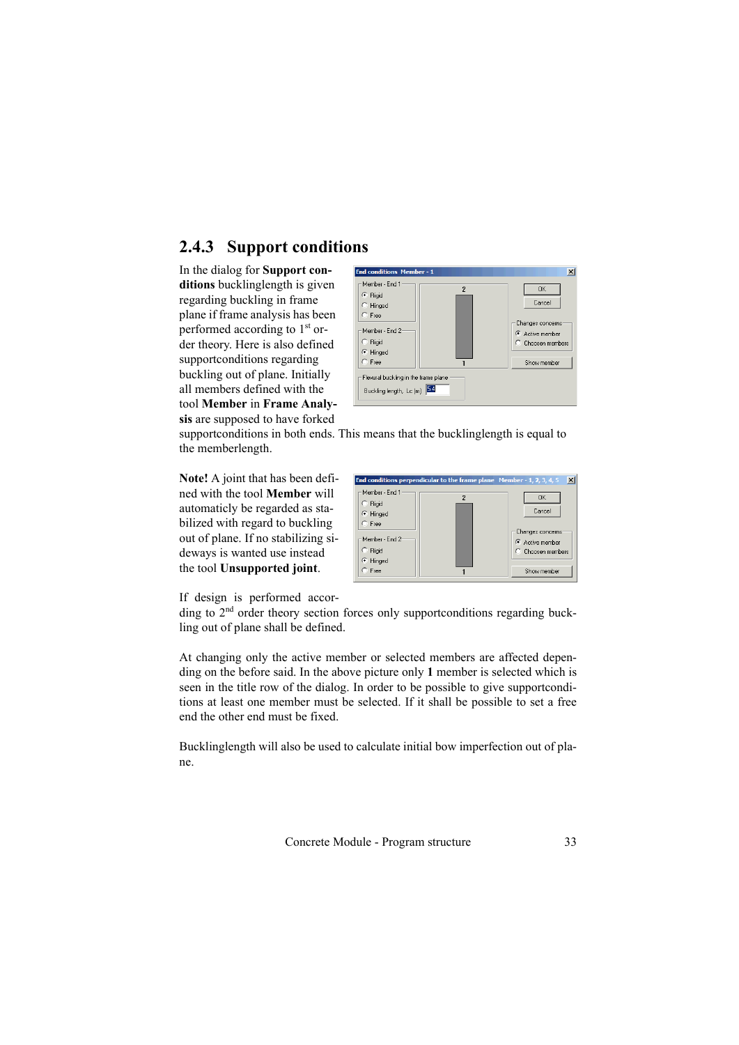## 2.4.3 Support conditions

In the dialog for **Support conditions** bucklinglength is given regarding buckling in frame plane if frame analysis has been performed according to 1st order theory. Here is also defined supportconditions regarding buckling out of plane. Initially all members defined with the tool **Member** in **Frame Analysis** are supposed to have forked supportconditions in both ends. This means that the bucklinglength is equal to the memberlength.

**Note!** A joint that has been defined with the tool **Member** will automaticly be regarded as stabilized with regard to buckling out of plane. If no stabilizing sideways is wanted use instead the tool **Unsupported joint**.

If design is performed according to 2nd order theory section forces only supportconditions regarding buckling out of plane shall be defined.

At changing only the active member or selected members are affected depending on the before said. In the above picture only **1** member is selected which is seen in the title row of the dialog. In order to be possible to give supportconditions at least one member must be selected. If it shall be possible to set a free end the other end must be fixed.

Bucklinglength will also be used to calculate initial bow imperfection out of plane.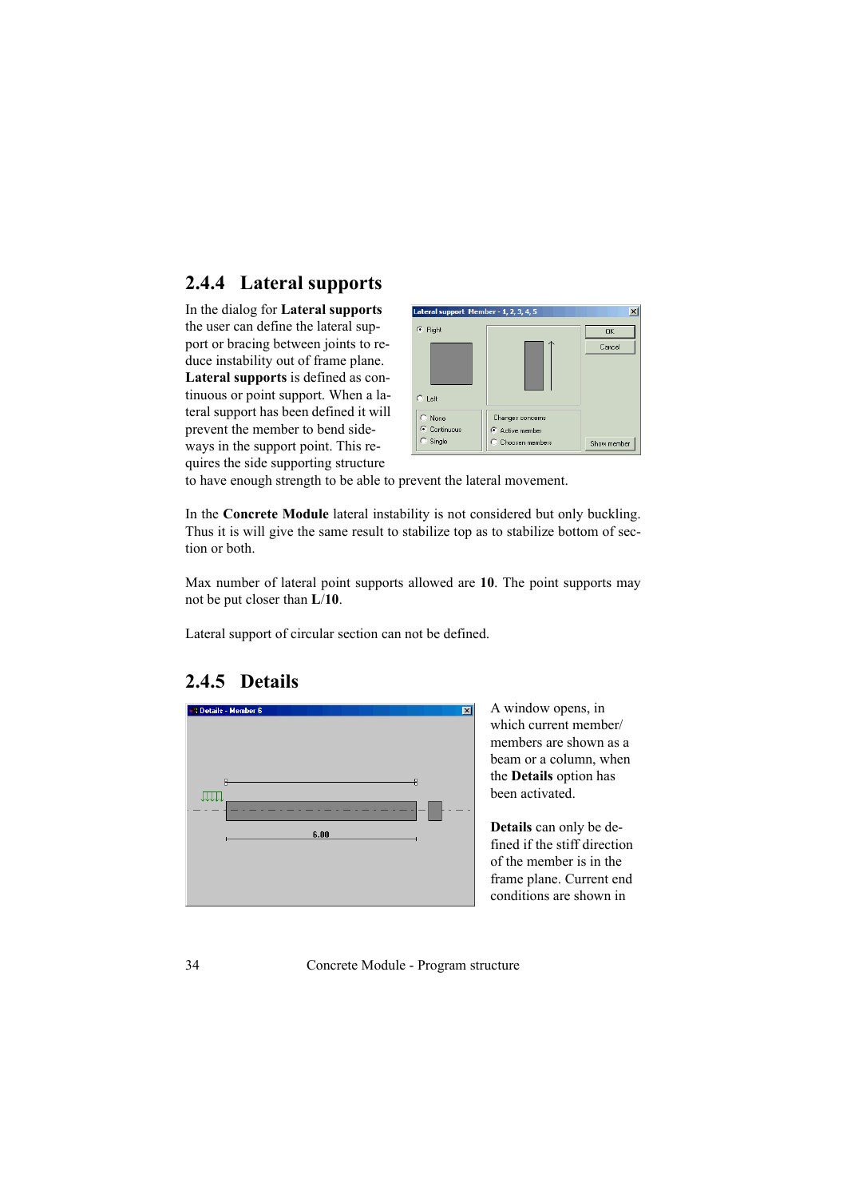### 2.4.4 Lateral supports

In the dialog for **Lateral supports** the user can define the lateral support or bracing between joints to reduce instability out of frame plane. **Lateral supports** is defined as continuous or point support. When a lateral support has been defined it will prevent the member to bend sideways in the support point. This requires the side supporting structure to have enough strength to be able to prevent the lateral movement.

In the **Concrete Module** lateral instability is not considered but only buckling. Thus it is will give the same result to stabilize top as to stabilize bottom of section or both.

Max number of lateral point supports allowed are **10**. The point supports may not be put closer than **L**/**10**.

Lateral support of circular section can not be defined.

### 2.4.5 Details

A window opens, in which current member/ members are shown as a beam or a column, when the **Details** option has been activated.

**Details** can only be defined if the stiff direction of the member is in the frame plane. Current end conditions are shown in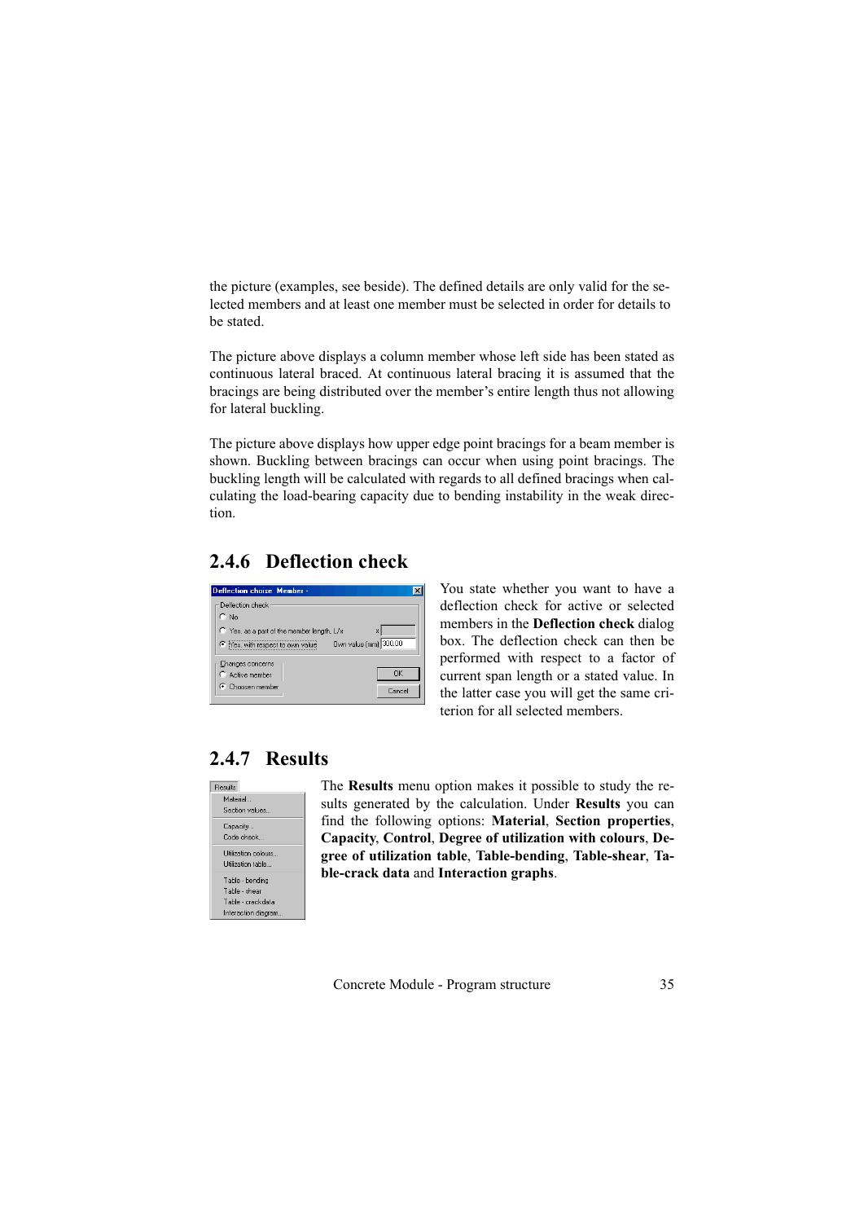the picture (examples, see beside). The defined details are only valid for the selected members and at least one member must be selected in order for details to be stated.

The picture above displays a column member whose left side has been stated as continuous lateral braced. At continuous lateral bracing it is assumed that the bracings are being distributed over the member's entire length thus not allowing for lateral buckling.

The picture above displays how upper edge point bracings for a beam member is shown. Buckling between bracings can occur when using point bracings. The buckling length will be calculated with regards to all defined bracings when calculating the load-bearing capacity due to bending instability in the weak direction.

### 2.4.6 Deflection check

You state whether you want to have a deflection check for active or selected members in the **Deflection check** dialog box. The deflection check can then be performed with respect to a factor of current span length or a stated value. In the latter case you will get the same criterion for all selected members.

### 2.4.7 Results

The **Results** menu option makes it possible to study the results generated by the calculation. Under **Results** you can find the following options: **Material**, **Section properties**, **Capacity**, **Control**, **Degree of utilization with colours**, **Degree of utilization table**, **Table-bending**, **Table-shear**, **Table-crack data** and **Interaction graphs**.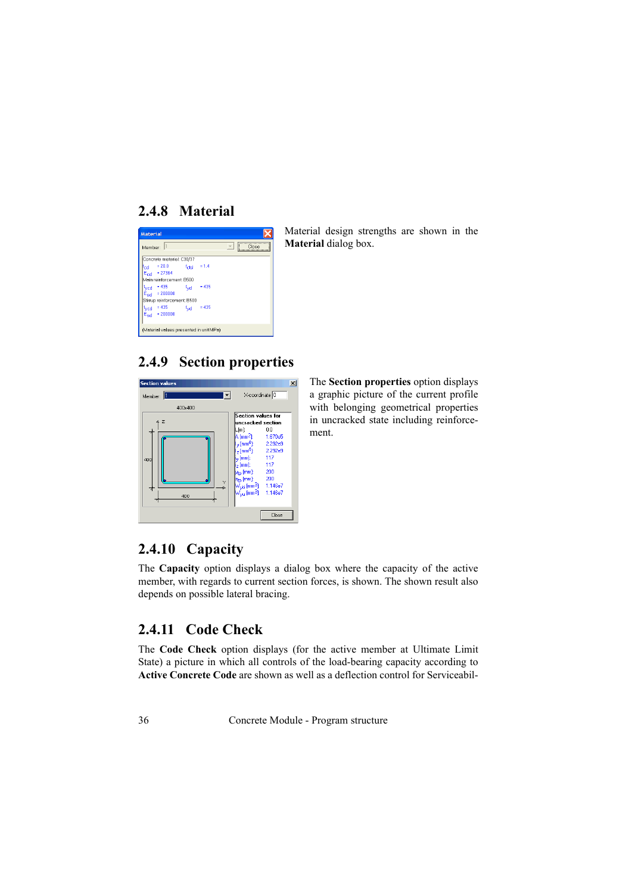## 2.4.8 Material

Material design strengths are shown in the **Material** dialog box.

## 2.4.9 Section properties

The **Section properties** option displays a graphic picture of the current profile with belonging geometrical properties in uncracked state including reinforcement.

## 2.4.10 Capacity

The **Capacity** option displays a dialog box where the capacity of the active member, with regards to current section forces, is shown. The shown result also depends on possible lateral bracing.

## 2.4.11 Code Check

The **Code Check** option displays (for the active member at Ultimate Limit State) a picture in which all controls of the load-bearing capacity according to **Active Concrete Code** are shown as well as a deflection control for Serviceabil-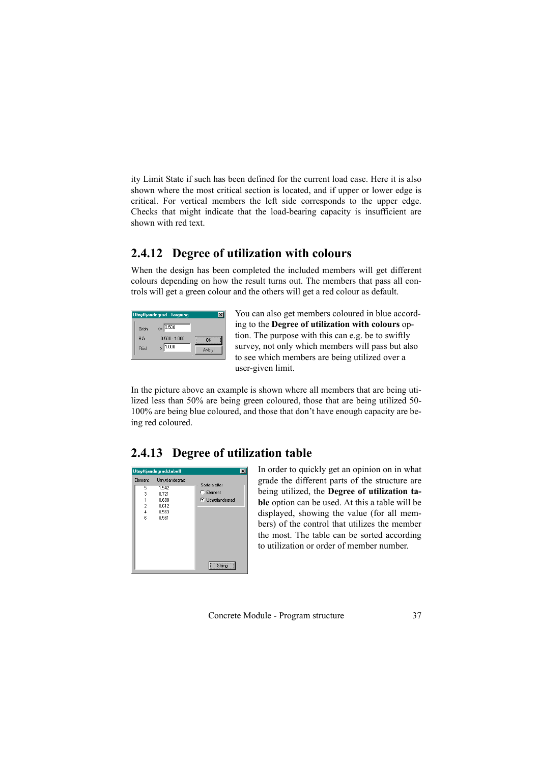ity Limit State if such has been defined for the current load case. Here it is also shown where the most critical section is located, and if upper or lower edge is critical. For vertical members the left side corresponds to the upper edge. Checks that might indicate that the load-bearing capacity is insufficient are shown with red text.

### 2.4.12 Degree of utilization with colours

When the design has been completed the included members will get different colours depending on how the result turns out. The members that pass all controls will get a green colour and the others will get a red colour as default.

You can also get members coloured in blue according to the **Degree of utilization with colours** option. The purpose with this can e.g. be to swiftly survey, not only which members will pass but also to see which members are being utilized over a user-given limit.

In the picture above an example is shown where all members that are being utilized less than 50% are being green coloured, those that are being utilized 50-100% are being blue coloured, and those that don't have enough capacity are being red coloured.

### 2.4.13 Degree of utilization table

In order to quickly get an opinion on in what grade the different parts of the structure are being utilized, the **Degree of utilization table** option can be used. At this a table will be displayed, showing the value (for all members) of the control that utilizes the member the most. The table can be sorted according to utilization or order of member number.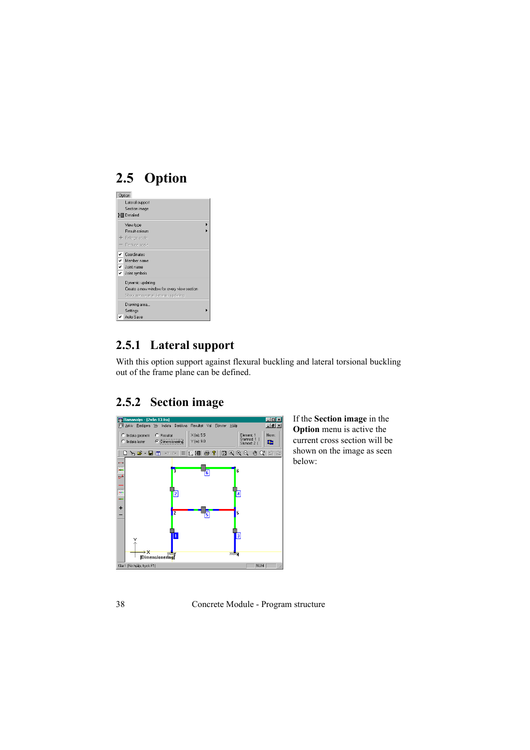## 2.5 Option

### 2.5.1 Lateral support

With this option support against flexural buckling and lateral torsional buckling out of the frame plane can be defined.

### 2.5.2 Section image

If the **Section image** in the **Option** menu is active the current cross section will be shown on the image as seen below: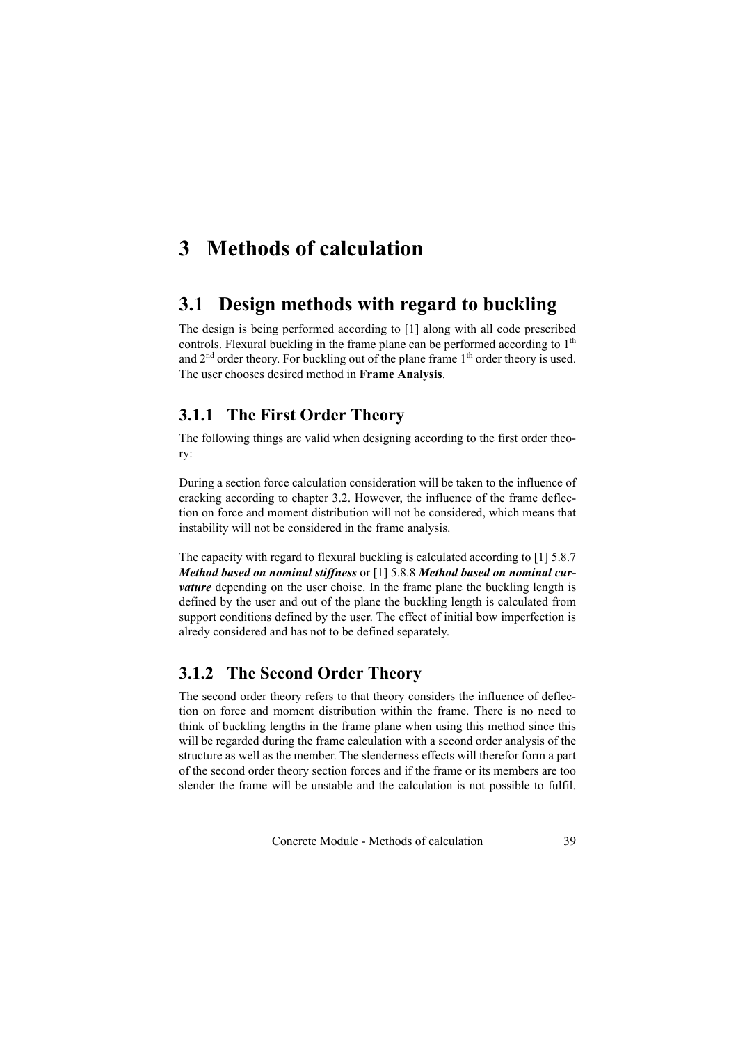# 3 Methods of calculation

## 3.1 Design methods with regard to buckling

The design is being performed according to [1] along with all code prescribed controls. Flexural buckling in the frame plane can be performed according to 1[th] and 2[nd] order theory. For buckling out of the plane frame 1[th] order theory is used. The user chooses desired method in **Frame Analysis**.

### 3.1.1 The First Order Theory

The following things are valid when designing according to the first order theory:

During a section force calculation consideration will be taken to the influence of cracking according to chapter 3.2. However, the influence of the frame deflection on force and moment distribution will not be considered, which means that instability will not be considered in the frame analysis.

The capacity with regard to flexural buckling is calculated according to [1] 5.8.7 ***Method based on nominal stiffness*** or [1] 5.8.8 ***Method based on nominal curvature*** depending on the user choise. In the frame plane the buckling length is defined by the user and out of the plane the buckling length is calculated from support conditions defined by the user. The effect of initial bow imperfection is alredy considered and has not to be defined separately.

### 3.1.2 The Second Order Theory

The second order theory refers to that theory considers the influence of deflection on force and moment distribution within the frame. There is no need to think of buckling lengths in the frame plane when using this method since this will be regarded during the frame calculation with a second order analysis of the structure as well as the member. The slenderness effects will therefor form a part of the second order theory section forces and if the frame or its members are too slender the frame will be unstable and the calculation is not possible to fulfil.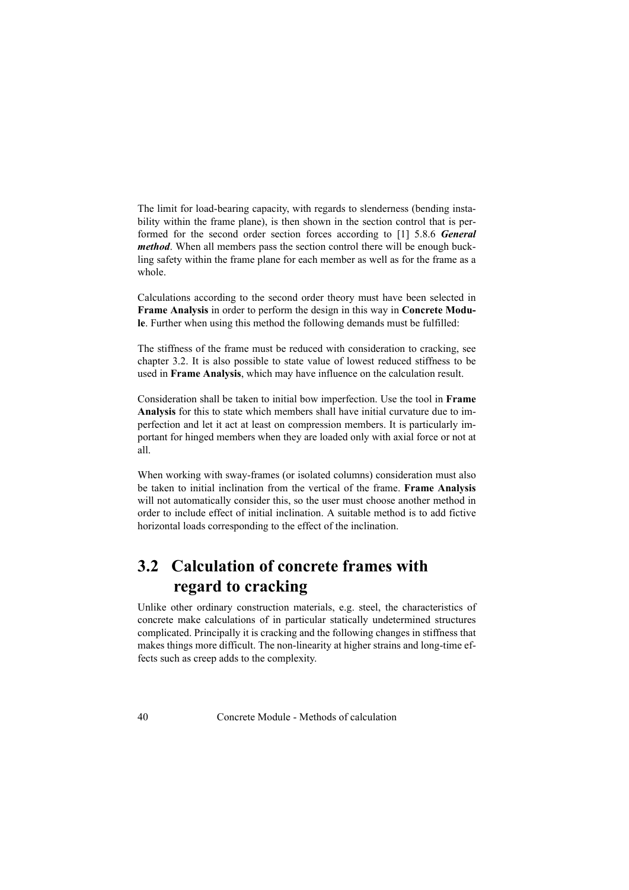The limit for load-bearing capacity, with regards to slenderness (bending instability within the frame plane), is then shown in the section control that is performed for the second order section forces according to [1] 5.8.6 ***General method***. When all members pass the section control there will be enough buckling safety within the frame plane for each member as well as for the frame as a whole.

Calculations according to the second order theory must have been selected in **Frame Analysis** in order to perform the design in this way in **Concrete Module**. Further when using this method the following demands must be fulfilled:

The stiffness of the frame must be reduced with consideration to cracking, see chapter 3.2. It is also possible to state value of lowest reduced stiffness to be used in **Frame Analysis**, which may have influence on the calculation result.

Consideration shall be taken to initial bow imperfection. Use the tool in **Frame Analysis** for this to state which members shall have initial curvature due to imperfection and let it act at least on compression members. It is particularly important for hinged members when they are loaded only with axial force or not at all.

When working with sway-frames (or isolated columns) consideration must also be taken to initial inclination from the vertical of the frame. **Frame Analysis** will not automatically consider this, so the user must choose another method in order to include effect of initial inclination. A suitable method is to add fictive horizontal loads corresponding to the effect of the inclination.

## 3.2 Calculation of concrete frames with regard to cracking

Unlike other ordinary construction materials, e.g. steel, the characteristics of concrete make calculations of in particular statically undetermined structures complicated. Principally it is cracking and the following changes in stiffness that makes things more difficult. The non-linearity at higher strains and long-time effects such as creep adds to the complexity.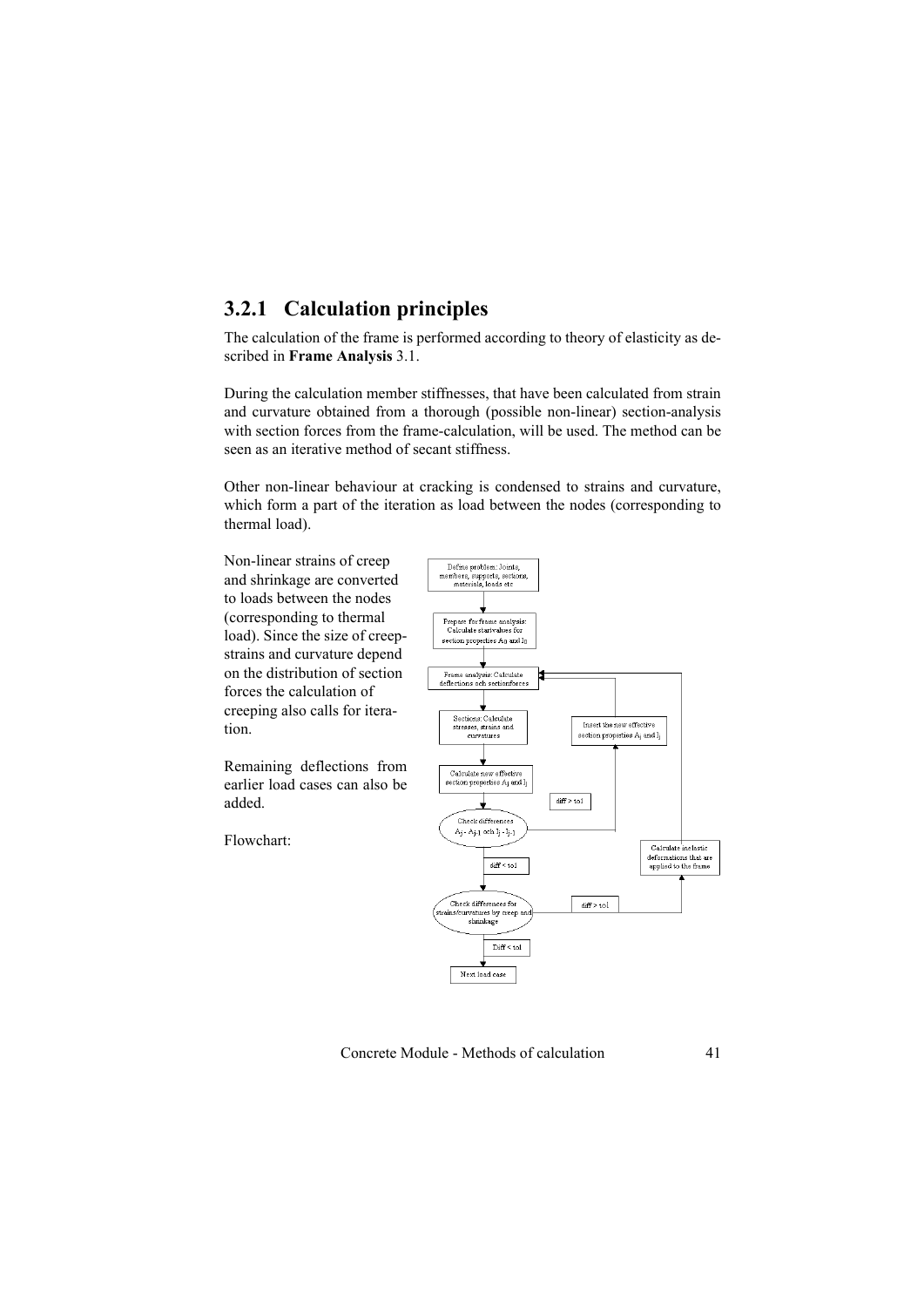## 3.2.1 Calculation principles

The calculation of the frame is performed according to theory of elasticity as described in **Frame Analysis** 3.1.

During the calculation member stiffnesses, that have been calculated from strain and curvature obtained from a thorough (possible non-linear) section-analysis with section forces from the frame-calculation, will be used. The method can be seen as an iterative method of secant stiffness.

Other non-linear behaviour at cracking is condensed to strains and curvature, which form a part of the iteration as load between the nodes (corresponding to thermal load).

Non-linear strains of creep and shrinkage are converted to loads between the nodes (corresponding to thermal load). Since the size of creep-strains and curvature depend on the distribution of section forces the calculation of creeping also calls for iteration.

Remaining deflections from earlier load cases can also be added.

Flowchart:

Define problem: Joints, members, supports, sections, materials, loads etc

Prepare for frame analysis: Calculate startvalues for section properties $A_0$ and $I_0$

Frame analysis: Calculate deflections och sectionforces

Sections: Calculate stresses, strains and curvatures

Calculate new effective section properties $A_j$ and $I_j$

Check differences $A_j - A_{j-1}$ och $I_j - I_{j-1}$

diff > tol → Insert the new effective section properties $A_j$ and $I_j$

diff < tol

Check differences for strains/curvatures by creep and shrinkage

diff > tol → Calculate inelastic deformations that are applied to the frame

Diff < tol

Next load case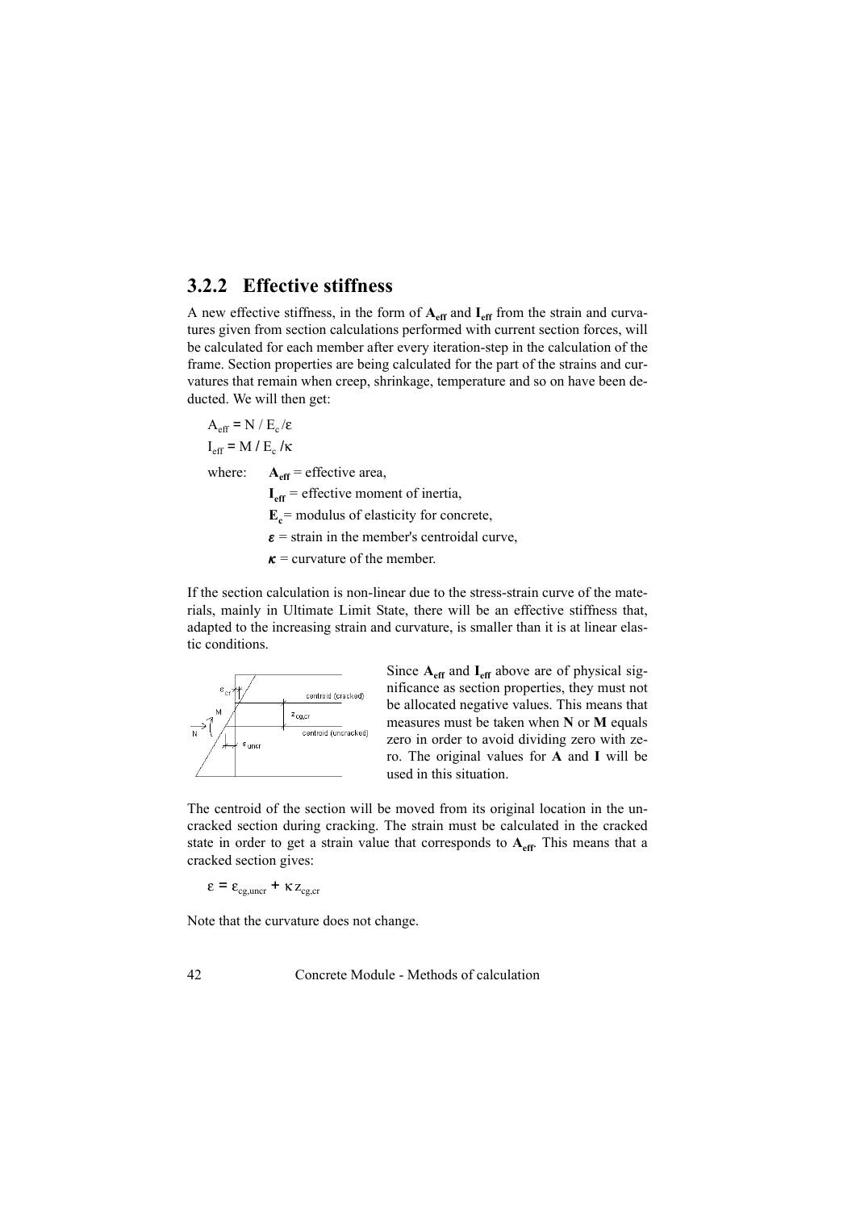### 3.2.2 Effective stiffness

A new effective stiffness, in the form of $\mathbf{A_{eff}}$ and $\mathbf{I_{eff}}$ from the strain and curvatures given from section calculations performed with current section forces, will be calculated for each member after every iteration-step in the calculation of the frame. Section properties are being calculated for the part of the strains and curvatures that remain when creep, shrinkage, temperature and so on have been deducted. We will then get:

$A_{eff} = N / E_c / \varepsilon$

$I_{eff} = M / E_c / \kappa$

where: $\mathbf{A_{eff}}$ = effective area,

$\mathbf{I_{eff}}$ = effective moment of inertia,

$\mathbf{E_c}$ = modulus of elasticity for concrete,

$\boldsymbol{\varepsilon}$ = strain in the member's centroidal curve,

$\boldsymbol{\kappa}$ = curvature of the member.

If the section calculation is non-linear due to the stress-strain curve of the materials, mainly in Ultimate Limit State, there will be an effective stiffness that, adapted to the increasing strain and curvature, is smaller than it is at linear elastic conditions.

Since $\mathbf{A_{eff}}$ and $\mathbf{I_{eff}}$ above are of physical significance as section properties, they must not be allocated negative values. This means that measures must be taken when **N** or **M** equals zero in order to avoid dividing zero with zero. The original values for **A** and **I** will be used in this situation.

The centroid of the section will be moved from its original location in the uncracked section during cracking. The strain must be calculated in the cracked state in order to get a strain value that corresponds to $\mathbf{A_{eff}}$. This means that a cracked section gives:

$\varepsilon = \varepsilon_{cg,uncr} + \kappa z_{cg,cr}$

Note that the curvature does not change.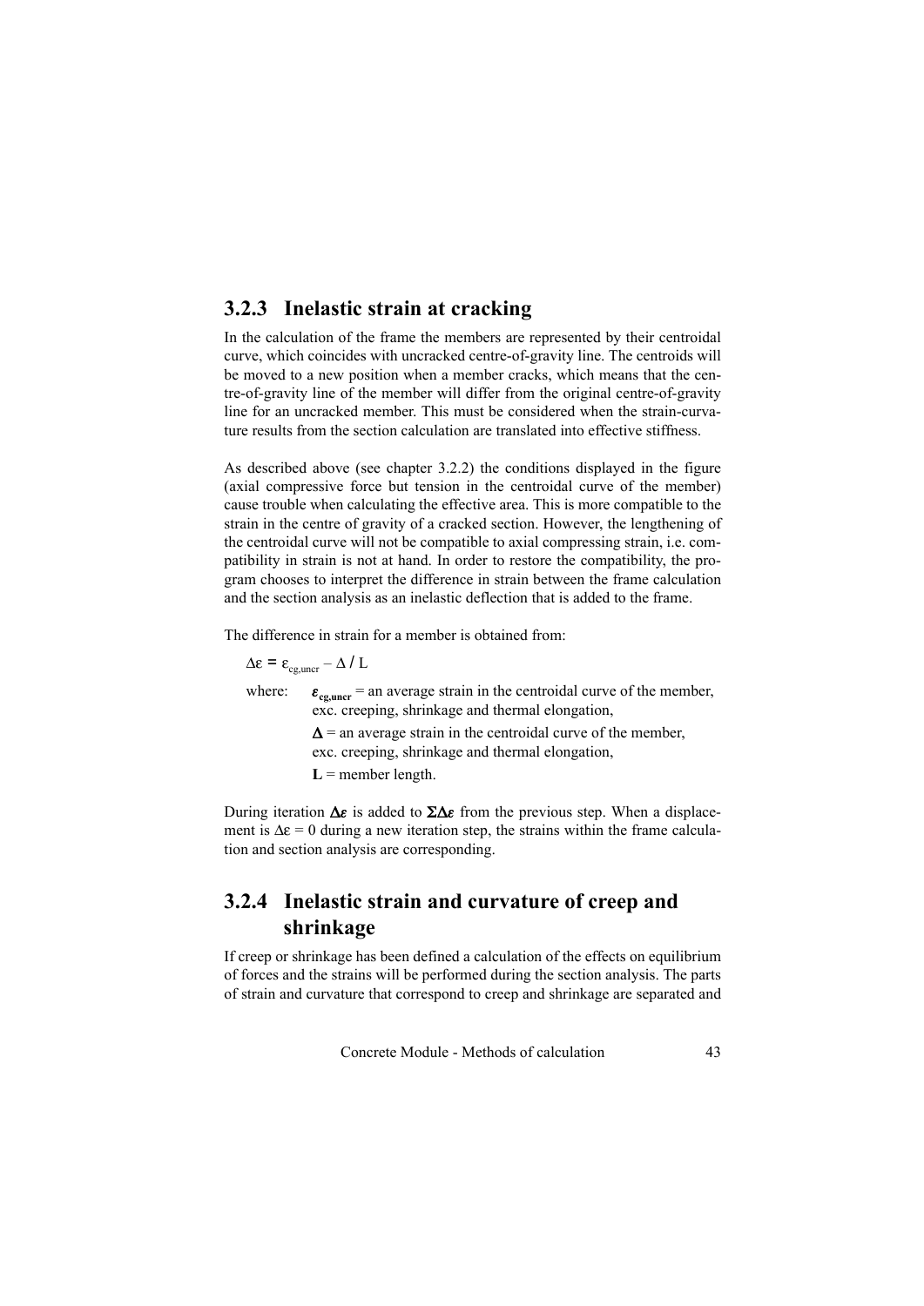### 3.2.3 Inelastic strain at cracking

In the calculation of the frame the members are represented by their centroidal curve, which coincides with uncracked centre-of-gravity line. The centroids will be moved to a new position when a member cracks, which means that the centre-of-gravity line of the member will differ from the original centre-of-gravity line for an uncracked member. This must be considered when the strain-curvature results from the section calculation are translated into effective stiffness.

As described above (see chapter 3.2.2) the conditions displayed in the figure (axial compressive force but tension in the centroidal curve of the member) cause trouble when calculating the effective area. This is more compatible to the strain in the centre of gravity of a cracked section. However, the lengthening of the centroidal curve will not be compatible to axial compressing strain, i.e. compatibility in strain is not at hand. In order to restore the compatibility, the program chooses to interpret the difference in strain between the frame calculation and the section analysis as an inelastic deflection that is added to the frame.

The difference in strain for a member is obtained from:

$$\Delta\varepsilon = \varepsilon_{cg,uncr} - \Delta / L$$

where: $\boldsymbol{\varepsilon_{cg,uncr}}$ = an average strain in the centroidal curve of the member, exc. creeping, shrinkage and thermal elongation,

$\boldsymbol{\Delta}$ = an average strain in the centroidal curve of the member, exc. creeping, shrinkage and thermal elongation,

$\mathbf{L}$ = member length.

During iteration $\boldsymbol{\Delta\varepsilon}$ is added to $\boldsymbol{\Sigma\Delta\varepsilon}$ from the previous step. When a displacement is $\Delta\varepsilon = 0$ during a new iteration step, the strains within the frame calculation and section analysis are corresponding.

### 3.2.4 Inelastic strain and curvature of creep and shrinkage

If creep or shrinkage has been defined a calculation of the effects on equilibrium of forces and the strains will be performed during the section analysis. The parts of strain and curvature that correspond to creep and shrinkage are separated and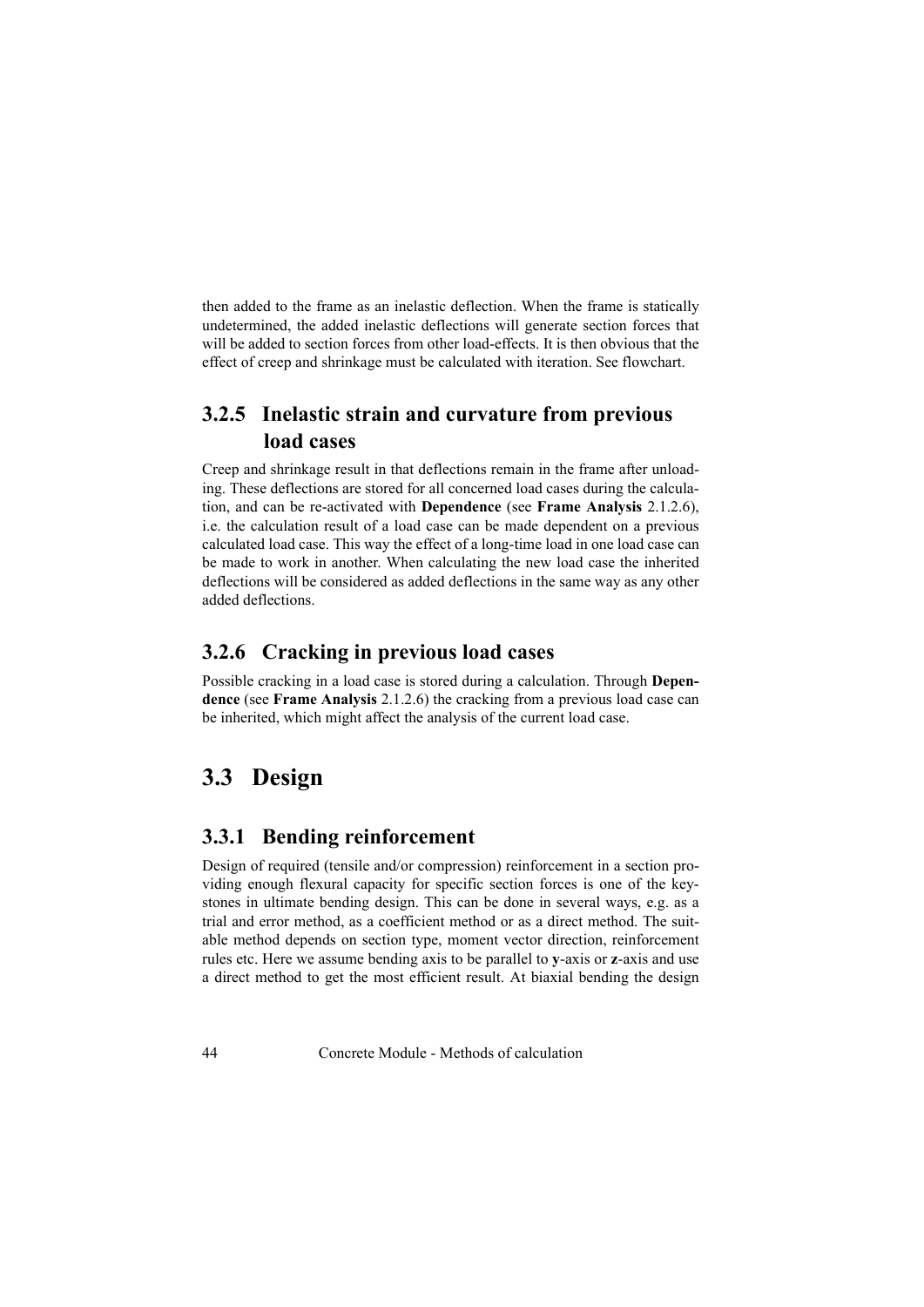then added to the frame as an inelastic deflection. When the frame is statically undetermined, the added inelastic deflections will generate section forces that will be added to section forces from other load-effects. It is then obvious that the effect of creep and shrinkage must be calculated with iteration. See flowchart.

### 3.2.5 Inelastic strain and curvature from previous load cases

Creep and shrinkage result in that deflections remain in the frame after unloading. These deflections are stored for all concerned load cases during the calculation, and can be re-activated with **Dependence** (see **Frame Analysis** 2.1.2.6), i.e. the calculation result of a load case can be made dependent on a previous calculated load case. This way the effect of a long-time load in one load case can be made to work in another. When calculating the new load case the inherited deflections will be considered as added deflections in the same way as any other added deflections.

### 3.2.6 Cracking in previous load cases

Possible cracking in a load case is stored during a calculation. Through **Dependence** (see **Frame Analysis** 2.1.2.6) the cracking from a previous load case can be inherited, which might affect the analysis of the current load case.

## 3.3 Design

### 3.3.1 Bending reinforcement

Design of required (tensile and/or compression) reinforcement in a section providing enough flexural capacity for specific section forces is one of the keystones in ultimate bending design. This can be done in several ways, e.g. as a trial and error method, as a coefficient method or as a direct method. The suitable method depends on section type, moment vector direction, reinforcement rules etc. Here we assume bending axis to be parallel to **y**-axis or **z**-axis and use a direct method to get the most efficient result. At biaxial bending the design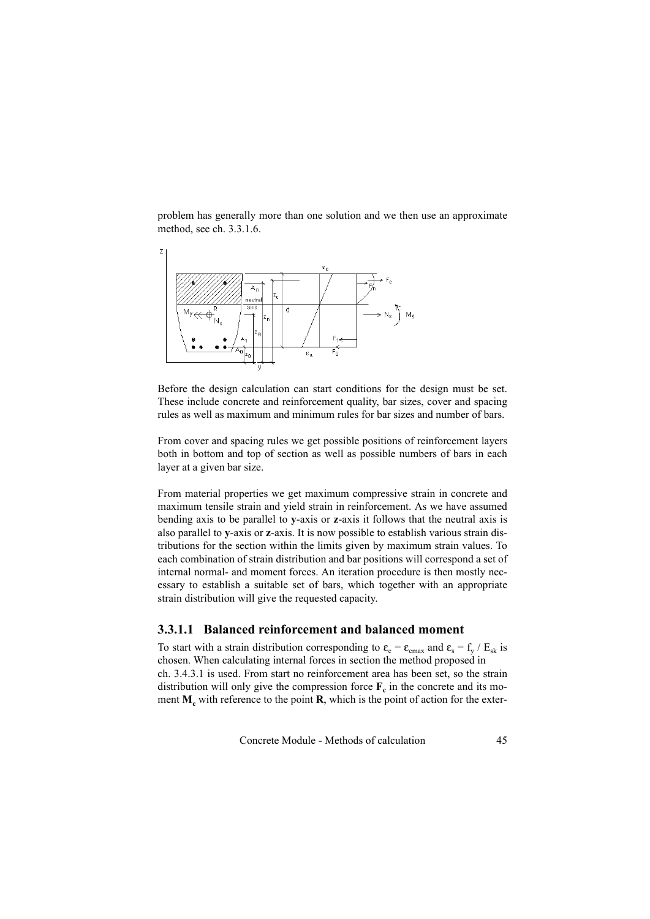problem has generally more than one solution and we then use an approximate method, see ch. 3.3.1.6.

Before the design calculation can start conditions for the design must be set. These include concrete and reinforcement quality, bar sizes, cover and spacing rules as well as maximum and minimum rules for bar sizes and number of bars.

From cover and spacing rules we get possible positions of reinforcement layers both in bottom and top of section as well as possible numbers of bars in each layer at a given bar size.

From material properties we get maximum compressive strain in concrete and maximum tensile strain and yield strain in reinforcement. As we have assumed bending axis to be parallel to **y**-axis or **z**-axis it follows that the neutral axis is also parallel to **y**-axis or **z**-axis. It is now possible to establish various strain distributions for the section within the limits given by maximum strain values. To each combination of strain distribution and bar positions will correspond a set of internal normal- and moment forces. An iteration procedure is then mostly necessary to establish a suitable set of bars, which together with an appropriate strain distribution will give the requested capacity.

### 3.3.1.1 Balanced reinforcement and balanced moment

To start with a strain distribution corresponding to $\varepsilon_c = \varepsilon_{cmax}$ and $\varepsilon_s = f_y / E_{sk}$ is chosen. When calculating internal forces in section the method proposed in ch. 3.4.3.1 is used. From start no reinforcement area has been set, so the strain distribution will only give the compression force $\mathbf{F_c}$ in the concrete and its moment $\mathbf{M_c}$ with reference to the point **R**, which is the point of action for the exter-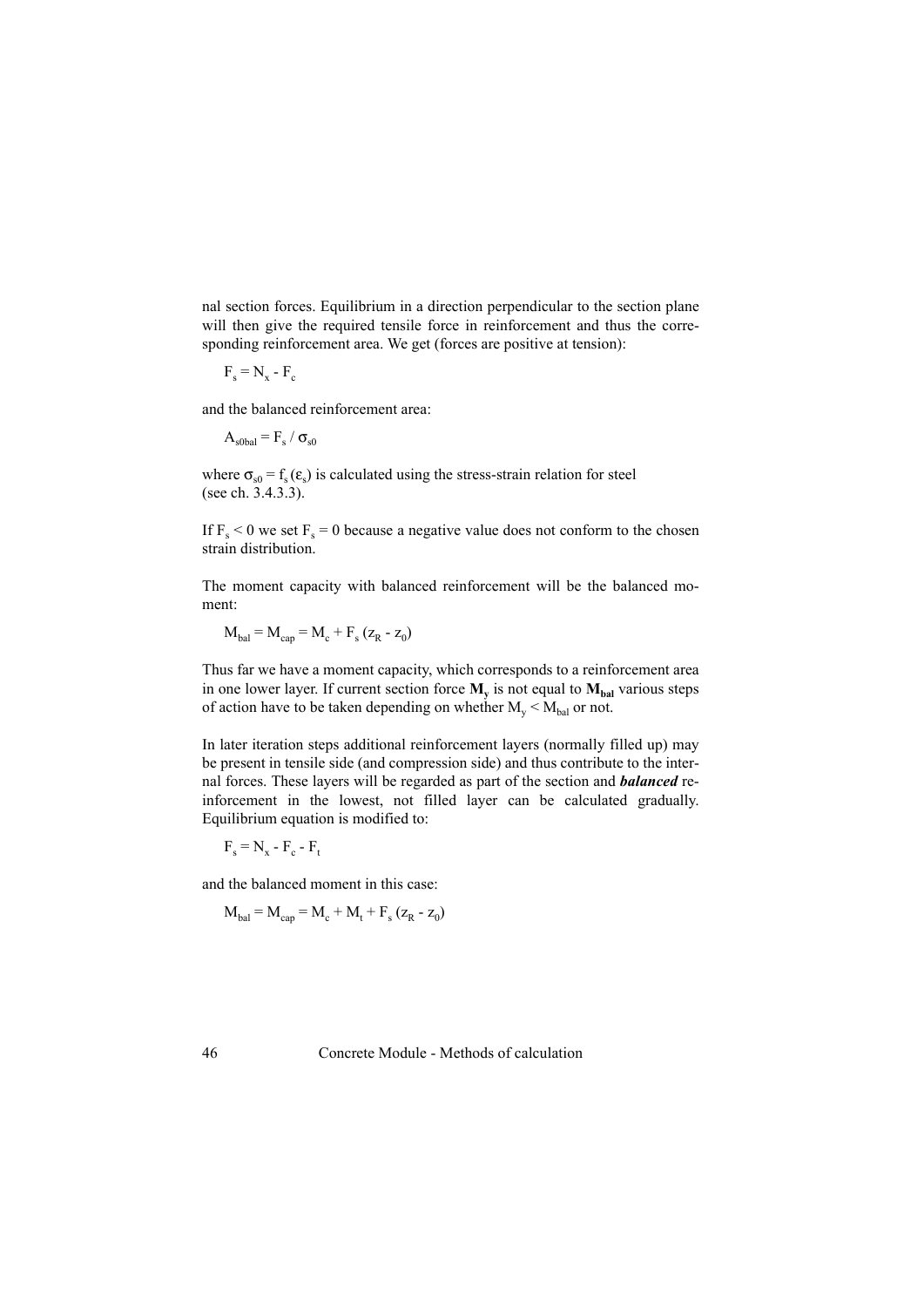nal section forces. Equilibrium in a direction perpendicular to the section plane will then give the required tensile force in reinforcement and thus the corresponding reinforcement area. We get (forces are positive at tension):

$$F_s = N_x - F_c$$

and the balanced reinforcement area:

$$A_{s0bal} = F_s / \sigma_{s0}$$

where $\sigma_{s0} = f_s(\varepsilon_s)$ is calculated using the stress-strain relation for steel (see ch. 3.4.3.3).

If $F_s < 0$ we set $F_s = 0$ because a negative value does not conform to the chosen strain distribution.

The moment capacity with balanced reinforcement will be the balanced moment:

$$M_{bal} = M_{cap} = M_c + F_s (z_R - z_0)$$

Thus far we have a moment capacity, which corresponds to a reinforcement area in one lower layer. If current section force $\mathbf{M_y}$ is not equal to $\mathbf{M_{bal}}$ various steps of action have to be taken depending on whether $M_y < M_{bal}$ or not.

In later iteration steps additional reinforcement layers (normally filled up) may be present in tensile side (and compression side) and thus contribute to the internal forces. These layers will be regarded as part of the section and ***balanced*** reinforcement in the lowest, not filled layer can be calculated gradually. Equilibrium equation is modified to:

$$F_s = N_x - F_c - F_t$$

and the balanced moment in this case:

$$M_{bal} = M_{cap} = M_c + M_t + F_s (z_R - z_0)$$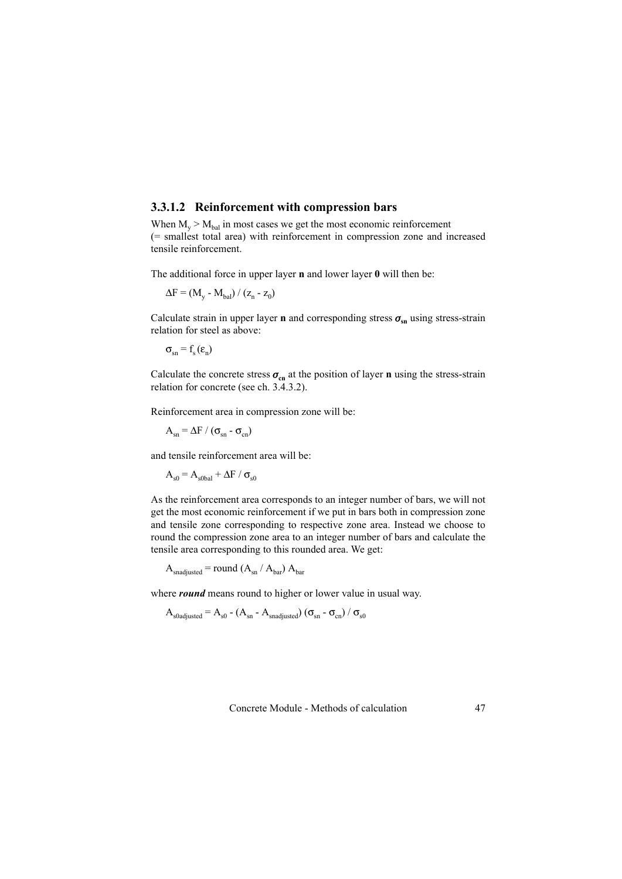### 3.3.1.2 Reinforcement with compression bars

When $M_y > M_{bal}$ in most cases we get the most economic reinforcement (= smallest total area) with reinforcement in compression zone and increased tensile reinforcement.

The additional force in upper layer **n** and lower layer **0** will then be:

$$\Delta F = (M_y - M_{bal}) / (z_n - z_0)$$

Calculate strain in upper layer **n** and corresponding stress $\sigma_{sn}$ using stress-strain relation for steel as above:

$$\sigma_{sn} = f_s(\varepsilon_n)$$

Calculate the concrete stress $\sigma_{cn}$ at the position of layer **n** using the stress-strain relation for concrete (see ch. 3.4.3.2).

Reinforcement area in compression zone will be:

$$A_{sn} = \Delta F / (\sigma_{sn} - \sigma_{cn})$$

and tensile reinforcement area will be:

$$A_{s0} = A_{s0bal} + \Delta F / \sigma_{s0}$$

As the reinforcement area corresponds to an integer number of bars, we will not get the most economic reinforcement if we put in bars both in compression zone and tensile zone corresponding to respective zone area. Instead we choose to round the compression zone area to an integer number of bars and calculate the tensile area corresponding to this rounded area. We get:

$$A_{snadjusted} = \text{round}(A_{sn} / A_{bar})\, A_{bar}$$

where ***round*** means round to higher or lower value in usual way.

$$A_{s0adjusted} = A_{s0} - (A_{sn} - A_{snadjusted})(\sigma_{sn} - \sigma_{cn}) / \sigma_{s0}$$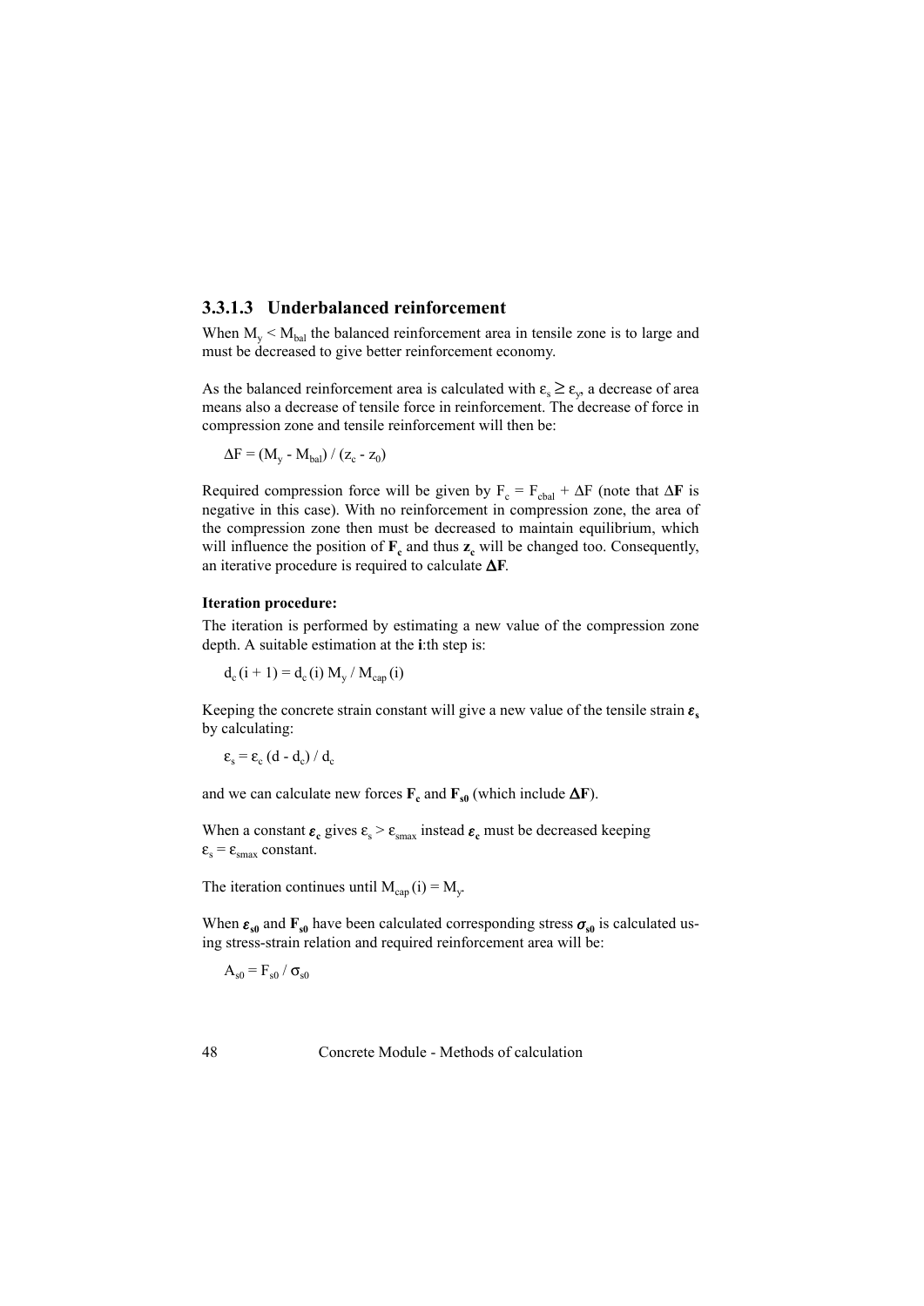### 3.3.1.3 Underbalanced reinforcement

When $M_y < M_{bal}$ the balanced reinforcement area in tensile zone is to large and must be decreased to give better reinforcement economy.

As the balanced reinforcement area is calculated with $\varepsilon_s \geq \varepsilon_y$, a decrease of area means also a decrease of tensile force in reinforcement. The decrease of force in compression zone and tensile reinforcement will then be:

$$\Delta F = (M_y - M_{bal}) / (z_c - z_0)$$

Required compression force will be given by $F_c = F_{cbal} + \Delta F$ (note that $\Delta \mathbf{F}$ is negative in this case). With no reinforcement in compression zone, the area of the compression zone then must be decreased to maintain equilibrium, which will influence the position of $\mathbf{F_c}$ and thus $\mathbf{z_c}$ will be changed too. Consequently, an iterative procedure is required to calculate $\mathbf{\Delta F}$.

**Iteration procedure:**

The iteration is performed by estimating a new value of the compression zone depth. A suitable estimation at the **i**:th step is:

$$d_c(i + 1) = d_c(i)\, M_y / M_{cap}(i)$$

Keeping the concrete strain constant will give a new value of the tensile strain $\boldsymbol{\varepsilon_s}$ by calculating:

$$\varepsilon_s = \varepsilon_c (d - d_c) / d_c$$

and we can calculate new forces $\mathbf{F_c}$ and $\mathbf{F_{s0}}$ (which include $\mathbf{\Delta F}$).

When a constant $\boldsymbol{\varepsilon_c}$ gives $\varepsilon_s > \varepsilon_{smax}$ instead $\boldsymbol{\varepsilon_c}$ must be decreased keeping $\varepsilon_s = \varepsilon_{smax}$ constant.

The iteration continues until $M_{cap}(i) = M_y$.

When $\boldsymbol{\varepsilon_{s0}}$ and $\mathbf{F_{s0}}$ have been calculated corresponding stress $\boldsymbol{\sigma_{s0}}$ is calculated using stress-strain relation and required reinforcement area will be:

$$A_{s0} = F_{s0} / \sigma_{s0}$$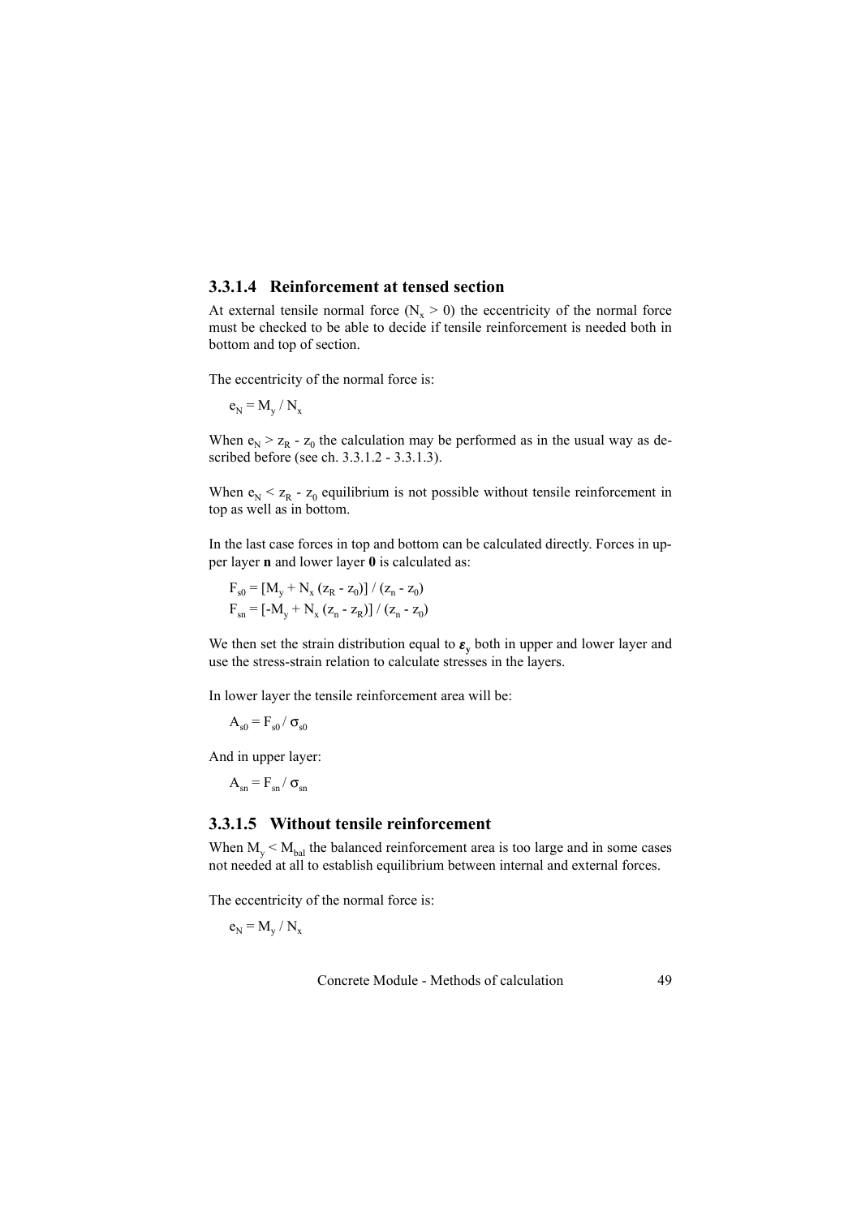### 3.3.1.4 Reinforcement at tensed section

At external tensile normal force ($N_x > 0$) the eccentricity of the normal force must be checked to be able to decide if tensile reinforcement is needed both in bottom and top of section.

The eccentricity of the normal force is:

$$e_N = M_y / N_x$$

When $e_N > z_R - z_0$ the calculation may be performed as in the usual way as described before (see ch. 3.3.1.2 - 3.3.1.3).

When $e_N < z_R - z_0$ equilibrium is not possible without tensile reinforcement in top as well as in bottom.

In the last case forces in top and bottom can be calculated directly. Forces in upper layer **n** and lower layer **0** is calculated as:

$$F_{s0} = [M_y + N_x (z_R - z_0)] / (z_n - z_0)$$
$$F_{sn} = [-M_y + N_x (z_n - z_R)] / (z_n - z_0)$$

We then set the strain distribution equal to $\boldsymbol{\varepsilon}_\mathbf{y}$ both in upper and lower layer and use the stress-strain relation to calculate stresses in the layers.

In lower layer the tensile reinforcement area will be:

$$A_{s0} = F_{s0} / \sigma_{s0}$$

And in upper layer:

$$A_{sn} = F_{sn} / \sigma_{sn}$$

### 3.3.1.5 Without tensile reinforcement

When $M_y < M_{bal}$ the balanced reinforcement area is too large and in some cases not needed at all to establish equilibrium between internal and external forces.

The eccentricity of the normal force is:

$$e_N = M_y / N_x$$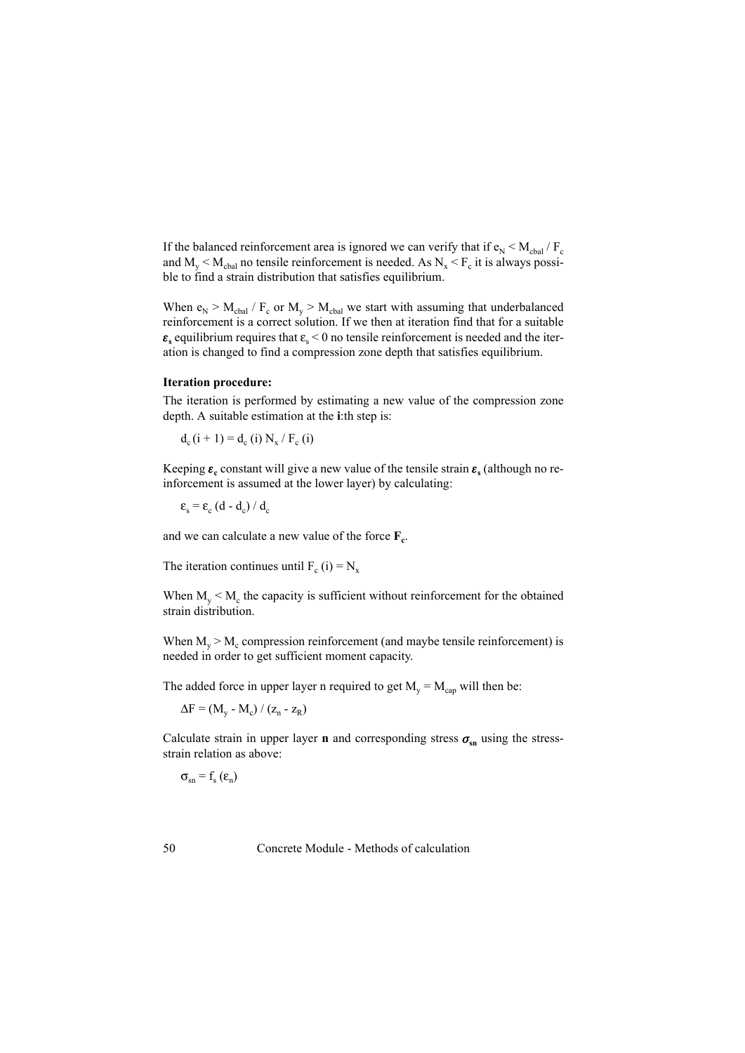If the balanced reinforcement area is ignored we can verify that if $e_N < M_{cbal} / F_c$ and $M_y < M_{cbal}$ no tensile reinforcement is needed. As $N_x < F_c$ it is always possible to find a strain distribution that satisfies equilibrium.

When $e_N > M_{cbal} / F_c$ or $M_y > M_{cbal}$ we start with assuming that underbalanced reinforcement is a correct solution. If we then at iteration find that for a suitable $\boldsymbol{\varepsilon_s}$ equilibrium requires that $\varepsilon_s < 0$ no tensile reinforcement is needed and the iteration is changed to find a compression zone depth that satisfies equilibrium.

**Iteration procedure:**

The iteration is performed by estimating a new value of the compression zone depth. A suitable estimation at the **i**:th step is:

$$d_c (i + 1) = d_c (i)\, N_x / F_c (i)$$

Keeping $\boldsymbol{\varepsilon_c}$ constant will give a new value of the tensile strain $\boldsymbol{\varepsilon_s}$ (although no reinforcement is assumed at the lower layer) by calculating:

$$\varepsilon_s = \varepsilon_c (d - d_c) / d_c$$

and we can calculate a new value of the force $\mathbf{F_c}$.

The iteration continues until $F_c (i) = N_x$

When $M_y < M_c$ the capacity is sufficient without reinforcement for the obtained strain distribution.

When $M_y > M_c$ compression reinforcement (and maybe tensile reinforcement) is needed in order to get sufficient moment capacity.

The added force in upper layer n required to get $M_y = M_{cap}$ will then be:

$$\Delta F = (M_y - M_c) / (z_n - z_R)$$

Calculate strain in upper layer **n** and corresponding stress $\boldsymbol{\sigma_{sn}}$ using the stress-strain relation as above:

$$\sigma_{sn} = f_s (\varepsilon_n)$$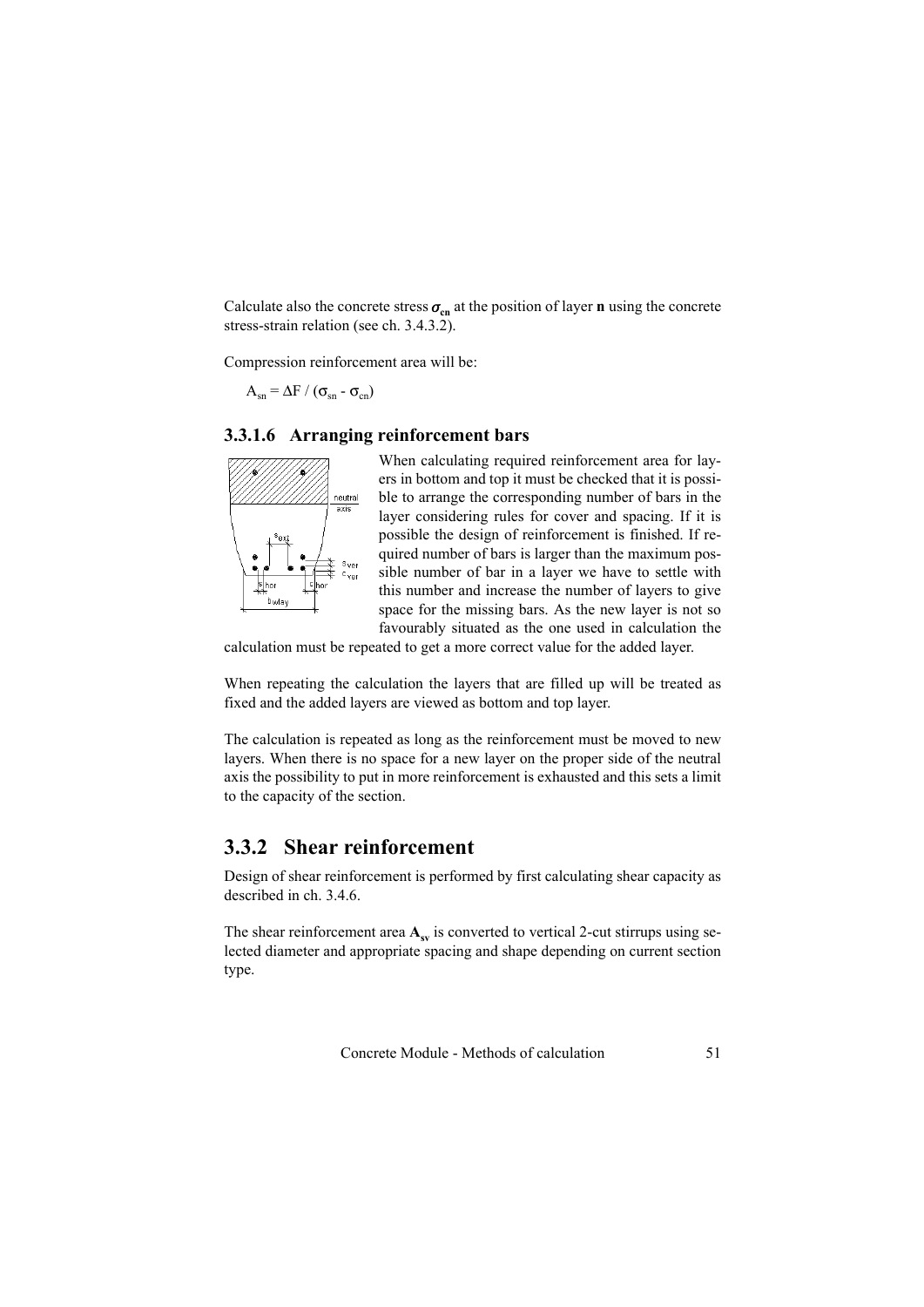Calculate also the concrete stress $\sigma_{cn}$ at the position of layer **n** using the concrete stress-strain relation (see ch. 3.4.3.2).

Compression reinforcement area will be:

$A_{sn} = \Delta F / (\sigma_{sn} - \sigma_{cn})$

### 3.3.1.6 Arranging reinforcement bars

When calculating required reinforcement area for layers in bottom and top it must be checked that it is possible to arrange the corresponding number of bars in the layer considering rules for cover and spacing. If it is possible the design of reinforcement is finished. If required number of bars is larger than the maximum possible number of bar in a layer we have to settle with this number and increase the number of layers to give space for the missing bars. As the new layer is not so favourably situated as the one used in calculation the calculation must be repeated to get a more correct value for the added layer.

When repeating the calculation the layers that are filled up will be treated as fixed and the added layers are viewed as bottom and top layer.

The calculation is repeated as long as the reinforcement must be moved to new layers. When there is no space for a new layer on the proper side of the neutral axis the possibility to put in more reinforcement is exhausted and this sets a limit to the capacity of the section.

## 3.3.2 Shear reinforcement

Design of shear reinforcement is performed by first calculating shear capacity as described in ch. 3.4.6.

The shear reinforcement area $\mathbf{A_{sv}}$ is converted to vertical 2-cut stirrups using selected diameter and appropriate spacing and shape depending on current section type.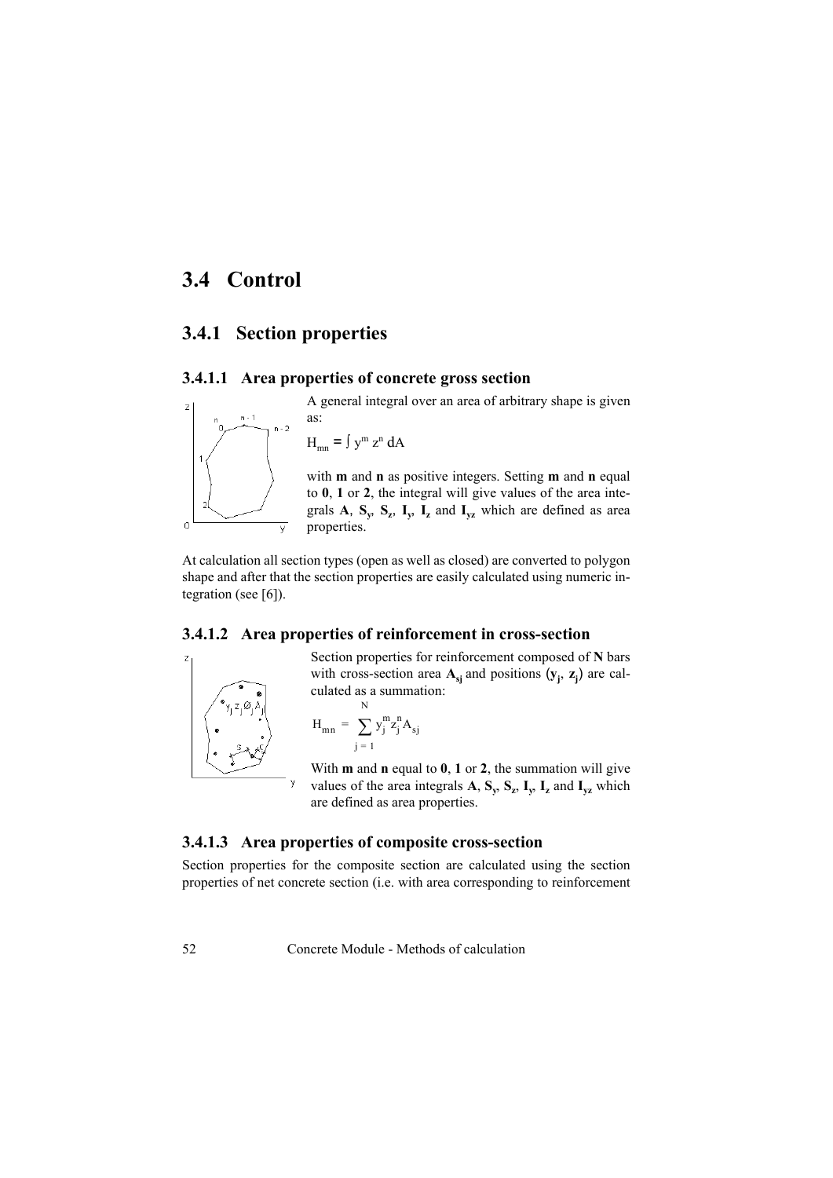# 3.4 Control

## 3.4.1 Section properties

### 3.4.1.1 Area properties of concrete gross section

A general integral over an area of arbitrary shape is given as:

$H_{mn} = \int y^m z^n \, dA$

with **m** and **n** as positive integers. Setting **m** and **n** equal to **0**, **1** or **2**, the integral will give values of the area integrals **A**, $\mathbf{S_y}$, $\mathbf{S_z}$, $\mathbf{I_y}$, $\mathbf{I_z}$ and $\mathbf{I_{yz}}$ which are defined as area properties.

At calculation all section types (open as well as closed) are converted to polygon shape and after that the section properties are easily calculated using numeric integration (see [6]).

### 3.4.1.2 Area properties of reinforcement in cross-section

Section properties for reinforcement composed of **N** bars with cross-section area $\mathbf{A_{sj}}$ and positions $(\mathbf{y_j}, \mathbf{z_j})$ are calculated as a summation:

$$H_{mn} = \sum_{j=1}^{N} y_j^m z_j^n A_{sj}$$

With **m** and **n** equal to **0**, **1** or **2**, the summation will give values of the area integrals **A**, $\mathbf{S_y}$, $\mathbf{S_z}$, $\mathbf{I_y}$, $\mathbf{I_z}$ and $\mathbf{I_{yz}}$ which are defined as area properties.

### 3.4.1.3 Area properties of composite cross-section

Section properties for the composite section are calculated using the section properties of net concrete section (i.e. with area corresponding to reinforcement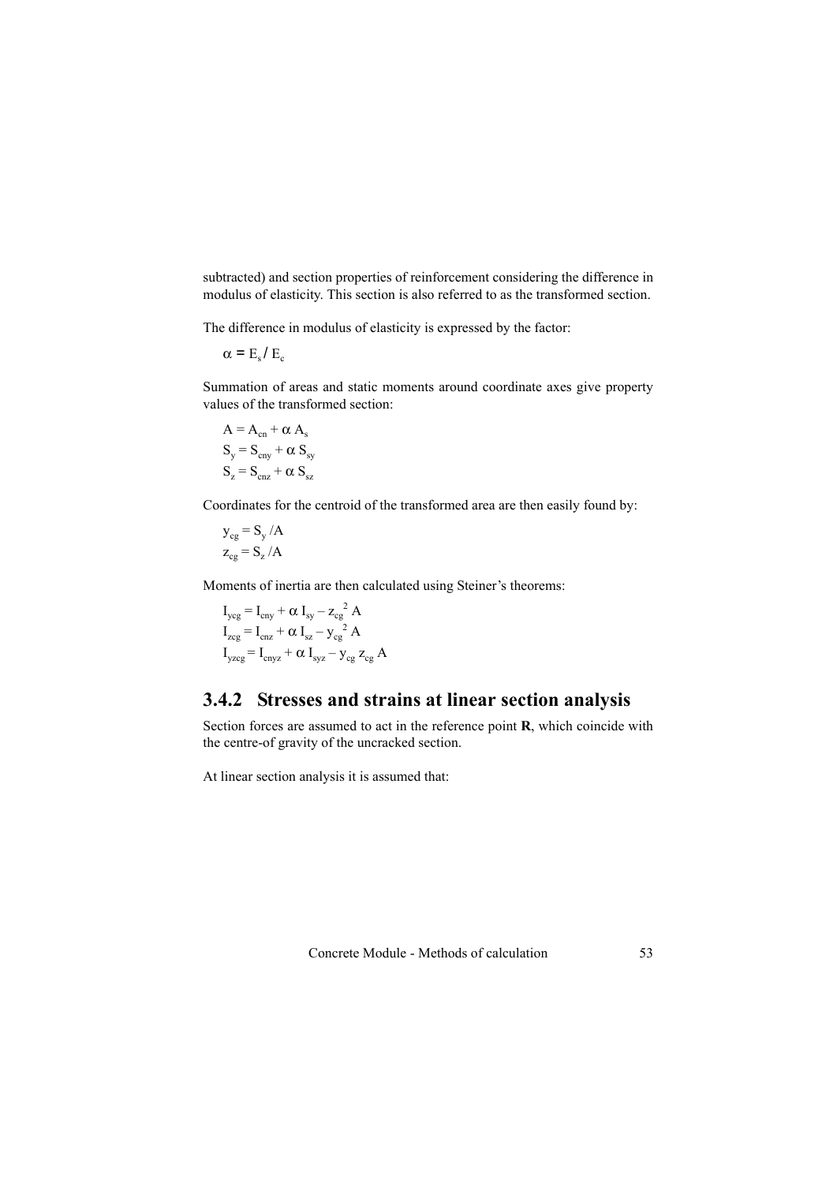subtracted) and section properties of reinforcement considering the difference in modulus of elasticity. This section is also referred to as the transformed section.

The difference in modulus of elasticity is expressed by the factor:

$$\alpha = E_s / E_c$$

Summation of areas and static moments around coordinate axes give property values of the transformed section:

$$A = A_{cn} + \alpha A_s$$
$$S_y = S_{cny} + \alpha S_{sy}$$
$$S_z = S_{cnz} + \alpha S_{sz}$$

Coordinates for the centroid of the transformed area are then easily found by:

$$y_{cg} = S_y / A$$
$$z_{cg} = S_z / A$$

Moments of inertia are then calculated using Steiner's theorems:

$$I_{ycg} = I_{cny} + \alpha I_{sy} - z_{cg}^2 A$$
$$I_{zcg} = I_{cnz} + \alpha I_{sz} - y_{cg}^2 A$$
$$I_{yzcg} = I_{cnyz} + \alpha I_{syz} - y_{cg} z_{cg} A$$

## 3.4.2 Stresses and strains at linear section analysis

Section forces are assumed to act in the reference point **R**, which coincide with the centre-of gravity of the uncracked section.

At linear section analysis it is assumed that: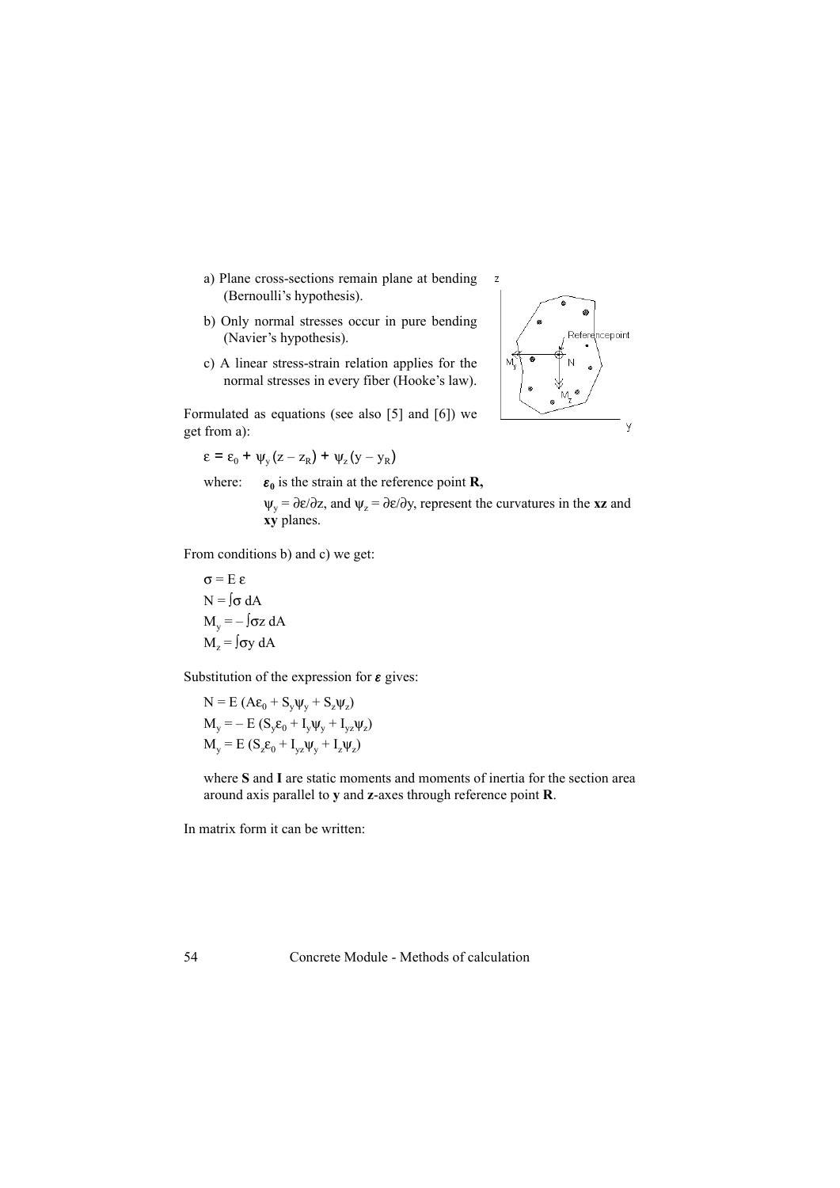a) Plane cross-sections remain plane at bending (Bernoulli's hypothesis).

b) Only normal stresses occur in pure bending (Navier's hypothesis).

c) A linear stress-strain relation applies for the normal stresses in every fiber (Hooke's law).

Formulated as equations (see also [5] and [6]) we get from a):

$$\varepsilon = \varepsilon_0 + \psi_y (z - z_R) + \psi_z (y - y_R)$$

where: $\boldsymbol{\varepsilon_0}$ is the strain at the reference point **R,**

$\psi_y = \partial\varepsilon/\partial z$, and $\psi_z = \partial\varepsilon/\partial y$, represent the curvatures in the **xz** and **xy** planes.

From conditions b) and c) we get:

$$\sigma = E\,\varepsilon$$

$$N = \int \sigma \, dA$$

$$M_y = -\int \sigma z \, dA$$

$$M_z = \int \sigma y \, dA$$

Substitution of the expression for $\boldsymbol{\varepsilon}$ gives:

$$N = E\,(A\varepsilon_0 + S_y\psi_y + S_z\psi_z)$$

$$M_y = -\,E\,(S_y\varepsilon_0 + I_y\psi_y + I_{yz}\psi_z)$$

$$M_y = E\,(S_z\varepsilon_0 + I_{yz}\psi_y + I_z\psi_z)$$

where **S** and **I** are static moments and moments of inertia for the section area around axis parallel to **y** and **z**-axes through reference point **R**.

In matrix form it can be written: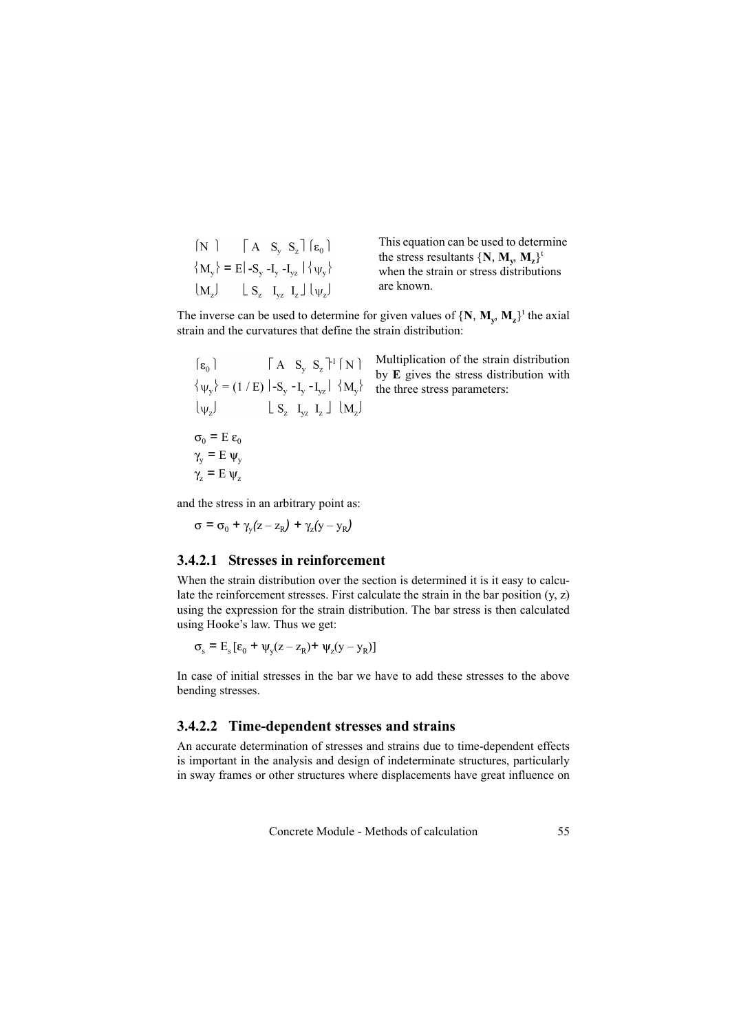$$\begin{Bmatrix} N \\ M_y \\ M_z \end{Bmatrix} = E \begin{bmatrix} A & S_y & S_z \\ -S_y & -I_y & -I_{yz} \\ S_z & I_{yz} & I_z \end{bmatrix} \begin{Bmatrix} \varepsilon_0 \\ \psi_y \\ \psi_z \end{Bmatrix}$$

This equation can be used to determine the stress resultants $\{\mathbf{N}, \mathbf{M_y}, \mathbf{M_z}\}^t$ when the strain or stress distributions are known.

The inverse can be used to determine for given values of $\{\mathbf{N}, \mathbf{M_y}, \mathbf{M_z}\}^t$ the axial strain and the curvatures that define the strain distribution:

$$\begin{Bmatrix} \varepsilon_0 \\ \psi_y \\ \psi_z \end{Bmatrix} = (1 / E) \begin{bmatrix} A & S_y & S_z \\ -S_y & -I_y & -I_{yz} \\ S_z & I_{yz} & I_z \end{bmatrix}^{-1} \begin{Bmatrix} N \\ M_y \\ M_z \end{Bmatrix}$$

Multiplication of the strain distribution by **E** gives the stress distribution with the three stress parameters:

$$\sigma_0 = E\ \varepsilon_0$$

$$\gamma_y = E\ \psi_y$$

$$\gamma_z = E\ \psi_z$$

and the stress in an arbitrary point as:

$$\sigma = \sigma_0 + \gamma_y(z - z_R) + \gamma_z(y - y_R)$$

### 3.4.2.1 Stresses in reinforcement

When the strain distribution over the section is determined it is it easy to calculate the reinforcement stresses. First calculate the strain in the bar position (y, z) using the expression for the strain distribution. The bar stress is then calculated using Hooke's law. Thus we get:

$$\sigma_s = E_s\,[\varepsilon_0 + \psi_y(z - z_R) + \psi_z(y - y_R)]$$

In case of initial stresses in the bar we have to add these stresses to the above bending stresses.

### 3.4.2.2 Time-dependent stresses and strains

An accurate determination of stresses and strains due to time-dependent effects is important in the analysis and design of indeterminate structures, particularly in sway frames or other structures where displacements have great influence on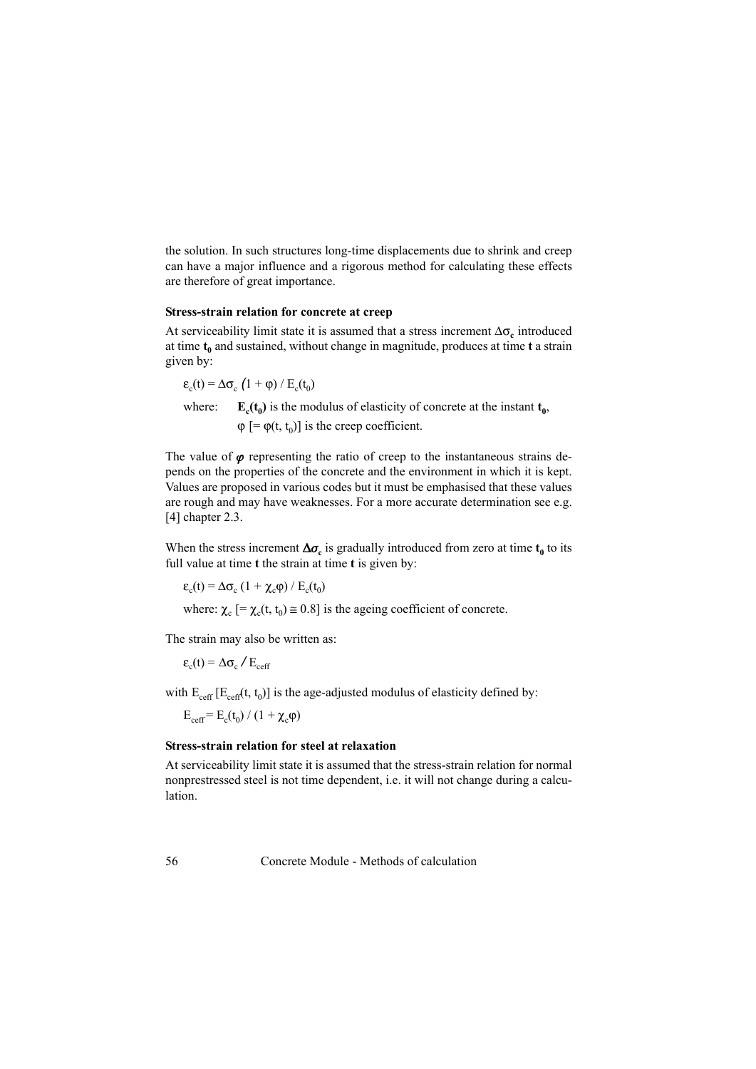the solution. In such structures long-time displacements due to shrink and creep can have a major influence and a rigorous method for calculating these effects are therefore of great importance.

### Stress-strain relation for concrete at creep

At serviceability limit state it is assumed that a stress increment $\Delta\sigma_c$ introduced at time $t_0$ and sustained, without change in magnitude, produces at time **t** a strain given by:

$$\varepsilon_c(t) = \Delta\sigma_c \,(1 + \varphi) / E_c(t_0)$$

where: $E_c(t_0)$ is the modulus of elasticity of concrete at the instant $t_0$,
$\varphi$ [$= \varphi(t, t_0)$] is the creep coefficient.

The value of $\varphi$ representing the ratio of creep to the instantaneous strains depends on the properties of the concrete and the environment in which it is kept. Values are proposed in various codes but it must be emphasised that these values are rough and may have weaknesses. For a more accurate determination see e.g. [4] chapter 2.3.

When the stress increment $\Delta\sigma_c$ is gradually introduced from zero at time $t_0$ to its full value at time **t** the strain at time **t** is given by:

$$\varepsilon_c(t) = \Delta\sigma_c \,(1 + \chi_c\varphi) / E_c(t_0)$$

where: $\chi_c$ [$= \chi_c(t, t_0) \cong 0.8$] is the ageing coefficient of concrete.

The strain may also be written as:

$$\varepsilon_c(t) = \Delta\sigma_c / E_{ceff}$$

with $E_{ceff}$ [$E_{ceff}(t, t_0)$] is the age-adjusted modulus of elasticity defined by:

$$E_{ceff} = E_c(t_0) / (1 + \chi_c\varphi)$$

### Stress-strain relation for steel at relaxation

At serviceability limit state it is assumed that the stress-strain relation for normal nonprestressed steel is not time dependent, i.e. it will not change during a calculation.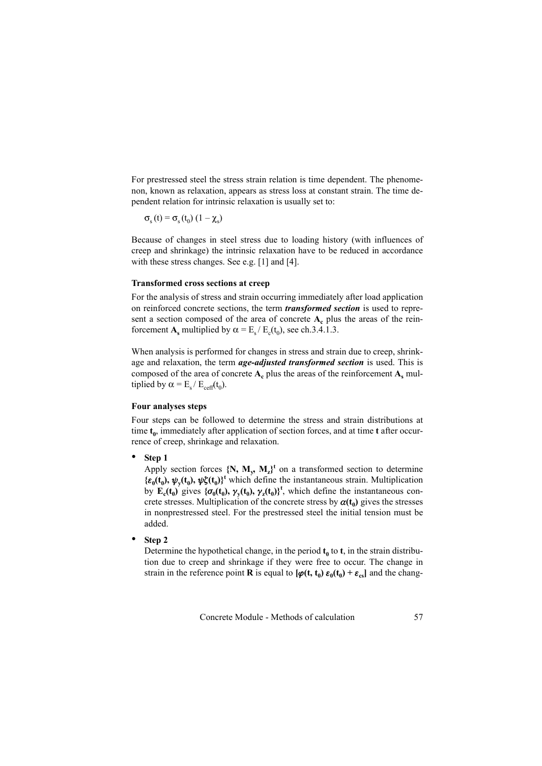For prestressed steel the stress strain relation is time dependent. The phenomenon, known as relaxation, appears as stress loss at constant strain. The time dependent relation for intrinsic relaxation is usually set to:

$$\sigma_s(t) = \sigma_s(t_0)\,(1 - \chi_s)$$

Because of changes in steel stress due to loading history (with influences of creep and shrinkage) the intrinsic relaxation have to be reduced in accordance with these stress changes. See e.g. [1] and [4].

### Transformed cross sections at creep

For the analysis of stress and strain occurring immediately after load application on reinforced concrete sections, the term ***transformed section*** is used to represent a section composed of the area of concrete $\mathbf{A_c}$ plus the areas of the reinforcement $\mathbf{A_s}$ multiplied by $\alpha = E_s / E_c(t_0)$, see ch.3.4.1.3.

When analysis is performed for changes in stress and strain due to creep, shrinkage and relaxation, the term ***age-adjusted transformed section*** is used. This is composed of the area of concrete $\mathbf{A_c}$ plus the areas of the reinforcement $\mathbf{A_s}$ multiplied by $\alpha = E_s / E_{ceff}(t_0)$.

### Four analyses steps

Four steps can be followed to determine the stress and strain distributions at time $\mathbf{t_0}$, immediately after application of section forces, and at time $\mathbf{t}$ after occurrence of creep, shrinkage and relaxation.

- **Step 1**
  Apply section forces $\{N, M_y, M_z\}^t$ on a transformed section to determine $\{\varepsilon_0(t_0), \psi_y(t_0), \psi\zeta(t_0)\}^t$ which define the instantaneous strain. Multiplication by $E_c(t_0)$ gives $\{\sigma_0(t_0), \gamma_y(t_0), \gamma_z(t_0)\}^t$, which define the instantaneous concrete stresses. Multiplication of the concrete stress by $\alpha(t_0)$ gives the stresses in nonprestressed steel. For the prestressed steel the initial tension must be added.

- **Step 2**
  Determine the hypothetical change, in the period $\mathbf{t_0}$ to $\mathbf{t}$, in the strain distribution due to creep and shrinkage if they were free to occur. The change in strain in the reference point $\mathbf{R}$ is equal to $[\varphi(t, t_0)\,\varepsilon_0(t_0) + \varepsilon_{cs}]$ and the chang-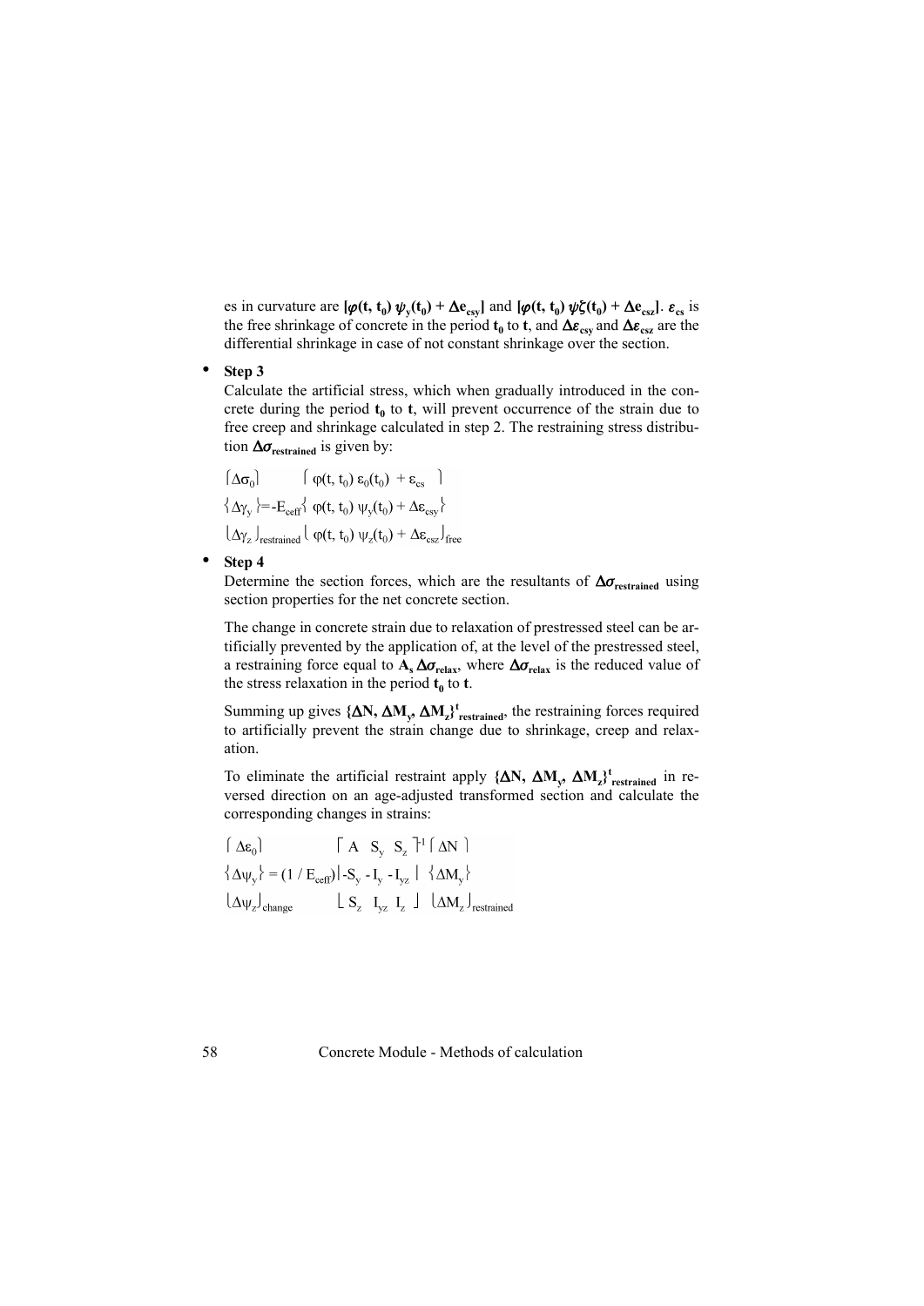es in curvature are $[\varphi(t, t_0)\, \psi_y(t_0) + \Delta e_{csy}]$ and $[\varphi(t, t_0)\, \psi\zeta(t_0) + \Delta e_{csz}]$. $\varepsilon_{cs}$ is the free shrinkage of concrete in the period $t_0$ to $t$, and $\Delta\varepsilon_{csy}$ and $\Delta\varepsilon_{csz}$ are the differential shrinkage in case of not constant shrinkage over the section.

- **Step 3**

  Calculate the artificial stress, which when gradually introduced in the concrete during the period $t_0$ to $t$, will prevent occurrence of the strain due to free creep and shrinkage calculated in step 2. The restraining stress distribution $\Delta\sigma_{restrained}$ is given by:

$$
\begin{Bmatrix} \Delta\sigma_0 \\ \Delta\gamma_y \\ \Delta\gamma_z \end{Bmatrix}_{restrained} = -E_{ceff} \begin{Bmatrix} \varphi(t, t_0)\, \varepsilon_0(t_0) + \varepsilon_{cs} \\ \varphi(t, t_0)\, \psi_y(t_0) + \Delta\varepsilon_{csy} \\ \varphi(t, t_0)\, \psi_z(t_0) + \Delta\varepsilon_{csz} \end{Bmatrix}_{free}
$$

- **Step 4**

  Determine the section forces, which are the resultants of $\Delta\sigma_{restrained}$ using section properties for the net concrete section.

  The change in concrete strain due to relaxation of prestressed steel can be artificially prevented by the application of, at the level of the prestressed steel, a restraining force equal to $A_s\, \Delta\sigma_{relax}$, where $\Delta\sigma_{relax}$ is the reduced value of the stress relaxation in the period $t_0$ to $t$.

  Summing up gives $\{\Delta N, \Delta M_y, \Delta M_z\}^t_{restrained}$, the restraining forces required to artificially prevent the strain change due to shrinkage, creep and relaxation.

  To eliminate the artificial restraint apply $\{\Delta N, \Delta M_y, \Delta M_z\}^t_{restrained}$ in reversed direction on an age-adjusted transformed section and calculate the corresponding changes in strains:

$$
\begin{Bmatrix} \Delta\varepsilon_0 \\ \Delta\psi_y \\ \Delta\psi_z \end{Bmatrix}_{change} = (1 / E_{ceff}) \begin{bmatrix} A & S_y & S_z \\ -S_y & -I_y & -I_{yz} \\ S_z & I_{yz} & I_z \end{bmatrix}^{-1} \begin{Bmatrix} \Delta N \\ \Delta M_y \\ \Delta M_z \end{Bmatrix}_{restrained}
$$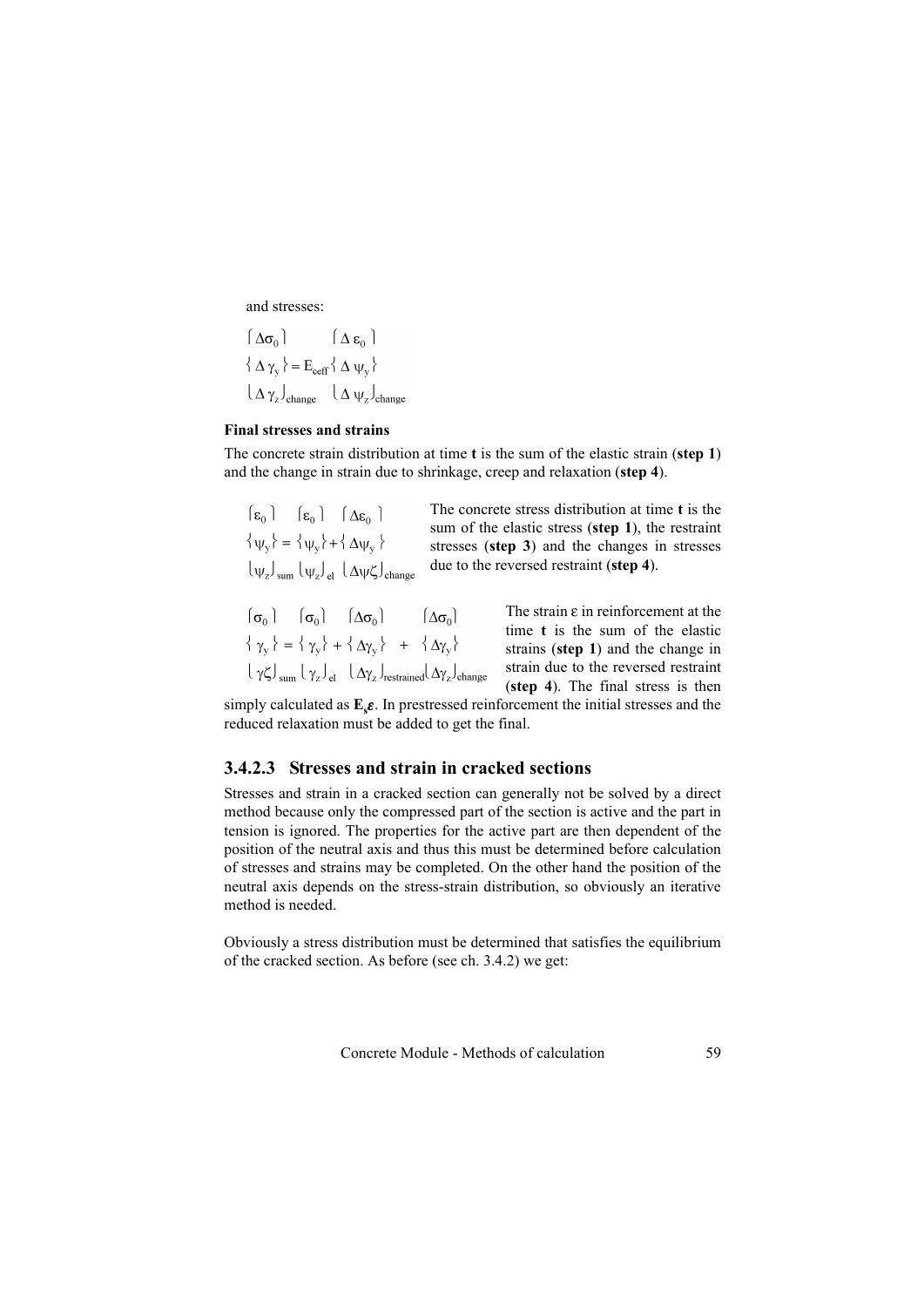and stresses:

$$\begin{Bmatrix} \Delta\sigma_0 \\ \Delta\gamma_y \\ \Delta\gamma_z \end{Bmatrix}_{change} = E_{ceff} \begin{Bmatrix} \Delta\varepsilon_0 \\ \Delta\psi_y \\ \Delta\psi_z \end{Bmatrix}_{change}$$

**Final stresses and strains**

The concrete strain distribution at time **t** is the sum of the elastic strain (**step 1**) and the change in strain due to shrinkage, creep and relaxation (**step 4**).

$$\begin{Bmatrix} \varepsilon_0 \\ \psi_y \\ \psi_z \end{Bmatrix}_{sum} = \begin{Bmatrix} \varepsilon_0 \\ \psi_y \\ \psi_z \end{Bmatrix}_{el} + \begin{Bmatrix} \Delta\varepsilon_0 \\ \Delta\psi_y \\ \Delta\psi\zeta \end{Bmatrix}_{change}$$

The concrete stress distribution at time **t** is the sum of the elastic stress (**step 1**), the restraint stresses (**step 3**) and the changes in stresses due to the reversed restraint (**step 4**).

$$\begin{Bmatrix} \sigma_0 \\ \gamma_y \\ \gamma\zeta \end{Bmatrix}_{sum} = \begin{Bmatrix} \sigma_0 \\ \gamma_y \\ \gamma_z \end{Bmatrix}_{el} + \begin{Bmatrix} \Delta\sigma_0 \\ \Delta\gamma_y \\ \Delta\gamma_z \end{Bmatrix}_{restrained} + \begin{Bmatrix} \Delta\sigma_0 \\ \Delta\gamma_y \\ \Delta\gamma_z \end{Bmatrix}_{change}$$

The strain ε in reinforcement at the time **t** is the sum of the elastic strains (**step 1**) and the change in strain due to the reversed restraint (**step 4**). The final stress is then simply calculated as $\mathbf{E_s}\boldsymbol{\varepsilon}$. In prestressed reinforcement the initial stresses and the reduced relaxation must be added to get the final.

### 3.4.2.3 Stresses and strain in cracked sections

Stresses and strain in a cracked section can generally not be solved by a direct method because only the compressed part of the section is active and the part in tension is ignored. The properties for the active part are then dependent of the position of the neutral axis and thus this must be determined before calculation of stresses and strains may be completed. On the other hand the position of the neutral axis depends on the stress-strain distribution, so obviously an iterative method is needed.

Obviously a stress distribution must be determined that satisfies the equilibrium of the cracked section. As before (see ch. 3.4.2) we get: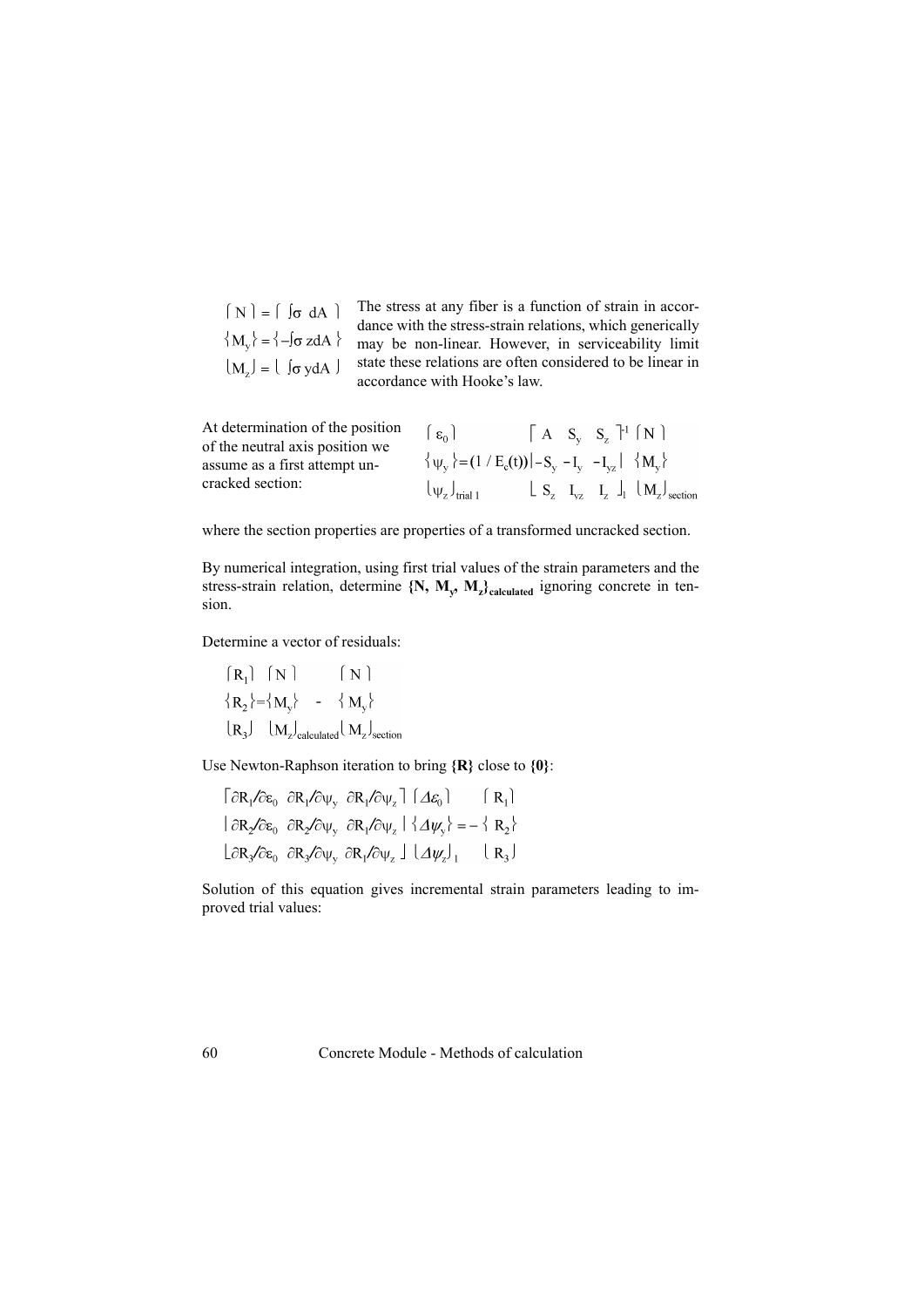$$\begin{Bmatrix} N \\ M_y \\ M_z \end{Bmatrix} = \begin{Bmatrix} \int \sigma \, dA \\ -\int \sigma \, z dA \\ \int \sigma \, y dA \end{Bmatrix}$$

The stress at any fiber is a function of strain in accordance with the stress-strain relations, which generically may be non-linear. However, in serviceability limit state these relations are often considered to be linear in accordance with Hooke's law.

At determination of the position of the neutral axis position we assume as a first attempt uncracked section:

$$\begin{Bmatrix} \varepsilon_0 \\ \psi_y \\ \psi_z \end{Bmatrix}_{\text{trial 1}} = (1 / E_c(t)) \begin{bmatrix} A & S_y & S_z \\ -S_y & -I_y & -I_{yz} \\ S_z & I_{yz} & I_z \end{bmatrix}_1^{-1} \begin{Bmatrix} N \\ M_y \\ M_z \end{Bmatrix}_{\text{section}}$$

where the section properties are properties of a transformed uncracked section.

By numerical integration, using first trial values of the strain parameters and the stress-strain relation, determine $\{N, M_y, M_z\}_{\text{calculated}}$ ignoring concrete in tension.

Determine a vector of residuals:

$$\begin{Bmatrix} R_1 \\ R_2 \\ R_3 \end{Bmatrix} = \begin{Bmatrix} N \\ M_y \\ M_z \end{Bmatrix}_{\text{calculated}} - \begin{Bmatrix} N \\ M_y \\ M_z \end{Bmatrix}_{\text{section}}$$

Use Newton-Raphson iteration to bring **{R}** close to **{0}**:

$$\begin{bmatrix} \partial R_1/\partial \varepsilon_0 & \partial R_1/\partial \psi_y & \partial R_1/\partial \psi_z \\ \partial R_2/\partial \varepsilon_0 & \partial R_2/\partial \psi_y & \partial R_1/\partial \psi_z \\ \partial R_3/\partial \varepsilon_0 & \partial R_3/\partial \psi_y & \partial R_1/\partial \psi_z \end{bmatrix} \begin{Bmatrix} \Delta\varepsilon_0 \\ \Delta\psi_y \\ \Delta\psi_z \end{Bmatrix}_1 = - \begin{Bmatrix} R_1 \\ R_2 \\ R_3 \end{Bmatrix}$$

Solution of this equation gives incremental strain parameters leading to improved trial values: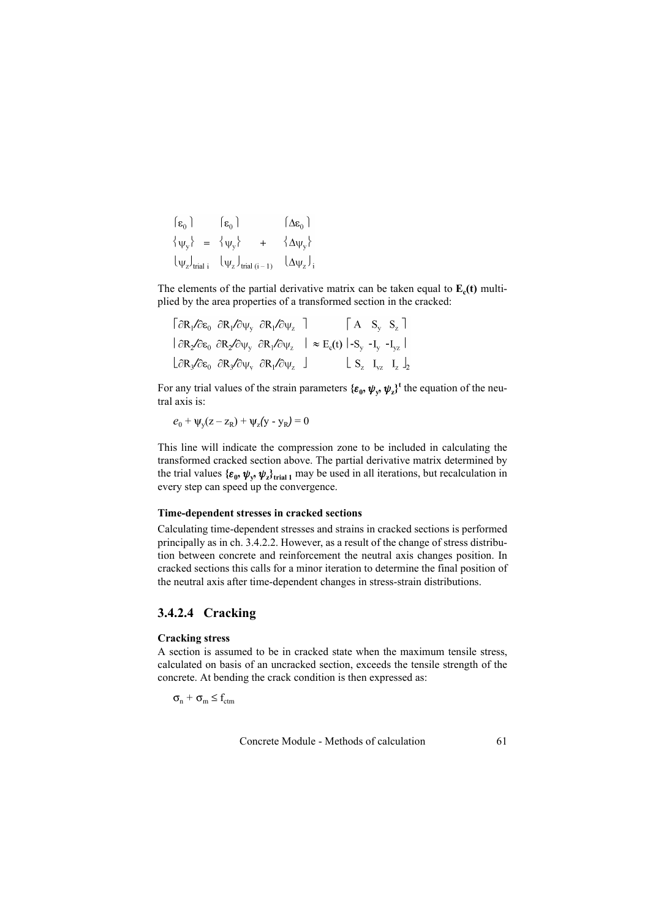$$\begin{Bmatrix} \varepsilon_0 \\ \psi_y \\ \psi_z \end{Bmatrix}_{\text{trial } i} = \begin{Bmatrix} \varepsilon_0 \\ \psi_y \\ \psi_z \end{Bmatrix}_{\text{trial } (i-1)} + \begin{Bmatrix} \Delta\varepsilon_0 \\ \Delta\psi_y \\ \Delta\psi_z \end{Bmatrix}_i$$

The elements of the partial derivative matrix can be taken equal to $\mathbf{E_c(t)}$ multiplied by the area properties of a transformed section in the cracked:

$$\begin{bmatrix} \partial R_1/\partial\varepsilon_0 & \partial R_1/\partial\psi_y & \partial R_1/\partial\psi_z \\ \partial R_2/\partial\varepsilon_0 & \partial R_2/\partial\psi_y & \partial R_1/\partial\psi_z \\ \partial R_3/\partial\varepsilon_0 & \partial R_3/\partial\psi_y & \partial R_1/\partial\psi_z \end{bmatrix} \approx E_c(t) \begin{bmatrix} A & S_y & S_z \\ -S_y & -I_y & -I_{yz} \\ S_z & I_{yz} & I_z \end{bmatrix}_2$$

For any trial values of the strain parameters $\{\varepsilon_0, \psi_y, \psi_z\}^t$ the equation of the neutral axis is:

$$e_0 + \psi_y(z - z_R) + \psi_z(y - y_R) = 0$$

This line will indicate the compression zone to be included in calculating the transformed cracked section above. The partial derivative matrix determined by the trial values $\{\varepsilon_0, \psi_y, \psi_z\}_{\text{trial 1}}$ may be used in all iterations, but recalculation in every step can speed up the convergence.

**Time-dependent stresses in cracked sections**

Calculating time-dependent stresses and strains in cracked sections is performed principally as in ch. 3.4.2.2. However, as a result of the change of stress distribution between concrete and reinforcement the neutral axis changes position. In cracked sections this calls for a minor iteration to determine the final position of the neutral axis after time-dependent changes in stress-strain distributions.

### 3.4.2.4 Cracking

**Cracking stress**

A section is assumed to be in cracked state when the maximum tensile stress, calculated on basis of an uncracked section, exceeds the tensile strength of the concrete. At bending the crack condition is then expressed as:

$$\sigma_n + \sigma_m \leq f_{ctm}$$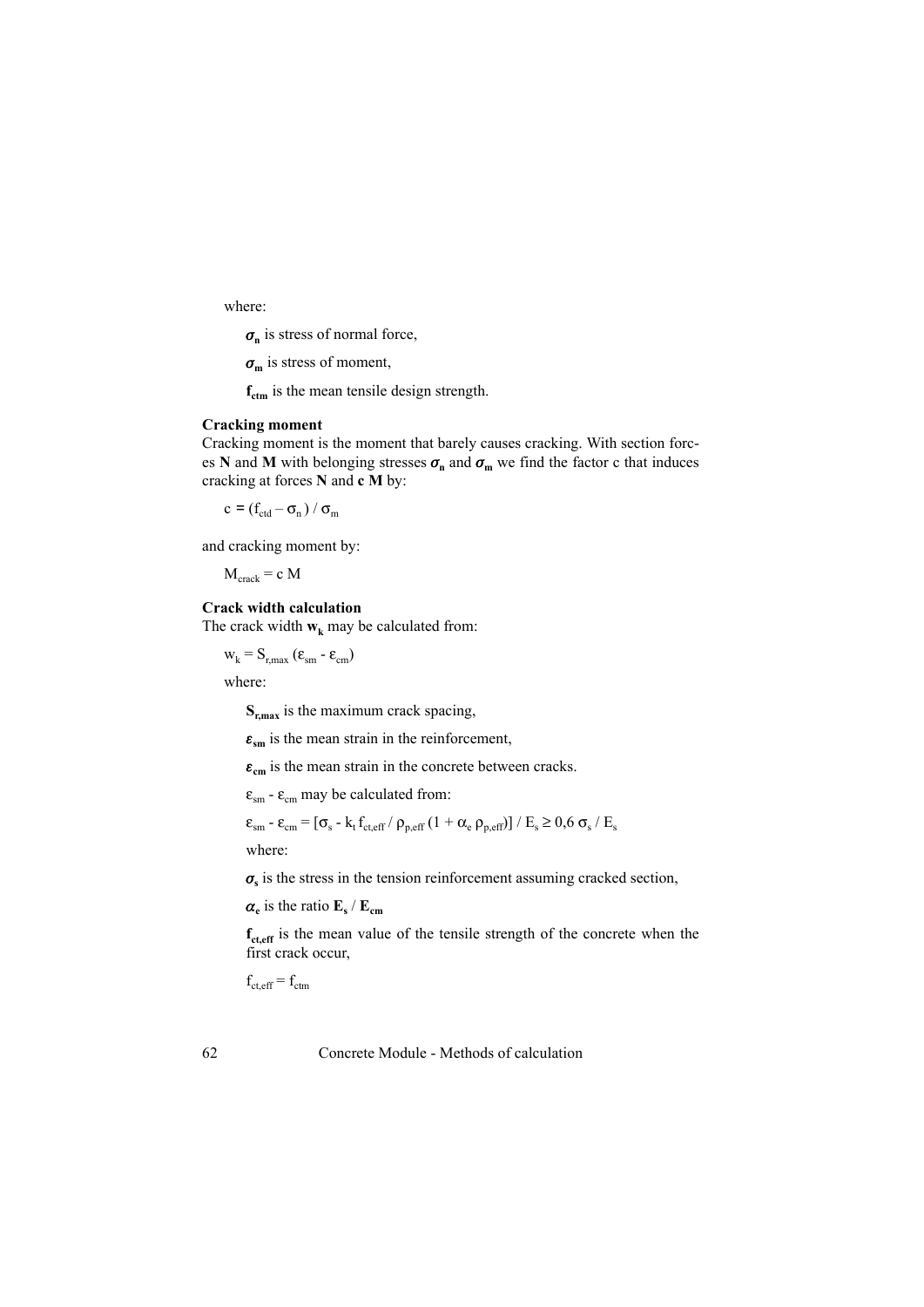where:

$\sigma_n$ is stress of normal force,

$\sigma_m$ is stress of moment,

$f_{ctm}$ is the mean tensile design strength.

**Cracking moment**

Cracking moment is the moment that barely causes cracking. With section forces **N** and **M** with belonging stresses $\sigma_n$ and $\sigma_m$ we find the factor c that induces cracking at forces **N** and **c M** by:

$$c = (f_{ctd} - \sigma_n) / \sigma_m$$

and cracking moment by:

$$M_{crack} = c\, M$$

**Crack width calculation**

The crack width $w_k$ may be calculated from:

$$w_k = S_{r,max}\, (\varepsilon_{sm} - \varepsilon_{cm})$$

where:

$S_{r,max}$ is the maximum crack spacing,

$\varepsilon_{sm}$ is the mean strain in the reinforcement,

$\varepsilon_{cm}$ is the mean strain in the concrete between cracks.

$\varepsilon_{sm} - \varepsilon_{cm}$ may be calculated from:

$$\varepsilon_{sm} - \varepsilon_{cm} = [\sigma_s - k_t\, f_{ct,eff} / \rho_{p,eff}\, (1 + \alpha_e\, \rho_{p,eff})] / E_s \geq 0{,}6\, \sigma_s / E_s$$

where:

$\sigma_s$ is the stress in the tension reinforcement assuming cracked section,

$\alpha_e$ is the ratio $E_s / E_{cm}$

$f_{ct,eff}$ is the mean value of the tensile strength of the concrete when the first crack occur,

$$f_{ct,eff} = f_{ctm}$$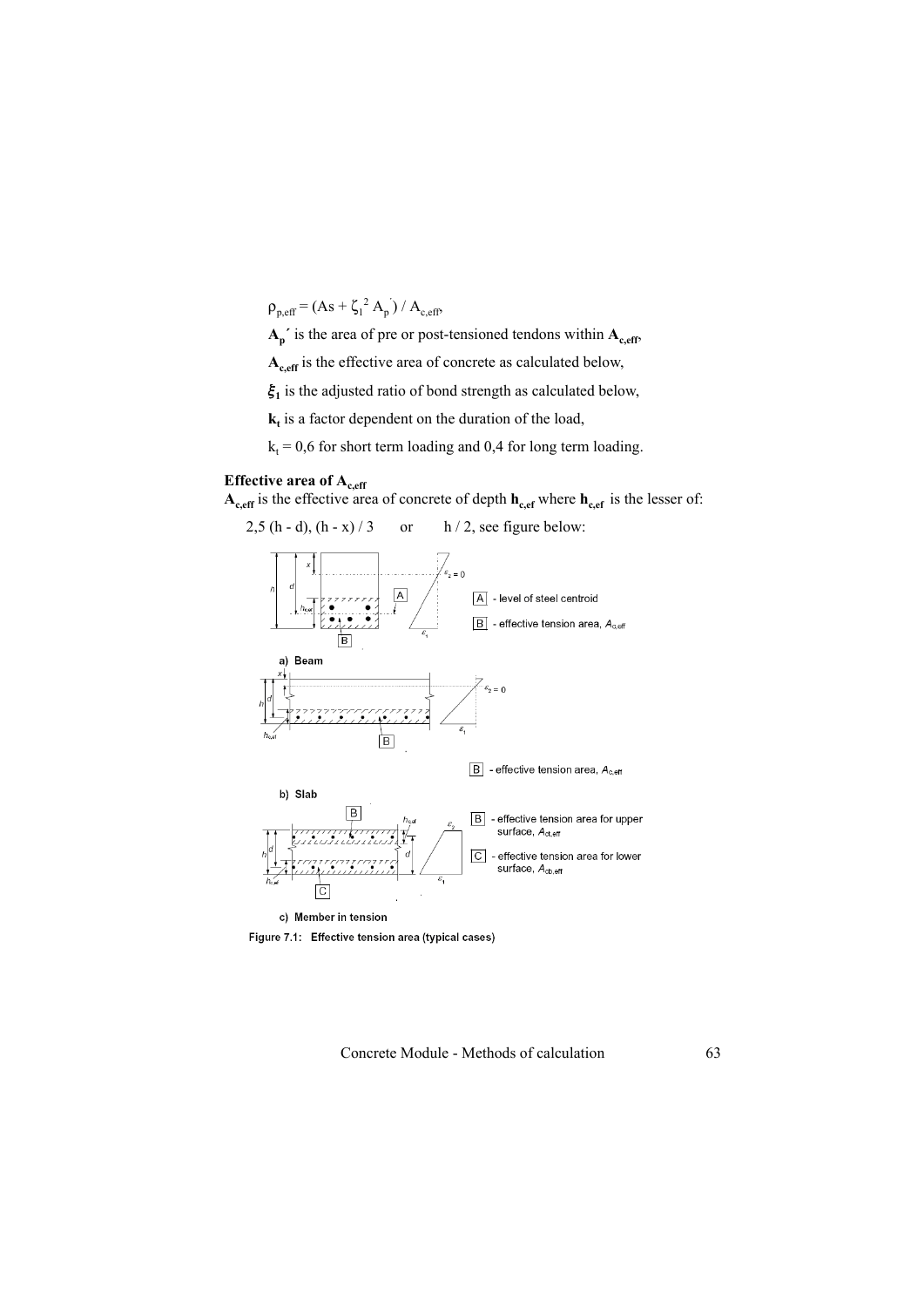$\rho_{p,eff} = (As + \zeta_1^{\,2} A_p^{'}) / A_{c,eff}$,

**$A_p'$** is the area of pre or post-tensioned tendons within **$A_{c,eff}$**,

**$A_{c,eff}$** is the effective area of concrete as calculated below,

**$\xi_1$** is the adjusted ratio of bond strength as calculated below,

**$k_t$** is a factor dependent on the duration of the load,

$k_t = 0{,}6$ for short term loading and 0,4 for long term loading.

### Effective area of $A_{c,eff}$

**$A_{c,eff}$** is the effective area of concrete of depth **$h_{c,ef}$** where **$h_{c,ef}$** is the lesser of:

$2{,}5\,(h - d)$, $(h - x) / 3$ or $h / 2$, see figure below:

A - level of steel centroid

B - effective tension area, $A_{c,eff}$

a) Beam

B - effective tension area, $A_{c,eff}$

b) Slab

B - effective tension area for upper surface, $A_{ct,eff}$

C - effective tension area for lower surface, $A_{cb,eff}$

c) Member in tension

Figure 7.1: Effective tension area (typical cases)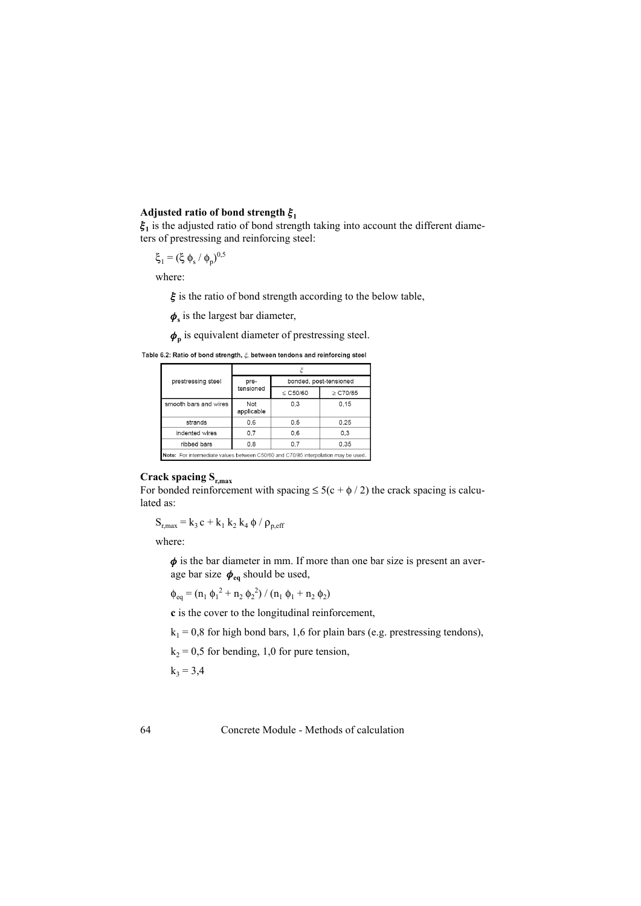**Adjusted ratio of bond strength $\xi_1$**

$\xi_1$ is the adjusted ratio of bond strength taking into account the different diameters of prestressing and reinforcing steel:

$$\xi_1 = (\xi \, \phi_s / \phi_p)^{0,5}$$

where:

$\xi$ is the ratio of bond strength according to the below table,

$\phi_s$ is the largest bar diameter,

$\phi_p$ is equivalent diameter of prestressing steel.

Table 6.2: Ratio of bond strength, $\xi$, between tendons and reinforcing steel

| prestressing steel | $\xi$ | | |
|---|---|---|---|
| | pre-tensioned | bonded, post-tensioned | |
| | | ≤ C50/60 | ≥ C70/85 |
| smooth bars and wires | Not applicable | 0,3 | 0,15 |
| strands | 0,6 | 0,5 | 0,25 |
| indented wires | 0,7 | 0,6 | 0,3 |
| ribbed bars | 0,8 | 0,7 | 0,35 |

Note: For intermediate values between C50/60 and C70/85 interpolation may be used.

**Crack spacing $S_{r,max}$**

For bonded reinforcement with spacing $\leq 5(c + \phi / 2)$ the crack spacing is calculated as:

$$S_{r,max} = k_3 \, c + k_1 \, k_2 \, k_4 \, \phi / \rho_{p,eff}$$

where:

$\phi$ is the bar diameter in mm. If more than one bar size is present an average bar size $\phi_{eq}$ should be used,

$$\phi_{eq} = (n_1 \, \phi_1^2 + n_2 \, \phi_2^2) / (n_1 \, \phi_1 + n_2 \, \phi_2)$$

**c** is the cover to the longitudinal reinforcement,

$k_1 = 0{,}8$ for high bond bars, 1,6 for plain bars (e.g. prestressing tendons),

$k_2 = 0{,}5$ for bending, 1,0 for pure tension,

$k_3 = 3{,}4$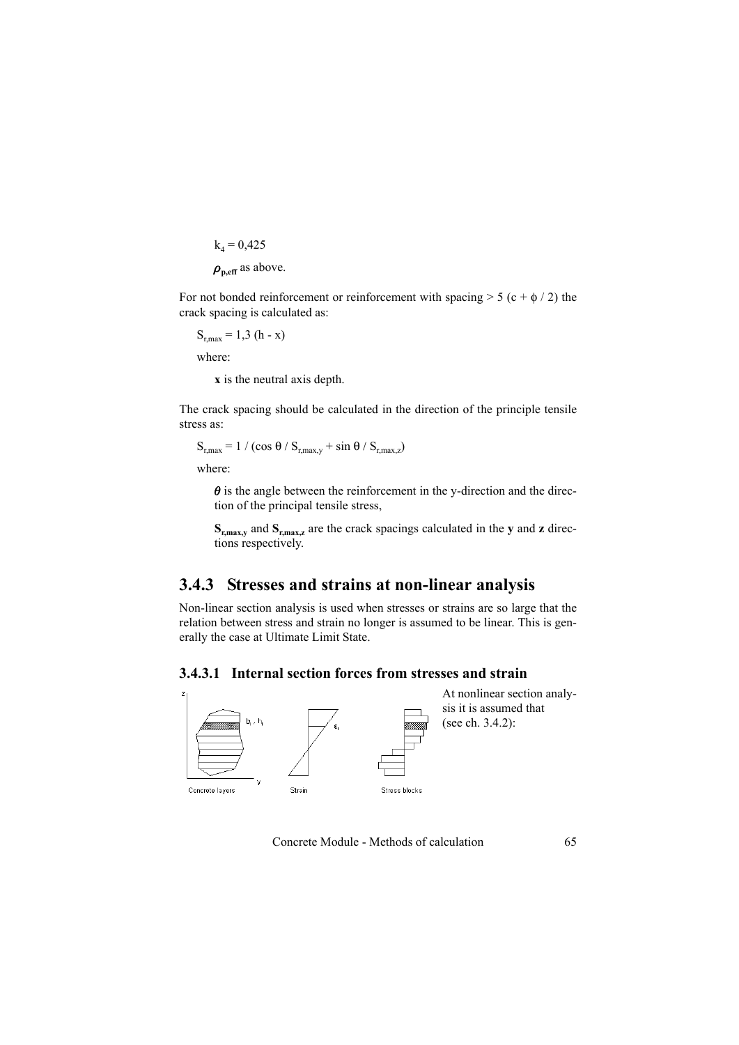$k_4 = 0{,}425$

$\rho_{p,eff}$ as above.

For not bonded reinforcement or reinforcement with spacing $> 5\ (c + \phi / 2)$ the crack spacing is calculated as:

$S_{r,max} = 1{,}3\ (h - x)$

where:

**x** is the neutral axis depth.

The crack spacing should be calculated in the direction of the principle tensile stress as:

$S_{r,max} = 1 / (\cos\theta / S_{r,max,y} + \sin\theta / S_{r,max,z})$

where:

$\theta$ is the angle between the reinforcement in the y-direction and the direction of the principal tensile stress,

$S_{r,max,y}$ and $S_{r,max,z}$ are the crack spacings calculated in the **y** and **z** directions respectively.

### 3.4.3 Stresses and strains at non-linear analysis

Non-linear section analysis is used when stresses or strains are so large that the relation between stress and strain no longer is assumed to be linear. This is generally the case at Ultimate Limit State.

#### 3.4.3.1 Internal section forces from stresses and strain

Concrete layers ($b_i$, $h_i$) — Strain ($\varepsilon_i$) — Stress blocks

At nonlinear section analysis it is assumed that (see ch. 3.4.2):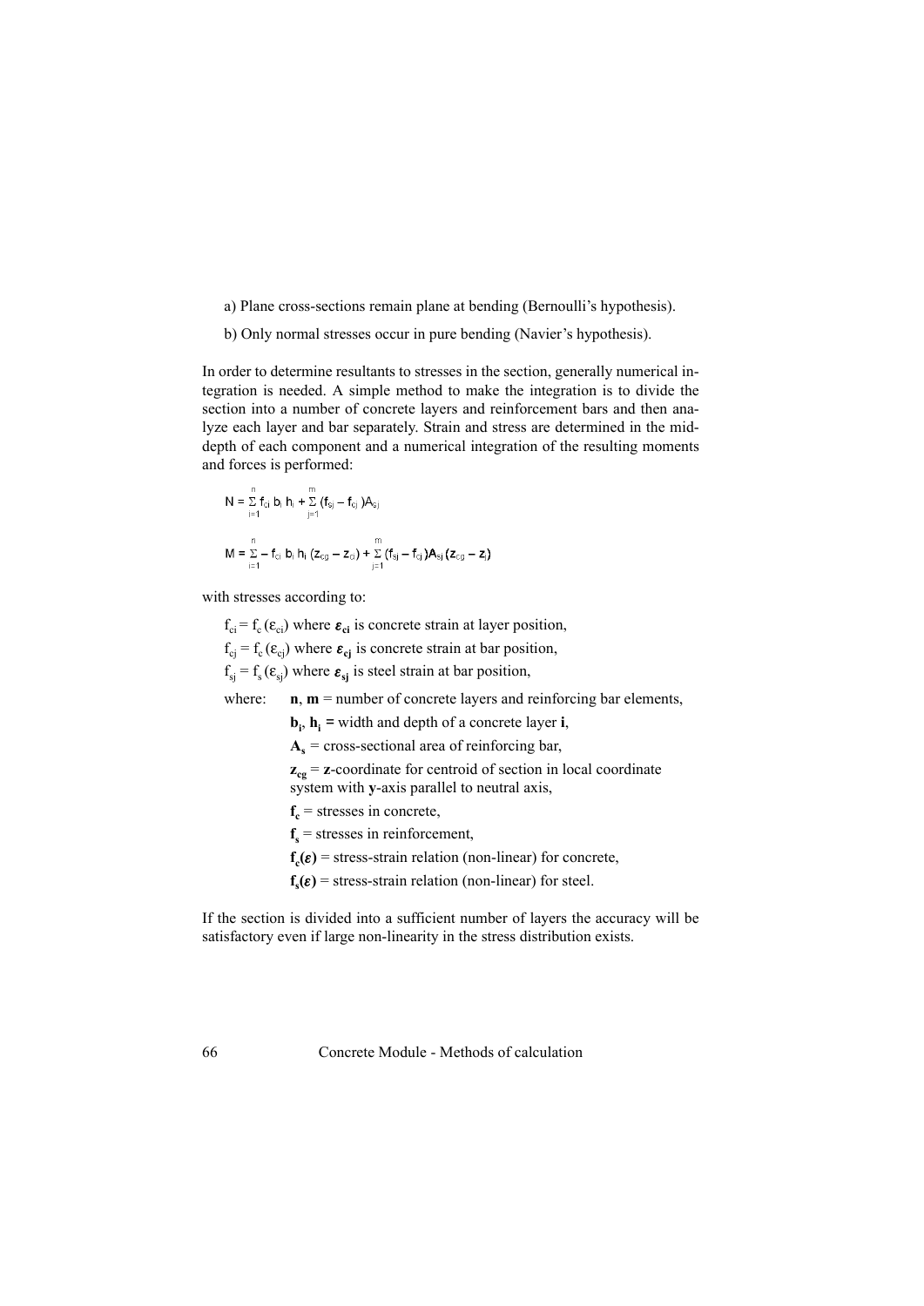a) Plane cross-sections remain plane at bending (Bernoulli's hypothesis).

b) Only normal stresses occur in pure bending (Navier's hypothesis).

In order to determine resultants to stresses in the section, generally numerical integration is needed. A simple method to make the integration is to divide the section into a number of concrete layers and reinforcement bars and then analyze each layer and bar separately. Strain and stress are determined in the mid-depth of each component and a numerical integration of the resulting moments and forces is performed:

$$N = \sum_{i=1}^{n} f_{ci}\, b_i\, h_i + \sum_{j=1}^{m} (f_{sj} - f_{cj})A_{sj}$$

$$M = \sum_{i=1}^{n} - f_{ci}\, b_i\, h_i\, (z_{cg} - z_{ci}) + \sum_{j=1}^{m} (f_{sj} - f_{cj})A_{sj}\,(z_{cg} - z_j)$$

with stresses according to:

$f_{ci} = f_c(\varepsilon_{ci})$ where $\boldsymbol{\varepsilon_{ci}}$ is concrete strain at layer position,

$f_{cj} = f_c(\varepsilon_{cj})$ where $\boldsymbol{\varepsilon_{cj}}$ is concrete strain at bar position,

$f_{sj} = f_s(\varepsilon_{sj})$ where $\boldsymbol{\varepsilon_{sj}}$ is steel strain at bar position,

where:

- **n**, **m** = number of concrete layers and reinforcing bar elements,
- $\mathbf{b_i}$, $\mathbf{h_i}$ = width and depth of a concrete layer **i**,
- $\mathbf{A_s}$ = cross-sectional area of reinforcing bar,
- $\mathbf{z_{cg}}$ = **z**-coordinate for centroid of section in local coordinate system with **y**-axis parallel to neutral axis,
- $\mathbf{f_c}$ = stresses in concrete,
- $\mathbf{f_s}$ = stresses in reinforcement,
- $\mathbf{f_c(\varepsilon)}$ = stress-strain relation (non-linear) for concrete,
- $\mathbf{f_s(\varepsilon)}$ = stress-strain relation (non-linear) for steel.

If the section is divided into a sufficient number of layers the accuracy will be satisfactory even if large non-linearity in the stress distribution exists.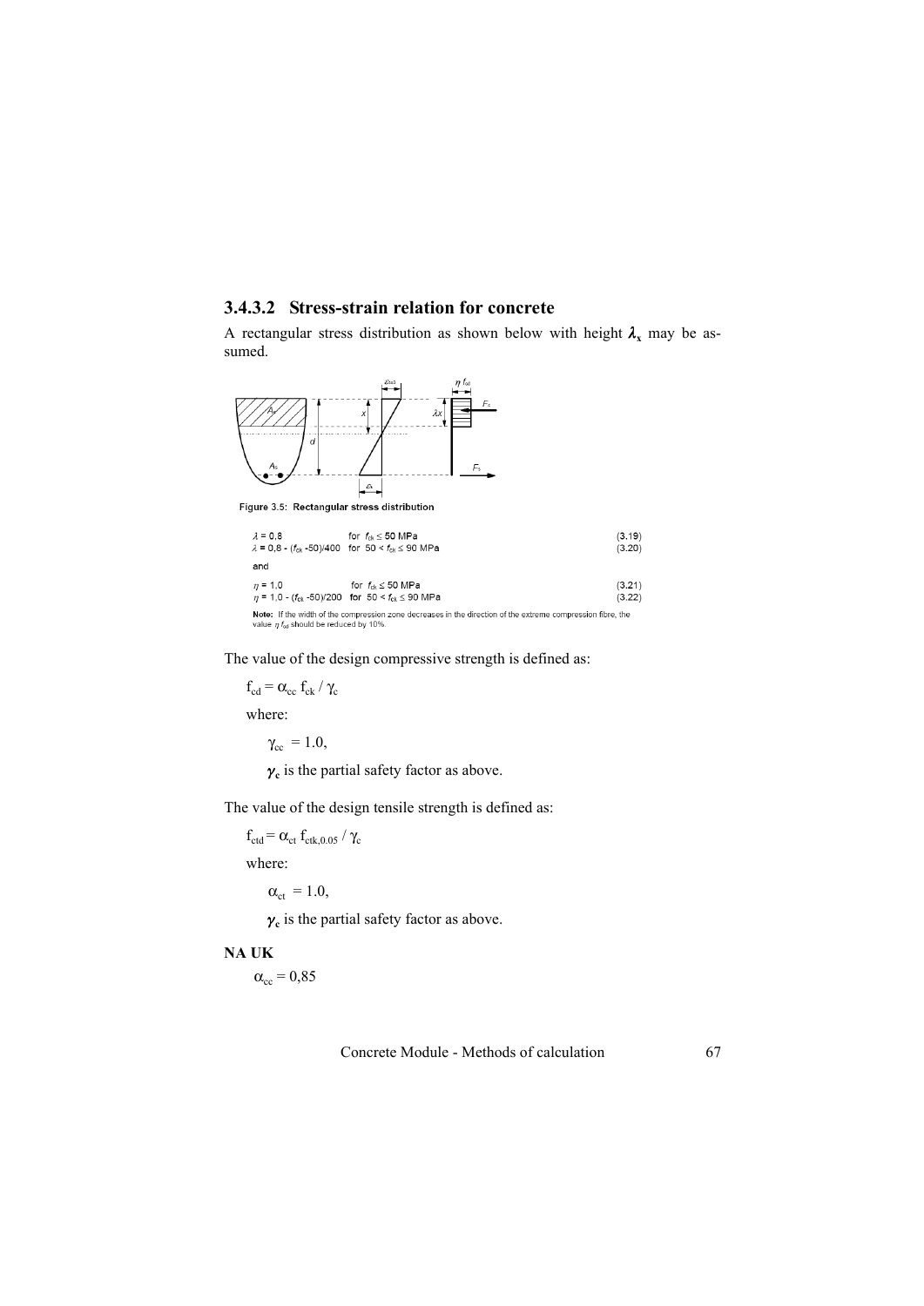### 3.4.3.2 Stress-strain relation for concrete

A rectangular stress distribution as shown below with height $\lambda_x$ may be assumed.

Figure 3.5: Rectangular stress distribution

$\lambda = 0{,}8$ for $f_{ck} \leq 50$ MPa (3.19)

$\lambda = 0{,}8 - (f_{ck} - 50)/400$ for $50 < f_{ck} \leq 90$ MPa (3.20)

and

$\eta = 1{,}0$ for $f_{ck} \leq 50$ MPa (3.21)

$\eta = 1{,}0 - (f_{ck} - 50)/200$ for $50 < f_{ck} \leq 90$ MPa (3.22)

**Note:** If the width of the compression zone decreases in the direction of the extreme compression fibre, the value $\eta f_{cd}$ should be reduced by 10%.

The value of the design compressive strength is defined as:

$f_{cd} = \alpha_{cc} f_{ck} / \gamma_c$

where:

$\gamma_{cc} = 1.0$,

$\gamma_c$ is the partial safety factor as above.

The value of the design tensile strength is defined as:

$f_{ctd} = \alpha_{ct} f_{ctk,0.05} / \gamma_c$

where:

$\alpha_{ct} = 1.0$,

$\gamma_c$ is the partial safety factor as above.

**NA UK**

$\alpha_{cc} = 0{,}85$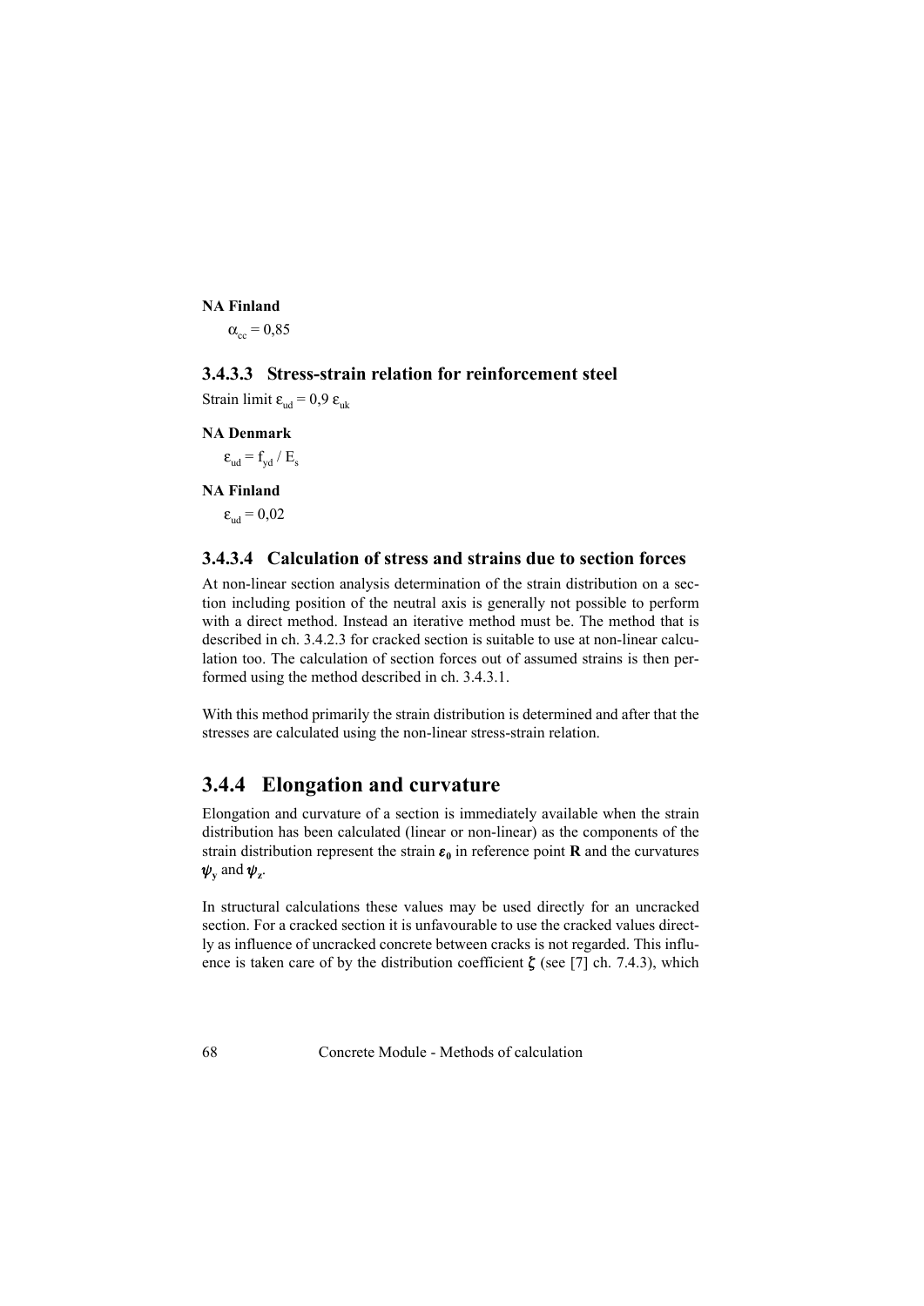**NA Finland**

$\alpha_{cc} = 0,85$

### 3.4.3.3 Stress-strain relation for reinforcement steel

Strain limit $\varepsilon_{ud} = 0,9\ \varepsilon_{uk}$

**NA Denmark**

$\varepsilon_{ud} = f_{yd} / E_s$

**NA Finland**

$\varepsilon_{ud} = 0,02$

### 3.4.3.4 Calculation of stress and strains due to section forces

At non-linear section analysis determination of the strain distribution on a section including position of the neutral axis is generally not possible to perform with a direct method. Instead an iterative method must be. The method that is described in ch. 3.4.2.3 for cracked section is suitable to use at non-linear calculation too. The calculation of section forces out of assumed strains is then performed using the method described in ch. 3.4.3.1.

With this method primarily the strain distribution is determined and after that the stresses are calculated using the non-linear stress-strain relation.

## 3.4.4 Elongation and curvature

Elongation and curvature of a section is immediately available when the strain distribution has been calculated (linear or non-linear) as the components of the strain distribution represent the strain $\boldsymbol{\varepsilon_0}$ in reference point **R** and the curvatures $\boldsymbol{\psi_y}$ and $\boldsymbol{\psi_z}$.

In structural calculations these values may be used directly for an uncracked section. For a cracked section it is unfavourable to use the cracked values directly as influence of uncracked concrete between cracks is not regarded. This influence is taken care of by the distribution coefficient $\boldsymbol{\zeta}$ (see [7] ch. 7.4.3), which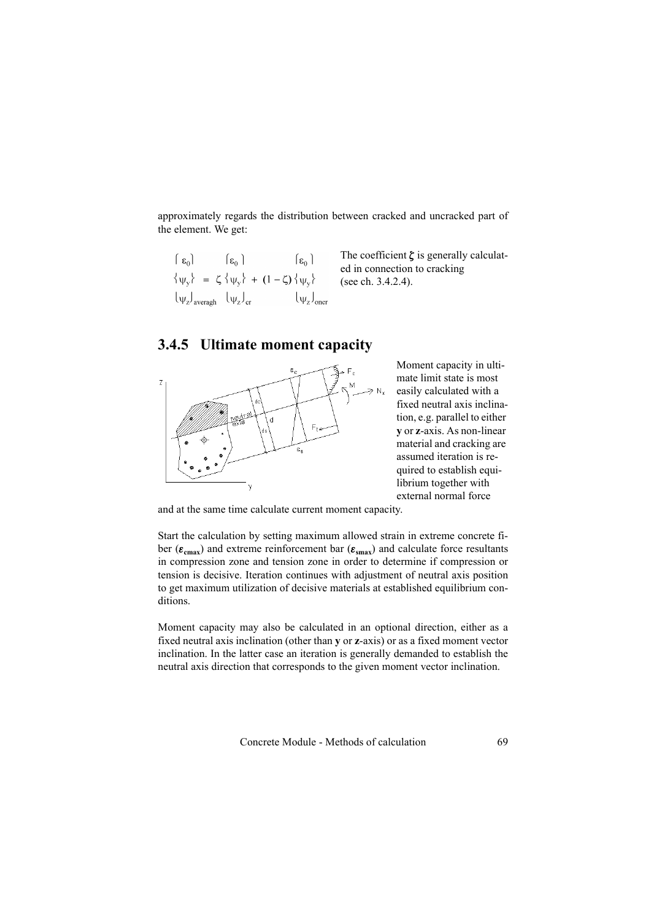approximately regards the distribution between cracked and uncracked part of the element. We get:

$$\begin{Bmatrix} \varepsilon_0 \\ \psi_y \\ \psi_z \end{Bmatrix}_{averagh} = \zeta \begin{Bmatrix} \varepsilon_0 \\ \psi_y \\ \psi_z \end{Bmatrix}_{cr} + (1-\zeta) \begin{Bmatrix} \varepsilon_0 \\ \psi_y \\ \psi_z \end{Bmatrix}_{oncr}$$

The coefficient $\zeta$ is generally calculated in connection to cracking (see ch. 3.4.2.4).

### 3.4.5 Ultimate moment capacity

Moment capacity in ultimate limit state is most easily calculated with a fixed neutral axis inclination, e.g. parallel to either **y** or **z**-axis. As non-linear material and cracking are assumed iteration is required to establish equilibrium together with external normal force and at the same time calculate current moment capacity.

Start the calculation by setting maximum allowed strain in extreme concrete fiber ($\varepsilon_{cmax}$) and extreme reinforcement bar ($\varepsilon_{smax}$) and calculate force resultants in compression zone and tension zone in order to determine if compression or tension is decisive. Iteration continues with adjustment of neutral axis position to get maximum utilization of decisive materials at established equilibrium conditions.

Moment capacity may also be calculated in an optional direction, either as a fixed neutral axis inclination (other than **y** or **z**-axis) or as a fixed moment vector inclination. In the latter case an iteration is generally demanded to establish the neutral axis direction that corresponds to the given moment vector inclination.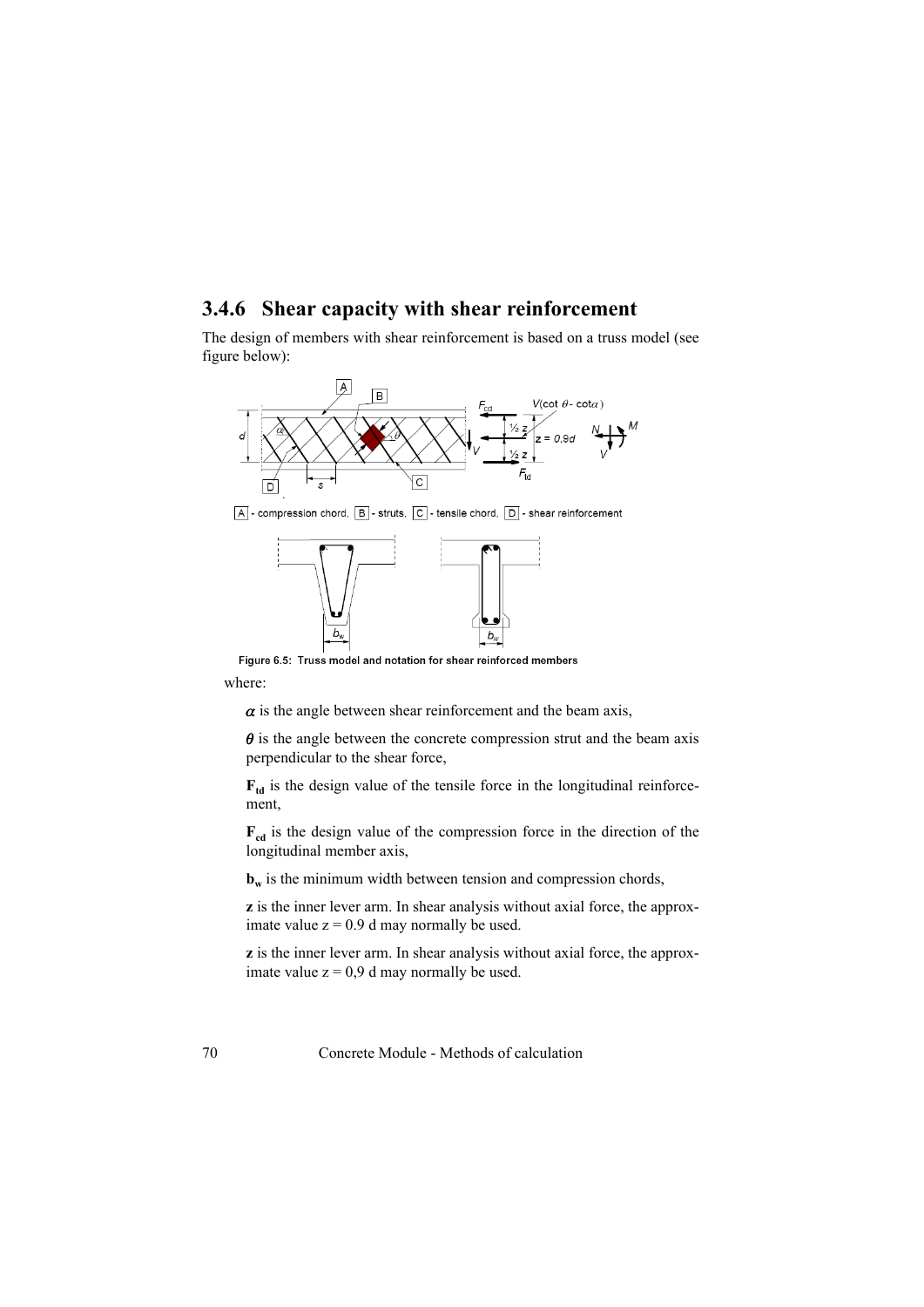## 3.4.6 Shear capacity with shear reinforcement

The design of members with shear reinforcement is based on a truss model (see figure below):

A - compression chord, B - struts, C - tensile chord, D - shear reinforcement

Figure 6.5: Truss model and notation for shear reinforced members

where:

$\alpha$ is the angle between shear reinforcement and the beam axis,

$\theta$ is the angle between the concrete compression strut and the beam axis perpendicular to the shear force,

$\mathbf{F_{td}}$ is the design value of the tensile force in the longitudinal reinforcement,

$\mathbf{F_{cd}}$ is the design value of the compression force in the direction of the longitudinal member axis,

$\mathbf{b_w}$ is the minimum width between tension and compression chords,

**z** is the inner lever arm. In shear analysis without axial force, the approximate value z = 0.9 d may normally be used.

**z** is the inner lever arm. In shear analysis without axial force, the approximate value z = 0,9 d may normally be used.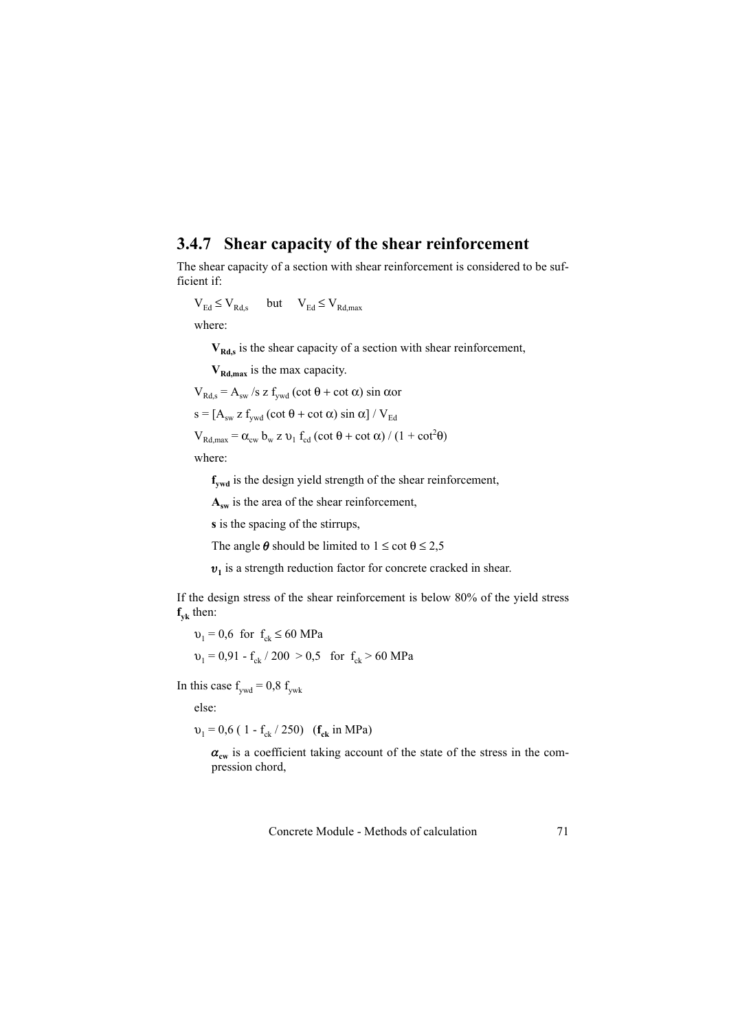### 3.4.7 Shear capacity of the shear reinforcement

The shear capacity of a section with shear reinforcement is considered to be sufficient if:

$V_{Ed} \leq V_{Rd,s}$ but $V_{Ed} \leq V_{Rd,max}$

where:

$\mathbf{V_{Rd,s}}$ is the shear capacity of a section with shear reinforcement,

$\mathbf{V_{Rd,max}}$ is the max capacity.

$V_{Rd,s} = A_{sw} / s \; z \; f_{ywd} (\cot \theta + \cot \alpha) \sin \alpha$or

$s = [A_{sw} \; z \; f_{ywd} (\cot \theta + \cot \alpha) \sin \alpha] / V_{Ed}$

$V_{Rd,max} = \alpha_{cw} \; b_w \; z \; \upsilon_1 \; f_{cd} (\cot \theta + \cot \alpha) / (1 + \cot^2\theta)$

where:

$\mathbf{f_{ywd}}$ is the design yield strength of the shear reinforcement,

$\mathbf{A_{sw}}$ is the area of the shear reinforcement,

**s** is the spacing of the stirrups,

The angle $\boldsymbol{\theta}$ should be limited to $1 \leq \cot \theta \leq 2{,}5$

$\boldsymbol{\upsilon_1}$ is a strength reduction factor for concrete cracked in shear.

If the design stress of the shear reinforcement is below 80% of the yield stress $\mathbf{f_{yk}}$ then:

$\upsilon_1 = 0{,}6$ for $f_{ck} \leq 60$ MPa

$\upsilon_1 = 0{,}91 - f_{ck} / 200 > 0{,}5$ for $f_{ck} > 60$ MPa

In this case $f_{ywd} = 0{,}8 \; f_{ywk}$

else:

$\upsilon_1 = 0{,}6 \; ( 1 - f_{ck} / 250)$ ($\mathbf{f_{ck}}$ in MPa)

$\boldsymbol{\alpha_{cw}}$ is a coefficient taking account of the state of the stress in the compression chord,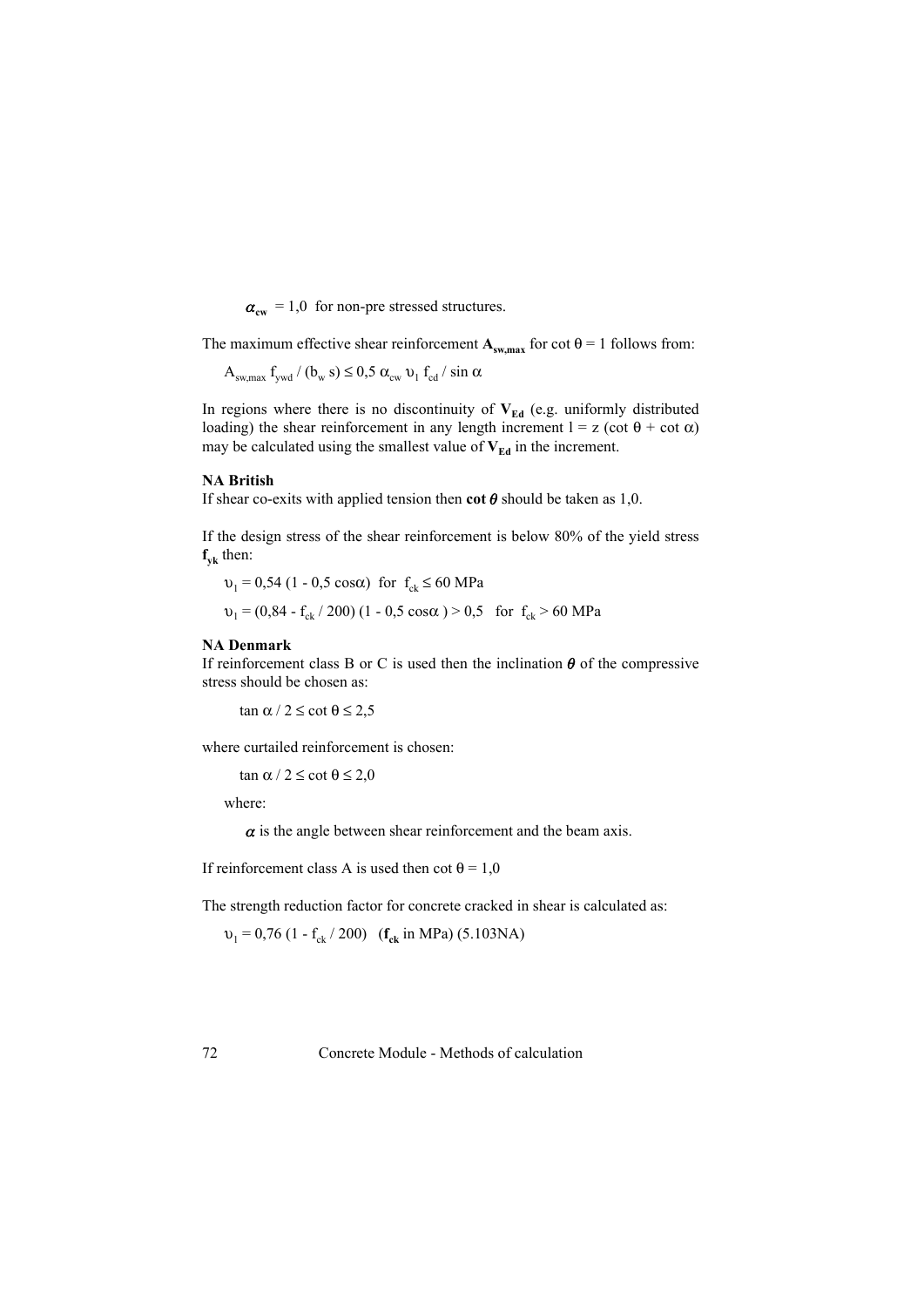$\alpha_{cw}$ = 1,0 for non-pre stressed structures.

The maximum effective shear reinforcement $\mathbf{A_{sw,max}}$ for $\cot\theta = 1$ follows from:

$$A_{sw,max}\, f_{ywd} / (b_w\, s) \leq 0{,}5\, \alpha_{cw}\, \upsilon_1\, f_{cd} / \sin\alpha$$

In regions where there is no discontinuity of $\mathbf{V_{Ed}}$ (e.g. uniformly distributed loading) the shear reinforcement in any length increment $l = z\,(\cot\theta + \cot\alpha)$ may be calculated using the smallest value of $\mathbf{V_{Ed}}$ in the increment.

**NA British**

If shear co-exits with applied tension then **$\cot\theta$** should be taken as 1,0.

If the design stress of the shear reinforcement is below 80% of the yield stress $\mathbf{f_{yk}}$ then:

$$\upsilon_1 = 0{,}54\,(1 - 0{,}5\cos\alpha) \quad \text{for } f_{ck} \leq 60 \text{ MPa}$$

$$\upsilon_1 = (0{,}84 - f_{ck} / 200)\,(1 - 0{,}5\cos\alpha) > 0{,}5 \quad \text{for } f_{ck} > 60 \text{ MPa}$$

**NA Denmark**

If reinforcement class B or C is used then the inclination $\theta$ of the compressive stress should be chosen as:

$$\tan\alpha / 2 \leq \cot\theta \leq 2{,}5$$

where curtailed reinforcement is chosen:

$$\tan\alpha / 2 \leq \cot\theta \leq 2{,}0$$

where:

$\alpha$ is the angle between shear reinforcement and the beam axis.

If reinforcement class A is used then $\cot\theta = 1{,}0$

The strength reduction factor for concrete cracked in shear is calculated as:

$$\upsilon_1 = 0{,}76\,(1 - f_{ck} / 200) \quad (\mathbf{f_{ck}} \text{ in MPa}) \quad (5.103\text{NA})$$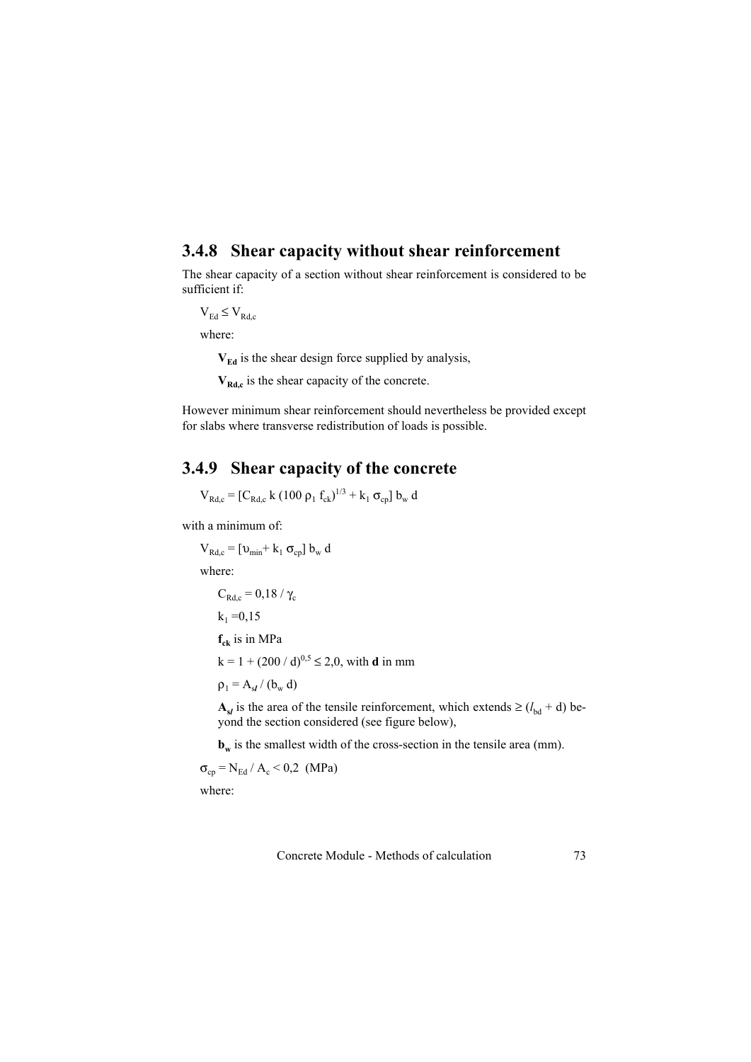## 3.4.8 Shear capacity without shear reinforcement

The shear capacity of a section without shear reinforcement is considered to be sufficient if:

$V_{Ed} \leq V_{Rd,c}$

where:

**$V_{Ed}$** is the shear design force supplied by analysis,

**$V_{Rd,c}$** is the shear capacity of the concrete.

However minimum shear reinforcement should nevertheless be provided except for slabs where transverse redistribution of loads is possible.

## 3.4.9 Shear capacity of the concrete

$V_{Rd,c} = [C_{Rd,c}\ k\ (100\ \rho_1\ f_{ck})^{1/3} + k_1\ \sigma_{cp}]\ b_w\ d$

with a minimum of:

$V_{Rd,c} = [\upsilon_{min} + k_1\ \sigma_{cp}]\ b_w\ d$

where:

$C_{Rd,c} = 0{,}18 / \gamma_c$

$k_1 = 0{,}15$

**$f_{ck}$** is in MPa

$k = 1 + (200 / d)^{0,5} \leq 2{,}0$, with **d** in mm

$\rho_1 = A_{sl} / (b_w\ d)$

**$A_{sl}$** is the area of the tensile reinforcement, which extends $\geq (l_{bd} + d)$ beyond the section considered (see figure below),

**$b_w$** is the smallest width of the cross-section in the tensile area (mm).

$\sigma_{cp} = N_{Ed} / A_c < 0{,}2$ (MPa)

where: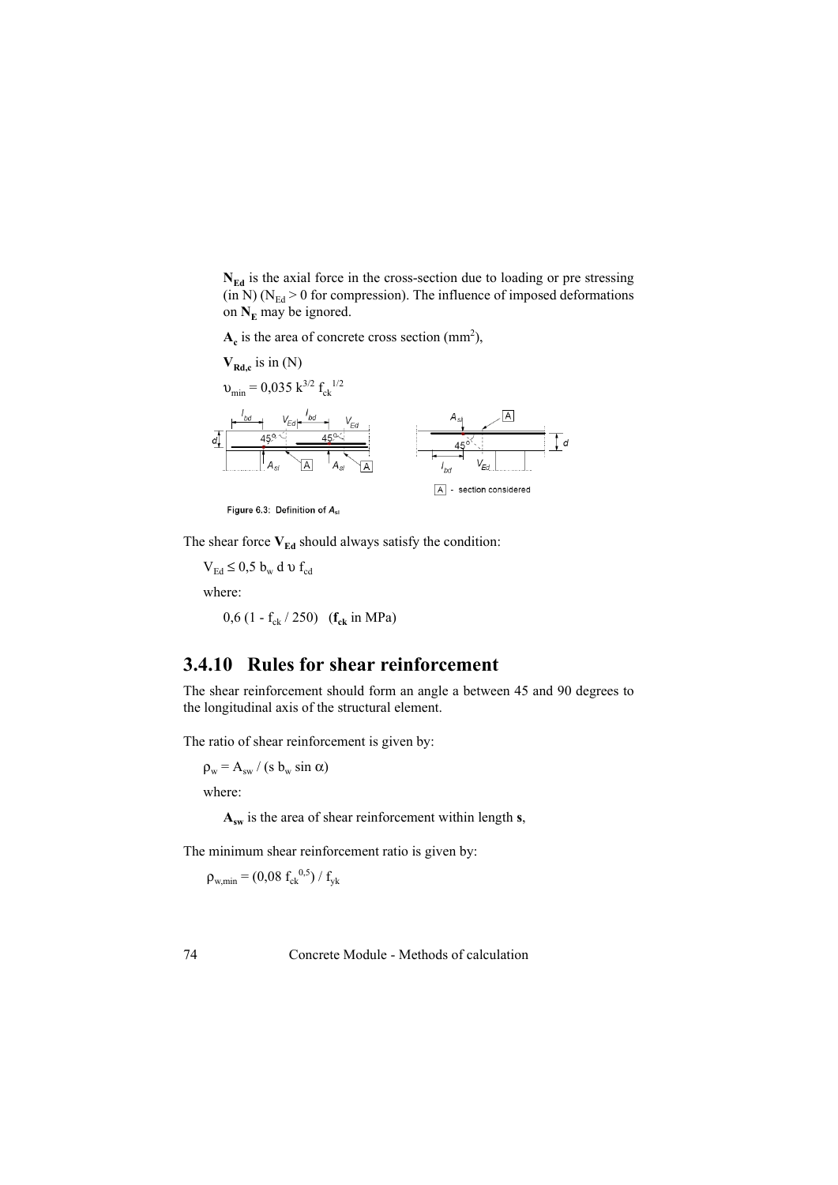**$N_{Ed}$** is the axial force in the cross-section due to loading or pre stressing (in N) ($N_{Ed} > 0$ for compression). The influence of imposed deformations on **$N_E$** may be ignored.

**$A_c$** is the area of concrete cross section ($mm^2$),

**$V_{Rd,c}$** is in (N)

$\upsilon_{min} = 0{,}035\ k^{3/2}\ f_{ck}^{\ 1/2}$

Figure 6.3: Definition of $A_{sl}$

The shear force **$V_{Ed}$** should always satisfy the condition:

$V_{Ed} \leq 0{,}5\ b_w\ d\ \upsilon\ f_{cd}$

where:

$0{,}6\ (1 - f_{ck} / 250)$ (**$f_{ck}$** in MPa)

## 3.4.10 Rules for shear reinforcement

The shear reinforcement should form an angle a between 45 and 90 degrees to the longitudinal axis of the structural element.

The ratio of shear reinforcement is given by:

$\rho_w = A_{sw} / (s\ b_w \sin \alpha)$

where:

**$A_{sw}$** is the area of shear reinforcement within length **s**,

The minimum shear reinforcement ratio is given by:

$\rho_{w,min} = (0{,}08\ f_{ck}^{\ 0,5}) / f_{yk}$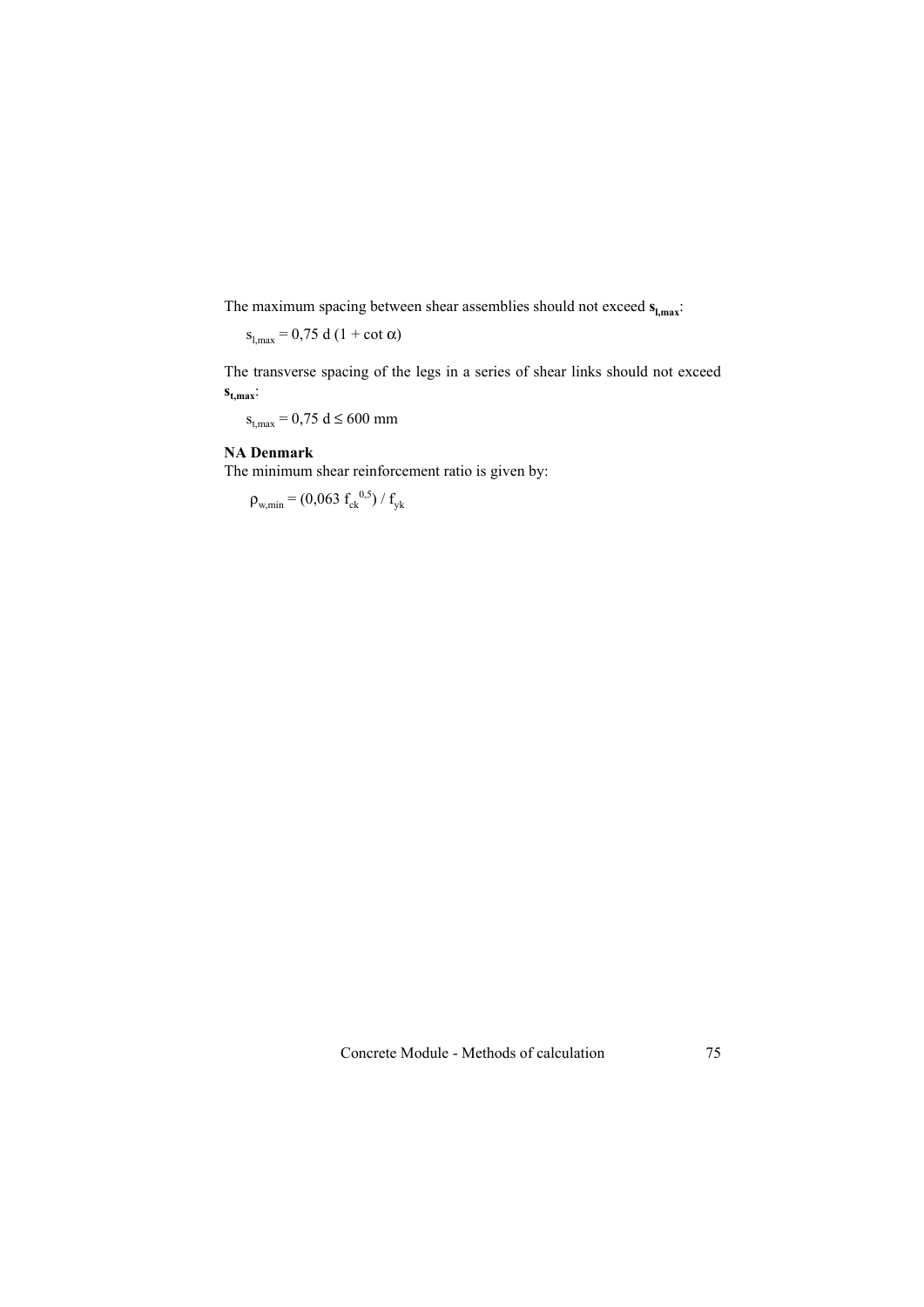The maximum spacing between shear assemblies should not exceed $\mathbf{s_{l,max}}$:

$$s_{l,max} = 0,75\ d\ (1 + \cot \alpha)$$

The transverse spacing of the legs in a series of shear links should not exceed $\mathbf{s_{t,max}}$:

$$s_{t,max} = 0,75\ d \leq 600\ \text{mm}$$

**NA Denmark**

The minimum shear reinforcement ratio is given by:

$$\rho_{w,min} = (0,063\ f_{ck}^{\ 0,5}) / f_{yk}$$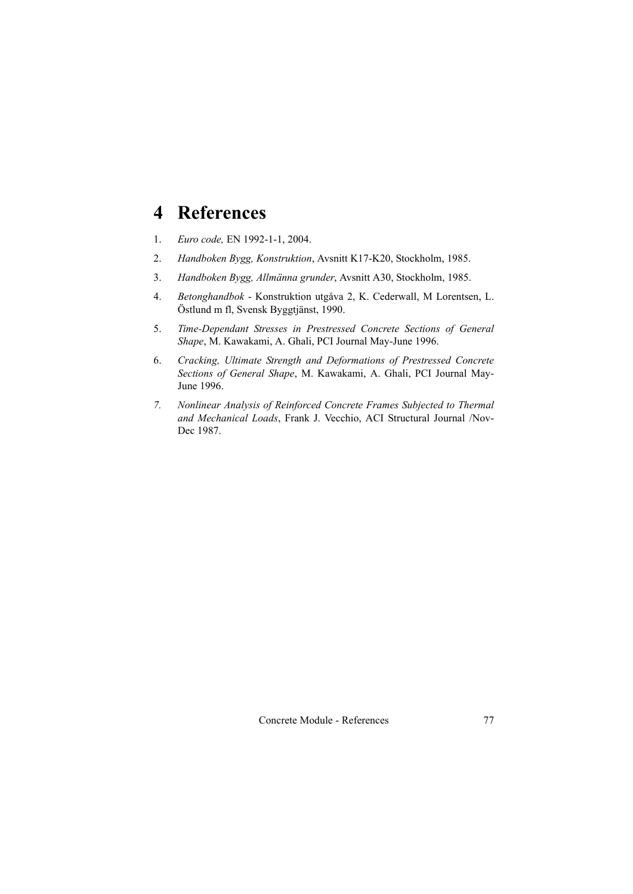# 4 References

1. *Euro code,* EN 1992-1-1, 2004.
2. *Handboken Bygg, Konstruktion*, Avsnitt K17-K20, Stockholm, 1985.
3. *Handboken Bygg, Allmänna grunder*, Avsnitt A30, Stockholm, 1985.
4. *Betonghandbok* - Konstruktion utgåva 2, K. Cederwall, M Lorentsen, L. Östlund m fl, Svensk Byggtjänst, 1990.
5. *Time-Dependant Stresses in Prestressed Concrete Sections of General Shape*, M. Kawakami, A. Ghali, PCI Journal May-June 1996.
6. *Cracking, Ultimate Strength and Deformations of Prestressed Concrete Sections of General Shape*, M. Kawakami, A. Ghali, PCI Journal May-June 1996.
7. *Nonlinear Analysis of Reinforced Concrete Frames Subjected to Thermal and Mechanical Loads*, Frank J. Vecchio, ACI Structural Journal /Nov-Dec 1987.